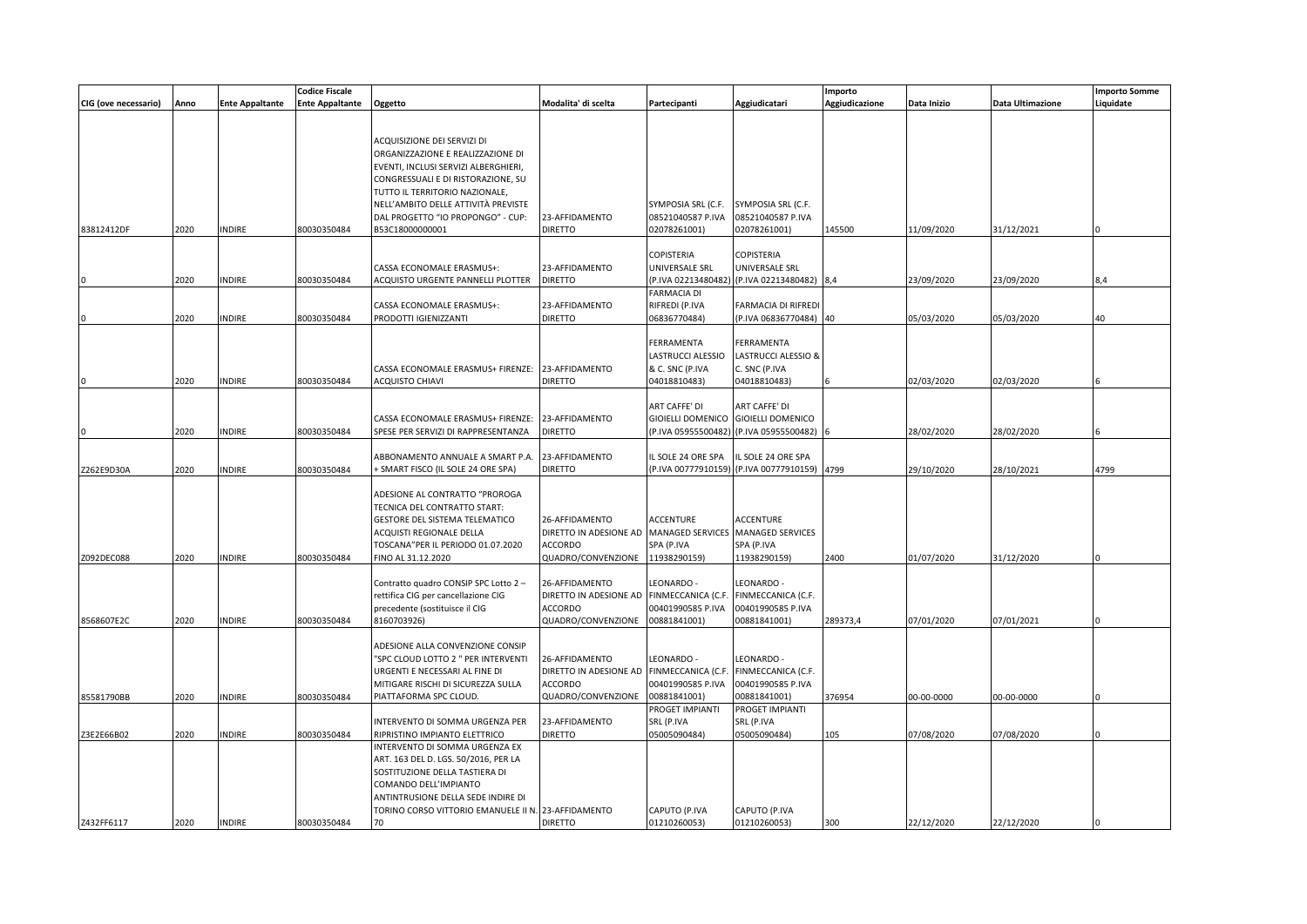| CIG (ove necessario) | Anno | Ente Appaltante | Codice Fiscale Ente Appaltante | Oggetto | Modalita' di scelta | Partecipanti | Aggiudicatari | Importo Aggiudicazione | Data Inizio | Data Ultimazione | Importo Somme Liquidate |
|---|---|---|---|---|---|---|---|---|---|---|---|
| 83812412DF | 2020 | INDIRE | 80030350484 | ACQUISIZIONE DEI SERVIZI DI ORGANIZZAZIONE E REALIZZAZIONE DI EVENTI, INCLUSI SERVIZI ALBERGHIERI, CONGRESSUALI E DI RISTORAZIONE, SU TUTTO IL TERRITORIO NAZIONALE, NELL'AMBITO DELLE ATTIVITÀ PREVISTE DAL PROGETTO "IO PROPONGO" - CUP: B53C18000000001 | 23-AFFIDAMENTO DIRETTO | SYMPOSIA SRL (C.F. 08521040587 P.IVA 02078261001) | SYMPOSIA SRL (C.F. 08521040587 P.IVA 02078261001) | 145500 | 11/09/2020 | 31/12/2021 | 0 |
| 0 | 2020 | INDIRE | 80030350484 | CASSA ECONOMALE ERASMUS+: ACQUISTO URGENTE PANNELLI PLOTTER | 23-AFFIDAMENTO DIRETTO | COPISTERIA UNIVERSALE SRL (P.IVA 02213480482) | COPISTERIA UNIVERSALE SRL (P.IVA 02213480482) | 8,4 | 23/09/2020 | 23/09/2020 | 8,4 |
| 0 | 2020 | INDIRE | 80030350484 | CASSA ECONOMALE ERASMUS+: PRODOTTI IGIENIZZANTI | 23-AFFIDAMENTO DIRETTO | FARMACIA DI RIFREDI (P.IVA 06836770484) | FARMACIA DI RIFREDI (P.IVA 06836770484) | 40 | 05/03/2020 | 05/03/2020 | 40 |
| 0 | 2020 | INDIRE | 80030350484 | CASSA ECONOMALE ERASMUS+ FIRENZE: ACQUISTO CHIAVI | 23-AFFIDAMENTO DIRETTO | FERRAMENTA LASTRUCCI ALESSIO & C. SNC (P.IVA 04018810483) | FERRAMENTA LASTRUCCI ALESSIO & C. SNC (P.IVA 04018810483) | 6 | 02/03/2020 | 02/03/2020 | 6 |
| 0 | 2020 | INDIRE | 80030350484 | CASSA ECONOMALE ERASMUS+ FIRENZE: SPESE PER SERVIZI DI RAPPRESENTANZA | 23-AFFIDAMENTO DIRETTO | ART CAFFE' DI GIOIELLI DOMENICO (P.IVA 05955500482) | ART CAFFE' DI GIOIELLI DOMENICO (P.IVA 05955500482) | 6 | 28/02/2020 | 28/02/2020 | 6 |
| Z262E9D30A | 2020 | INDIRE | 80030350484 | ABBONAMENTO ANNUALE A SMART P.A. + SMART FISCO (IL SOLE 24 ORE SPA) | 23-AFFIDAMENTO DIRETTO | IL SOLE 24 ORE SPA (P.IVA 00777910159) | IL SOLE 24 ORE SPA (P.IVA 00777910159) | 4799 | 29/10/2020 | 28/10/2021 | 4799 |
| Z092DEC088 | 2020 | INDIRE | 80030350484 | ADESIONE AL CONTRATTO "PROROGA TECNICA DEL CONTRATTO START: GESTORE DEL SISTEMA TELEMATICO ACQUISTI REGIONALE DELLA TOSCANA"PER IL PERIODO 01.07.2020 FINO AL 31.12.2020 | 26-AFFIDAMENTO DIRETTO IN ADESIONE AD ACCORDO QUADRO/CONVENZIONE | ACCENTURE MANAGED SERVICES SPA (P.IVA 11938290159) | ACCENTURE MANAGED SERVICES SPA (P.IVA 11938290159) | 2400 | 01/07/2020 | 31/12/2020 | 0 |
| 8568607E2C | 2020 | INDIRE | 80030350484 | Contratto quadro CONSIP SPC Lotto 2 – rettifica CIG per cancellazione CIG precedente (sostituisce il CIG 8160703926) | 26-AFFIDAMENTO DIRETTO IN ADESIONE AD ACCORDO QUADRO/CONVENZIONE | LEONARDO - FINMECCANICA (C.F. 00401990585 P.IVA 00881841001) | LEONARDO - FINMECCANICA (C.F. 00401990585 P.IVA 00881841001) | 289373,4 | 07/01/2020 | 07/01/2021 | 0 |
| 85581790BB | 2020 | INDIRE | 80030350484 | ADESIONE ALLA CONVENZIONE CONSIP "SPC CLOUD LOTTO 2 " PER INTERVENTI URGENTI E NECESSARI AL FINE DI MITIGARE RISCHI DI SICUREZZA SULLA PIATTAFORMA SPC CLOUD. | 26-AFFIDAMENTO DIRETTO IN ADESIONE AD ACCORDO QUADRO/CONVENZIONE | LEONARDO - FINMECCANICA (C.F. 00401990585 P.IVA 00881841001) | LEONARDO - FINMECCANICA (C.F. 00401990585 P.IVA 00881841001) | 376954 | 00-00-0000 | 00-00-0000 | 0 |
| Z3E2E66B02 | 2020 | INDIRE | 80030350484 | INTERVENTO DI SOMMA URGENZA PER RIPRISTINO IMPIANTO ELETTRICO | 23-AFFIDAMENTO DIRETTO | PROGET IMPIANTI SRL (P.IVA 05005090484) | PROGET IMPIANTI SRL (P.IVA 05005090484) | 105 | 07/08/2020 | 07/08/2020 | 0 |
| Z432FF6117 | 2020 | INDIRE | 80030350484 | INTERVENTO DI SOMMA URGENZA EX ART. 163 DEL D. LGS. 50/2016, PER LA SOSTITUZIONE DELLA TASTIERA DI COMANDO DELL'IMPIANTO ANTINTRUSIONE DELLA SEDE INDIRE DI TORINO CORSO VITTORIO EMANUELE II N. 70 | 23-AFFIDAMENTO DIRETTO | CAPUTO (P.IVA 01210260053) | CAPUTO (P.IVA 01210260053) | 300 | 22/12/2020 | 22/12/2020 | 0 |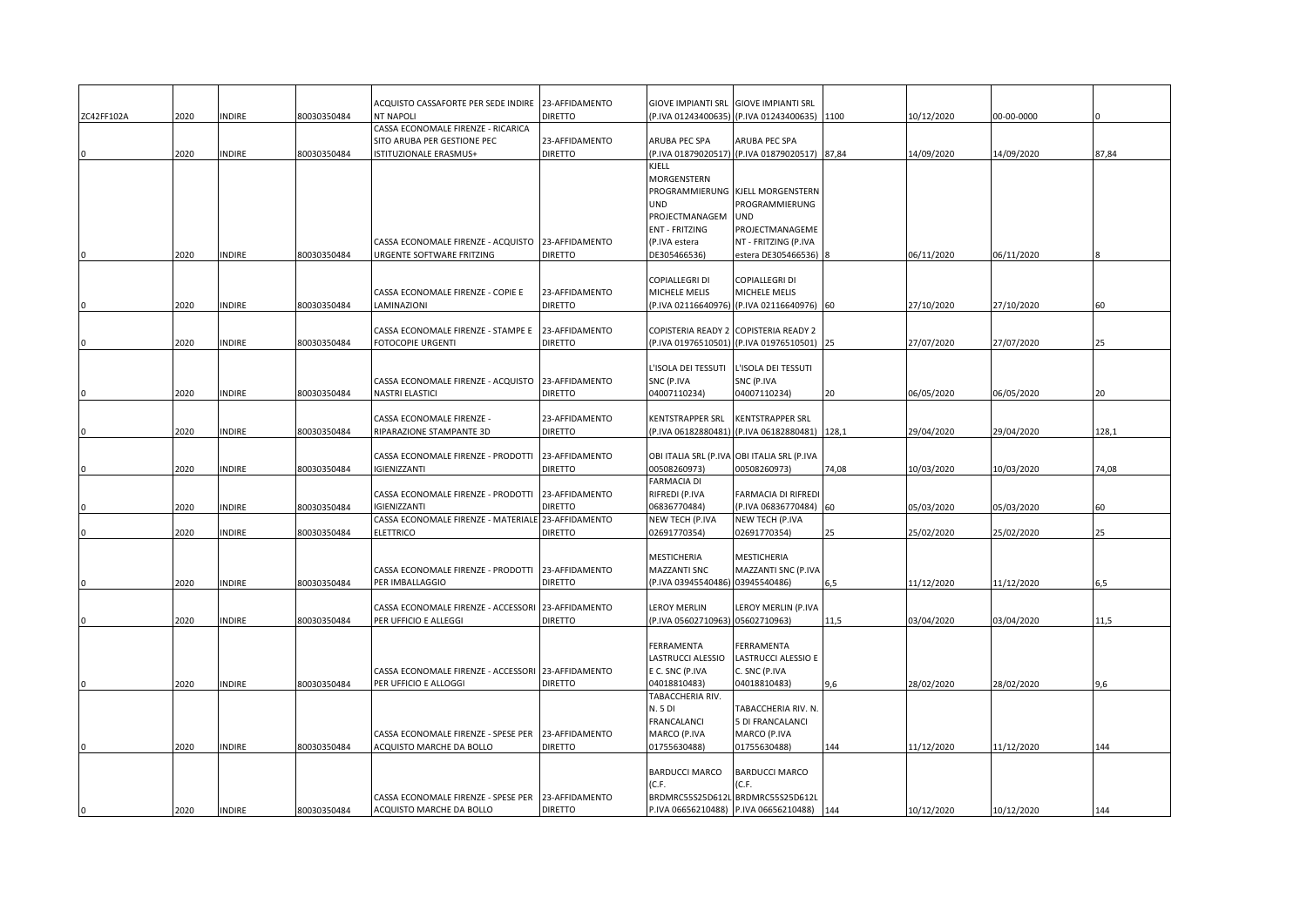| | | | | | | | | | | | |
|---|---|---|---|---|---|---|---|---|---|---|---|
| ZC42FF102A | 2020 | INDIRE | 80030350484 | ACQUISTO CASSAFORTE PER SEDE INDIRE NT NAPOLI | 23-AFFIDAMENTO DIRETTO | GIOVE IMPIANTI SRL (P.IVA 01243400635) | GIOVE IMPIANTI SRL (P.IVA 01243400635) | 1100 | 10/12/2020 | 00-00-0000 | 0 |
| 0 | 2020 | INDIRE | 80030350484 | CASSA ECONOMALE FIRENZE - RICARICA SITO ARUBA PER GESTIONE PEC ISTITUZIONALE ERASMUS+ | 23-AFFIDAMENTO DIRETTO | ARUBA PEC SPA (P.IVA 01879020517) | ARUBA PEC SPA (P.IVA 01879020517) | 87,84 | 14/09/2020 | 14/09/2020 | 87,84 |
| 0 | 2020 | INDIRE | 80030350484 | CASSA ECONOMALE FIRENZE - ACQUISTO URGENTE SOFTWARE FRITZING | 23-AFFIDAMENTO DIRETTO | KJELL MORGENSTERN PROGRAMMIERUNG UND PROJECTMANAGEM ENT - FRITZING (P.IVA estera DE305466536) | KJELL MORGENSTERN PROGRAMMIERUNG UND PROJECTMANAGEME NT - FRITZING (P.IVA estera DE305466536) | 8 | 06/11/2020 | 06/11/2020 | 8 |
| 0 | 2020 | INDIRE | 80030350484 | CASSA ECONOMALE FIRENZE - COPIE E LAMINAZIONI | 23-AFFIDAMENTO DIRETTO | COPIALLEGRI DI MICHELE MELIS (P.IVA 02116640976) | COPIALLEGRI DI MICHELE MELIS (P.IVA 02116640976) | 60 | 27/10/2020 | 27/10/2020 | 60 |
| 0 | 2020 | INDIRE | 80030350484 | CASSA ECONOMALE FIRENZE - STAMPE E FOTOCOPIE URGENTI | 23-AFFIDAMENTO DIRETTO | COPISTERIA READY 2 (P.IVA 01976510501) | COPISTERIA READY 2 (P.IVA 01976510501) | 25 | 27/07/2020 | 27/07/2020 | 25 |
| 0 | 2020 | INDIRE | 80030350484 | CASSA ECONOMALE FIRENZE - ACQUISTO NASTRI ELASTICI | 23-AFFIDAMENTO DIRETTO | L'ISOLA DEI TESSUTI SNC (P.IVA 04007110234) | L'ISOLA DEI TESSUTI SNC (P.IVA 04007110234) | 20 | 06/05/2020 | 06/05/2020 | 20 |
| 0 | 2020 | INDIRE | 80030350484 | CASSA ECONOMALE FIRENZE - RIPARAZIONE STAMPANTE 3D | 23-AFFIDAMENTO DIRETTO | KENTSTRAPPER SRL (P.IVA 06182880481) | KENTSTRAPPER SRL (P.IVA 06182880481) | 128,1 | 29/04/2020 | 29/04/2020 | 128,1 |
| 0 | 2020 | INDIRE | 80030350484 | CASSA ECONOMALE FIRENZE - PRODOTTI IGIENIZZANTI | 23-AFFIDAMENTO DIRETTO | OBI ITALIA SRL (P.IVA 00508260973) | OBI ITALIA SRL (P.IVA 00508260973) | 74,08 | 10/03/2020 | 10/03/2020 | 74,08 |
| 0 | 2020 | INDIRE | 80030350484 | CASSA ECONOMALE FIRENZE - PRODOTTI IGIENIZZANTI | 23-AFFIDAMENTO DIRETTO | FARMACIA DI RIFREDI (P.IVA 06836770484) | FARMACIA DI RIFREDI (P.IVA 06836770484) | 60 | 05/03/2020 | 05/03/2020 | 60 |
| 0 | 2020 | INDIRE | 80030350484 | CASSA ECONOMALE FIRENZE - MATERIALE ELETTRICO | 23-AFFIDAMENTO DIRETTO | NEW TECH (P.IVA 02691770354) | NEW TECH (P.IVA 02691770354) | 25 | 25/02/2020 | 25/02/2020 | 25 |
| 0 | 2020 | INDIRE | 80030350484 | CASSA ECONOMALE FIRENZE - PRODOTTI PER IMBALLAGGIO | 23-AFFIDAMENTO DIRETTO | MESTICHERIA MAZZANTI SNC (P.IVA 03945540486) | MESTICHERIA MAZZANTI SNC (P.IVA 03945540486) | 6,5 | 11/12/2020 | 11/12/2020 | 6,5 |
| 0 | 2020 | INDIRE | 80030350484 | CASSA ECONOMALE FIRENZE - ACCESSORI PER UFFICIO E ALLEGGI | 23-AFFIDAMENTO DIRETTO | LEROY MERLIN (P.IVA 05602710963) | LEROY MERLIN (P.IVA 05602710963) | 11,5 | 03/04/2020 | 03/04/2020 | 11,5 |
| 0 | 2020 | INDIRE | 80030350484 | CASSA ECONOMALE FIRENZE - ACCESSORI PER UFFICIO E ALLOGGI | 23-AFFIDAMENTO DIRETTO | FERRAMENTA LASTRUCCI ALESSIO E C. SNC (P.IVA 04018810483) | FERRAMENTA LASTRUCCI ALESSIO E C. SNC (P.IVA 04018810483) | 9,6 | 28/02/2020 | 28/02/2020 | 9,6 |
| 0 | 2020 | INDIRE | 80030350484 | CASSA ECONOMALE FIRENZE - SPESE PER ACQUISTO MARCHE DA BOLLO | 23-AFFIDAMENTO DIRETTO | TABACCHERIA RIV. N. 5 DI FRANCALANCI MARCO (P.IVA 01755630488) | TABACCHERIA RIV. N. 5 DI FRANCALANCI MARCO (P.IVA 01755630488) | 144 | 11/12/2020 | 11/12/2020 | 144 |
| 0 | 2020 | INDIRE | 80030350484 | CASSA ECONOMALE FIRENZE - SPESE PER ACQUISTO MARCHE DA BOLLO | 23-AFFIDAMENTO DIRETTO | BARDUCCI MARCO (C.F. BRDMRC55S25D612L P.IVA 06656210488) | BARDUCCI MARCO (C.F. BRDMRC55S25D612L P.IVA 06656210488) | 144 | 10/12/2020 | 10/12/2020 | 144 |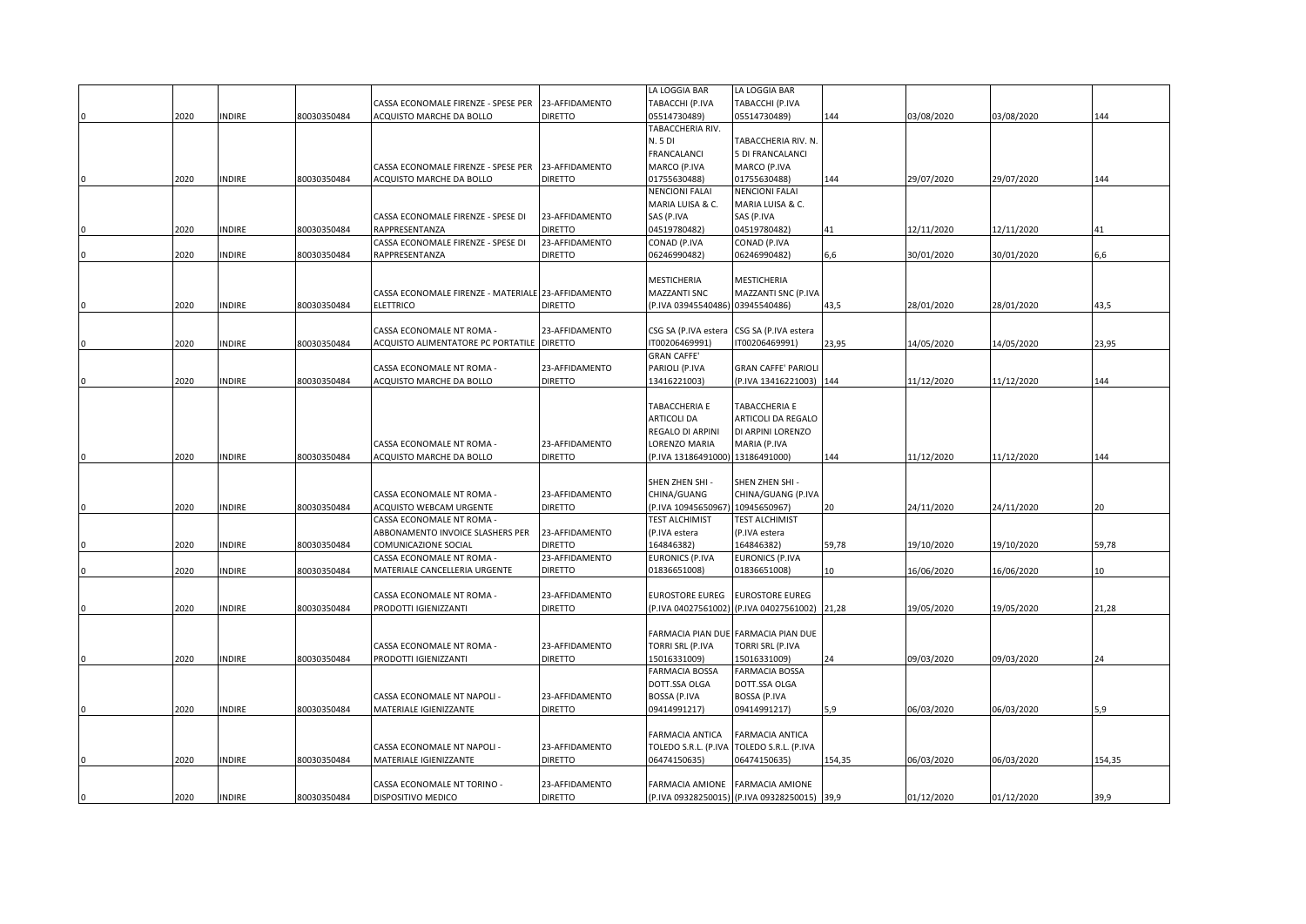| | | | | | | | | | | | |
|---|---|---|---|---|---|---|---|---|---|---|---|
| 0 | 2020 | INDIRE | 80030350484 | CASSA ECONOMALE FIRENZE - SPESE PER ACQUISTO MARCHE DA BOLLO | 23-AFFIDAMENTO DIRETTO | LA LOGGIA BAR TABACCHI (P.IVA 05514730489) | LA LOGGIA BAR TABACCHI (P.IVA 05514730489) | 144 | 03/08/2020 | 03/08/2020 | 144 |
| 0 | 2020 | INDIRE | 80030350484 | CASSA ECONOMALE FIRENZE - SPESE PER ACQUISTO MARCHE DA BOLLO | 23-AFFIDAMENTO DIRETTO | TABACCHERIA RIV. N. 5 DI FRANCALANCI MARCO (P.IVA 01755630488) | TABACCHERIA RIV. N. 5 DI FRANCALANCI MARCO (P.IVA 01755630488) | 144 | 29/07/2020 | 29/07/2020 | 144 |
| 0 | 2020 | INDIRE | 80030350484 | CASSA ECONOMALE FIRENZE - SPESE DI RAPPRESENTANZA | 23-AFFIDAMENTO DIRETTO | NENCIONI FALAI MARIA LUISA & C. SAS (P.IVA 04519780482) | NENCIONI FALAI MARIA LUISA & C. SAS (P.IVA 04519780482) | 41 | 12/11/2020 | 12/11/2020 | 41 |
| 0 | 2020 | INDIRE | 80030350484 | CASSA ECONOMALE FIRENZE - SPESE DI RAPPRESENTANZA | 23-AFFIDAMENTO DIRETTO | CONAD (P.IVA 06246990482) | CONAD (P.IVA 06246990482) | 6,6 | 30/01/2020 | 30/01/2020 | 6,6 |
| 0 | 2020 | INDIRE | 80030350484 | CASSA ECONOMALE FIRENZE - MATERIALE ELETTRICO | 23-AFFIDAMENTO DIRETTO | MESTICHERIA MAZZANTI SNC (P.IVA 03945540486) | MESTICHERIA MAZZANTI SNC (P.IVA 03945540486) | 43,5 | 28/01/2020 | 28/01/2020 | 43,5 |
| 0 | 2020 | INDIRE | 80030350484 | CASSA ECONOMALE NT ROMA - ACQUISTO ALIMENTATORE PC PORTATILE | 23-AFFIDAMENTO DIRETTO | CSG SA (P.IVA estera IT00206469991) | CSG SA (P.IVA estera IT00206469991) | 23,95 | 14/05/2020 | 14/05/2020 | 23,95 |
| 0 | 2020 | INDIRE | 80030350484 | CASSA ECONOMALE NT ROMA - ACQUISTO MARCHE DA BOLLO | 23-AFFIDAMENTO DIRETTO | GRAN CAFFE' PARIOLI (P.IVA 13416221003) | GRAN CAFFE' PARIOLI (P.IVA 13416221003) | 144 | 11/12/2020 | 11/12/2020 | 144 |
| 0 | 2020 | INDIRE | 80030350484 | CASSA ECONOMALE NT ROMA - ACQUISTO MARCHE DA BOLLO | 23-AFFIDAMENTO DIRETTO | TABACCHERIA E ARTICOLI DA REGALO DI ARPINI LORENZO MARIA (P.IVA 13186491000) | TABACCHERIA E ARTICOLI DA REGALO DI ARPINI LORENZO MARIA (P.IVA 13186491000) | 144 | 11/12/2020 | 11/12/2020 | 144 |
| 0 | 2020 | INDIRE | 80030350484 | CASSA ECONOMALE NT ROMA - ACQUISTO WEBCAM URGENTE | 23-AFFIDAMENTO DIRETTO | SHEN ZHEN SHI - CHINA/GUANG (P.IVA 10945650967) | SHEN ZHEN SHI - CHINA/GUANG (P.IVA 10945650967) | 20 | 24/11/2020 | 24/11/2020 | 20 |
| 0 | 2020 | INDIRE | 80030350484 | CASSA ECONOMALE NT ROMA - ABBONAMENTO INVOICE SLASHERS PER COMUNICAZIONE SOCIAL | 23-AFFIDAMENTO DIRETTO | TEST ALCHIMIST (P.IVA estera 164846382) | TEST ALCHIMIST (P.IVA estera 164846382) | 59,78 | 19/10/2020 | 19/10/2020 | 59,78 |
| 0 | 2020 | INDIRE | 80030350484 | CASSA ECONOMALE NT ROMA - MATERIALE CANCELLERIA URGENTE | 23-AFFIDAMENTO DIRETTO | EURONICS (P.IVA 01836651008) | EURONICS (P.IVA 01836651008) | 10 | 16/06/2020 | 16/06/2020 | 10 |
| 0 | 2020 | INDIRE | 80030350484 | CASSA ECONOMALE NT ROMA - PRODOTTI IGIENIZZANTI | 23-AFFIDAMENTO DIRETTO | EUROSTORE EUREG (P.IVA 04027561002) | EUROSTORE EUREG (P.IVA 04027561002) | 21,28 | 19/05/2020 | 19/05/2020 | 21,28 |
| 0 | 2020 | INDIRE | 80030350484 | CASSA ECONOMALE NT ROMA - PRODOTTI IGIENIZZANTI | 23-AFFIDAMENTO DIRETTO | FARMACIA PIAN DUE TORRI SRL (P.IVA 15016331009) | FARMACIA PIAN DUE TORRI SRL (P.IVA 15016331009) | 24 | 09/03/2020 | 09/03/2020 | 24 |
| 0 | 2020 | INDIRE | 80030350484 | CASSA ECONOMALE NT NAPOLI - MATERIALE IGIENIZZANTE | 23-AFFIDAMENTO DIRETTO | FARMACIA BOSSA DOTT.SSA OLGA BOSSA (P.IVA 09414991217) | FARMACIA BOSSA DOTT.SSA OLGA BOSSA (P.IVA 09414991217) | 5,9 | 06/03/2020 | 06/03/2020 | 5,9 |
| 0 | 2020 | INDIRE | 80030350484 | CASSA ECONOMALE NT NAPOLI - MATERIALE IGIENIZZANTE | 23-AFFIDAMENTO DIRETTO | FARMACIA ANTICA TOLEDO S.R.L. (P.IVA 06474150635) | FARMACIA ANTICA TOLEDO S.R.L. (P.IVA 06474150635) | 154,35 | 06/03/2020 | 06/03/2020 | 154,35 |
| 0 | 2020 | INDIRE | 80030350484 | CASSA ECONOMALE NT TORINO - DISPOSITIVO MEDICO | 23-AFFIDAMENTO DIRETTO | FARMACIA AMIONE (P.IVA 09328250015) | FARMACIA AMIONE (P.IVA 09328250015) | 39,9 | 01/12/2020 | 01/12/2020 | 39,9 |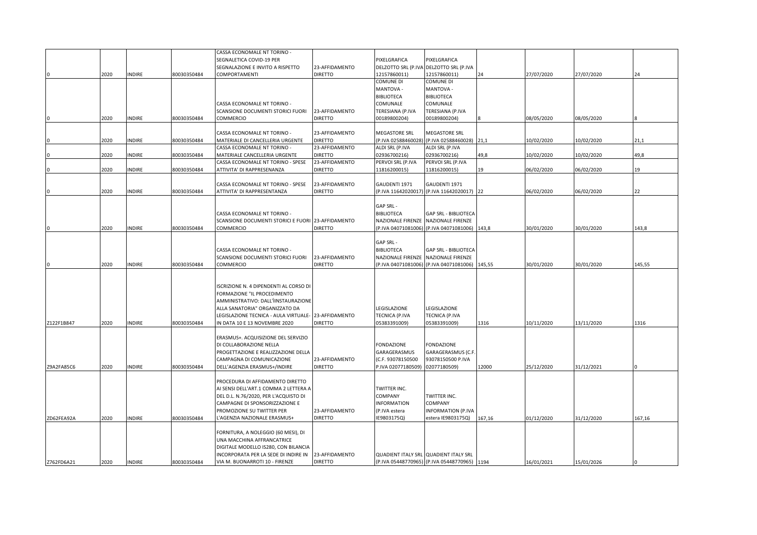| | | | | | | | | | | | |
|---|---|---|---|---|---|---|---|---|---|---|---|
| 0 | 2020 | INDIRE | 80030350484 | CASSA ECONOMALE NT TORINO - SEGNALETICA COVID-19 PER SEGNALAZIONE E INVITO A RISPETTO COMPORTAMENTI | 23-AFFIDAMENTO DIRETTO | PIXELGRAFICA DELZOTTO SRL (P.IVA 12157860011) | PIXELGRAFICA DELZOTTO SRL (P.IVA 12157860011) | 24 | 27/07/2020 | 27/07/2020 | 24 |
| 0 | 2020 | INDIRE | 80030350484 | CASSA ECONOMALE NT TORINO - SCANSIONE DOCUMENTI STORICI FUORI COMMERCIO | 23-AFFIDAMENTO DIRETTO | COMUNE DI MANTOVA - BIBLIOTECA COMUNALE TERESIANA (P.IVA 00189800204) | COMUNE DI MANTOVA - BIBLIOTECA COMUNALE TERESIANA (P.IVA 00189800204) | 8 | 08/05/2020 | 08/05/2020 | 8 |
| 0 | 2020 | INDIRE | 80030350484 | CASSA ECONOMALE NT TORINO - MATERIALE DI CANCELLERIA URGENTE | 23-AFFIDAMENTO DIRETTO | MEGASTORE SRL (P.IVA 02588460028) | MEGASTORE SRL (P.IVA 02588460028) | 21,1 | 10/02/2020 | 10/02/2020 | 21,1 |
| 0 | 2020 | INDIRE | 80030350484 | CASSA ECONOMALE NT TORINO - MATERIALE CANCELLERIA URGENTE | 23-AFFIDAMENTO DIRETTO | ALDI SRL (P.IVA 02936700216) | ALDI SRL (P.IVA 02936700216) | 49,8 | 10/02/2020 | 10/02/2020 | 49,8 |
| 0 | 2020 | INDIRE | 80030350484 | CASSA ECONOMALE NT TORINO - SPESE ATTIVITA' DI RAPPRESENANZA | 23-AFFIDAMENTO DIRETTO | PERVOI SRL (P.IVA 11816200015) | PERVOI SRL (P.IVA 11816200015) | 19 | 06/02/2020 | 06/02/2020 | 19 |
| 0 | 2020 | INDIRE | 80030350484 | CASSA ECONOMALE NT TORINO - SPESE ATTIVITA' DI RAPPRESENTANZA | 23-AFFIDAMENTO DIRETTO | GAUDENTI 1971 (P.IVA 11642020017) | GAUDENTI 1971 (P.IVA 11642020017) | 22 | 06/02/2020 | 06/02/2020 | 22 |
| 0 | 2020 | INDIRE | 80030350484 | CASSA ECONOMALE NT TORINO - SCANSIONE DOCUMENTI STORICI E FUORI COMMERCIO | 23-AFFIDAMENTO DIRETTO | GAP SRL - BIBLIOTECA NAZIONALE FIRENZE (P.IVA 04071081006) | GAP SRL - BIBLIOTECA NAZIONALE FIRENZE (P.IVA 04071081006) | 143,8 | 30/01/2020 | 30/01/2020 | 143,8 |
| 0 | 2020 | INDIRE | 80030350484 | CASSA ECONOMALE NT TORINO - SCANSIONE DOCUMENTI STORICI FUORI COMMERCIO | 23-AFFIDAMENTO DIRETTO | GAP SRL - BIBLIOTECA NAZIONALE FIRENZE (P.IVA 04071081006) | GAP SRL - BIBLIOTECA NAZIONALE FIRENZE (P.IVA 04071081006) | 145,55 | 30/01/2020 | 30/01/2020 | 145,55 |
| Z122F1B847 | 2020 | INDIRE | 80030350484 | ISCRIZIONE N. 4 DIPENDENTI AL CORSO DI FORMAZIONE "IL PROCEDIMENTO AMMINISTRATIVO: DALL'ÌINSTAURAZIONE ALLA SANATORIA" ORGANIZZATO DA LEGISLAZIONE TECNICA - AULA VIRTUALE- IN DATA 10 E 13 NOVEMBRE 2020 | 23-AFFIDAMENTO DIRETTO | LEGISLAZIONE TECNICA (P.IVA 05383391009) | LEGISLAZIONE TECNICA (P.IVA 05383391009) | 1316 | 10/11/2020 | 13/11/2020 | 1316 |
| Z9A2FA85C6 | 2020 | INDIRE | 80030350484 | ERASMUS+. ACQUISIZIONE DEL SERVIZIO DI COLLABORAZIONE NELLA PROGETTAZIONE E REALIZZAZIONE DELLA CAMPAGNA DI COMUNICAZIONE DELL'AGENZIA ERASMUS+/INDIRE | 23-AFFIDAMENTO DIRETTO | FONDAZIONE GARAGERASMUS (C.F. 93078150500 P.IVA 02077180509) | FONDAZIONE GARAGERASMUS (C.F. 93078150500 P.IVA 02077180509) | 12000 | 25/12/2020 | 31/12/2021 | 0 |
| ZD62FEA92A | 2020 | INDIRE | 80030350484 | PROCEDURA DI AFFIDAMENTO DIRETTO AI SENSI DELL'ART.1 COMMA 2 LETTERA A DEL D.L. N.76/2020, PER L'ACQUISTO DI CAMPAGNE DI SPONSORIZZAZIONE E PROMOZIONE SU TWITTER PER L'AGENZIA NAZIONALE ERASMUS+ | 23-AFFIDAMENTO DIRETTO | TWITTER INC. COMPANY INFORMATION (P.IVA estera IE9803175Q) | TWITTER INC. COMPANY INFORMATION (P.IVA estera IE9803175Q) | 167,16 | 01/12/2020 | 31/12/2020 | 167,16 |
| Z762FD6A21 | 2020 | INDIRE | 80030350484 | FORNITURA, A NOLEGGIO (60 MESI), DI UNA MACCHINA AFFRANCATRICE DIGITALE MODELLO IS280, CON BILANCIA INCORPORATA PER LA SEDE DI INDIRE IN VIA M. BUONARROTI 10 - FIRENZE | 23-AFFIDAMENTO DIRETTO | QUADIENT ITALY SRL (P.IVA 05448770965) | QUADIENT ITALY SRL (P.IVA 05448770965) | 1194 | 16/01/2021 | 15/01/2026 | 0 |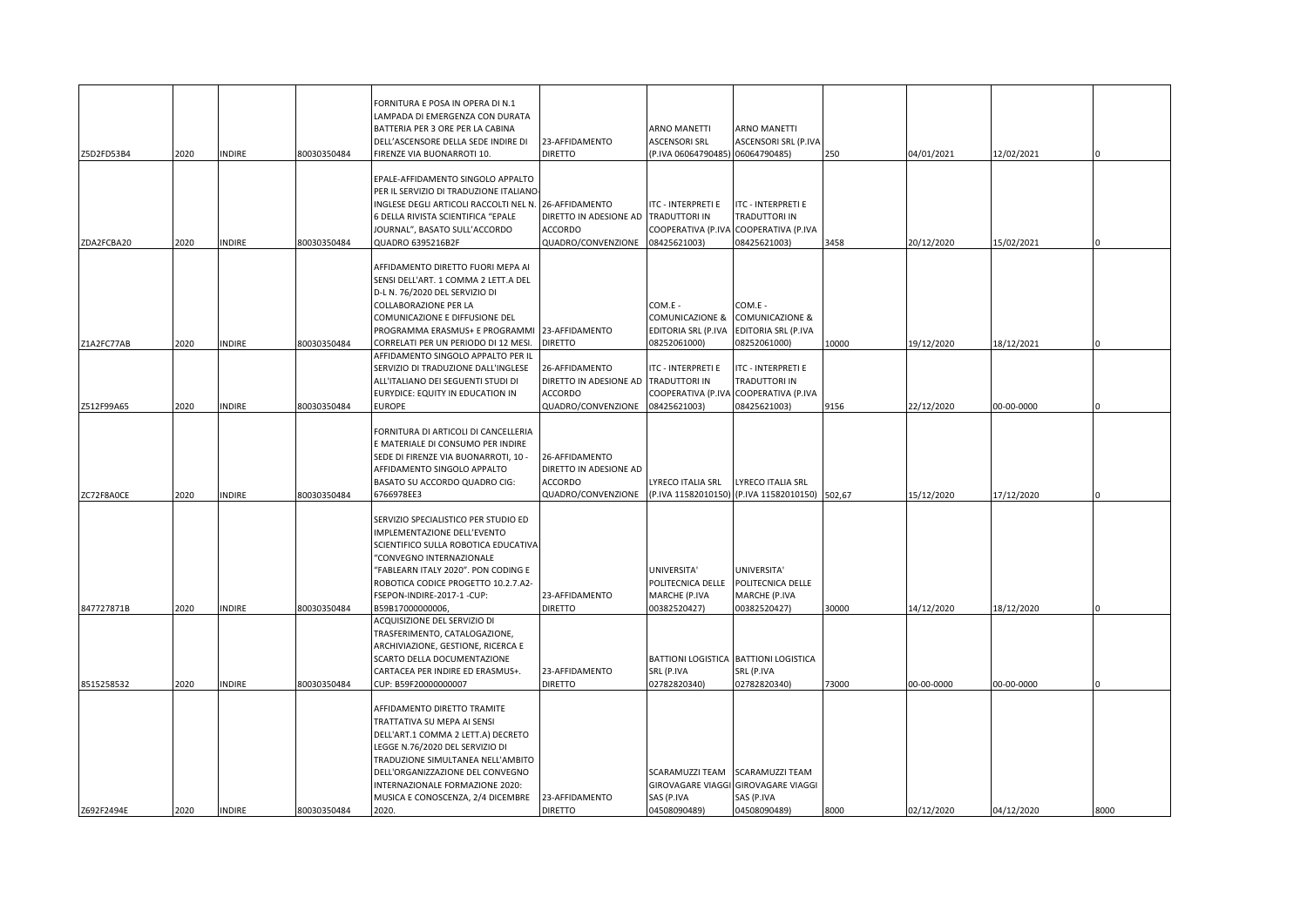| | | | | | | | | | | | |
|---|---|---|---|---|---|---|---|---|---|---|---|
| Z5D2FD53B4 | 2020 | INDIRE | 80030350484 | FORNITURA E POSA IN OPERA DI N.1 LAMPADA DI EMERGENZA CON DURATA BATTERIA PER 3 ORE PER LA CABINA DELL'ASCENSORE DELLA SEDE INDIRE DI FIRENZE VIA BUONARROTI 10. | 23-AFFIDAMENTO DIRETTO | ARNO MANETTI ASCENSORI SRL (P.IVA 06064790485) | ARNO MANETTI ASCENSORI SRL (P.IVA 06064790485) | 250 | 04/01/2021 | 12/02/2021 | 0 |
| ZDA2FCBA20 | 2020 | INDIRE | 80030350484 | EPALE-AFFIDAMENTO SINGOLO APPALTO PER IL SERVIZIO DI TRADUZIONE ITALIANO-INGLESE DEGLI ARTICOLI RACCOLTI NEL N. 6 DELLA RIVISTA SCIENTIFICA "EPALE JOURNAL", BASATO SULL'ACCORDO QUADRO 6395216B2F | 26-AFFIDAMENTO DIRETTO IN ADESIONE AD ACCORDO QUADRO/CONVENZIONE | ITC - INTERPRETI E TRADUTTORI IN COOPERATIVA (P.IVA 08425621003) | ITC - INTERPRETI E TRADUTTORI IN COOPERATIVA (P.IVA 08425621003) | 3458 | 20/12/2020 | 15/02/2021 | 0 |
| Z1A2FC77AB | 2020 | INDIRE | 80030350484 | AFFIDAMENTO DIRETTO FUORI MEPA AI SENSI DELL'ART. 1 COMMA 2 LETT.A DEL D-L N. 76/2020 DEL SERVIZIO DI COLLABORAZIONE PER LA COMUNICAZIONE E DIFFUSIONE DEL PROGRAMMA ERASMUS+ E PROGRAMMI CORRELATI PER UN PERIODO DI 12 MESI. | 23-AFFIDAMENTO DIRETTO | COM.E - COMUNICAZIONE & EDITORIA SRL (P.IVA 08252061000) | COM.E - COMUNICAZIONE & EDITORIA SRL (P.IVA 08252061000) | 10000 | 19/12/2020 | 18/12/2021 | 0 |
| Z512F99A65 | 2020 | INDIRE | 80030350484 | AFFIDAMENTO SINGOLO APPALTO PER IL SERVIZIO DI TRADUZIONE DALL'INGLESE ALL'ITALIANO DEI SEGUENTI STUDI DI EURYDICE: EQUITY IN EDUCATION IN EUROPE | 26-AFFIDAMENTO DIRETTO IN ADESIONE AD ACCORDO QUADRO/CONVENZIONE | ITC - INTERPRETI E TRADUTTORI IN COOPERATIVA (P.IVA 08425621003) | ITC - INTERPRETI E TRADUTTORI IN COOPERATIVA (P.IVA 08425621003) | 9156 | 22/12/2020 | 00-00-0000 | 0 |
| ZC72F8A0CE | 2020 | INDIRE | 80030350484 | FORNITURA DI ARTICOLI DI CANCELLERIA E MATERIALE DI CONSUMO PER INDIRE SEDE DI FIRENZE VIA BUONARROTI, 10 - AFFIDAMENTO SINGOLO APPALTO BASATO SU ACCORDO QUADRO CIG: 6766978EE3 | 26-AFFIDAMENTO DIRETTO IN ADESIONE AD ACCORDO QUADRO/CONVENZIONE | LYRECO ITALIA SRL (P.IVA 11582010150) | LYRECO ITALIA SRL (P.IVA 11582010150) | 502,67 | 15/12/2020 | 17/12/2020 | 0 |
| 847727871B | 2020 | INDIRE | 80030350484 | SERVIZIO SPECIALISTICO PER STUDIO ED IMPLEMENTAZIONE DELL'EVENTO SCIENTIFICO SULLA ROBOTICA EDUCATIVA "CONVEGNO INTERNAZIONALE "FABLEARN ITALY 2020". PON CODING E ROBOTICA CODICE PROGETTO 10.2.7.A2-FSEPON-INDIRE-2017-1 -CUP: B59B17000000006, | 23-AFFIDAMENTO DIRETTO | UNIVERSITA' POLITECNICA DELLE MARCHE (P.IVA 00382520427) | UNIVERSITA' POLITECNICA DELLE MARCHE (P.IVA 00382520427) | 30000 | 14/12/2020 | 18/12/2020 | 0 |
| 8515258532 | 2020 | INDIRE | 80030350484 | ACQUISIZIONE DEL SERVIZIO DI TRASFERIMENTO, CATALOGAZIONE, ARCHIVIAZIONE, GESTIONE, RICERCA E SCARTO DELLA DOCUMENTAZIONE CARTACEA PER INDIRE ED ERASMUS+. CUP: B59F20000000007 | 23-AFFIDAMENTO DIRETTO | BATTIONI LOGISTICA SRL (P.IVA 02782820340) | BATTIONI LOGISTICA SRL (P.IVA 02782820340) | 73000 | 00-00-0000 | 00-00-0000 | 0 |
| Z692F2494E | 2020 | INDIRE | 80030350484 | AFFIDAMENTO DIRETTO TRAMITE TRATTATIVA SU MEPA AI SENSI DELL'ART.1 COMMA 2 LETT.A) DECRETO LEGGE N.76/2020 DEL SERVIZIO DI TRADUZIONE SIMULTANEA NELL'AMBITO DELL'ORGANIZZAZIONE DEL CONVEGNO INTERNAZIONALE FORMAZIONE 2020: MUSICA E CONOSCENZA, 2/4 DICEMBRE 2020. | 23-AFFIDAMENTO DIRETTO | SCARAMUZZI TEAM GIROVAGARE VIAGGI SAS (P.IVA 04508090489) | SCARAMUZZI TEAM GIROVAGARE VIAGGI SAS (P.IVA 04508090489) | 8000 | 02/12/2020 | 04/12/2020 | 8000 |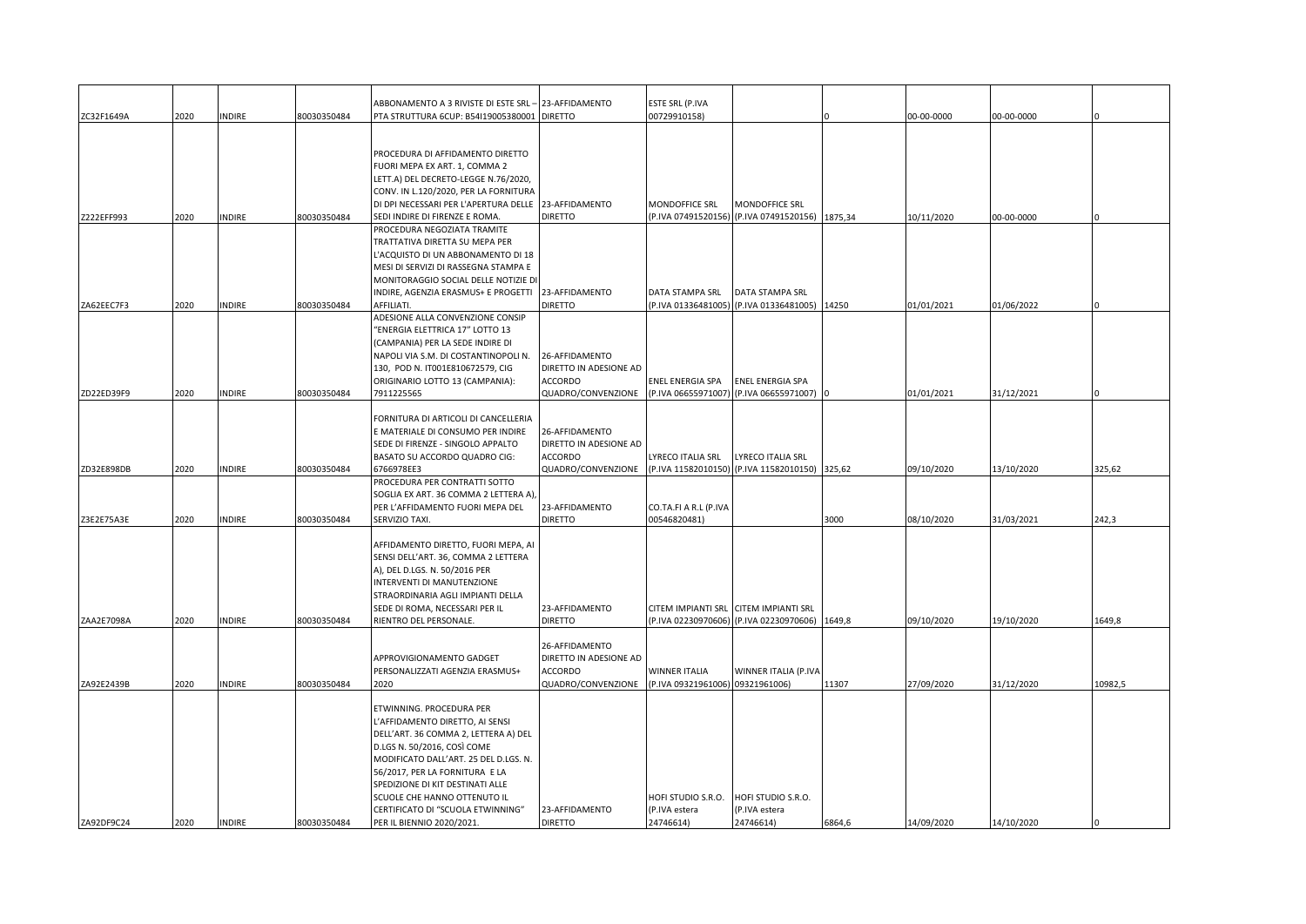| | | | | | | | | | | | |
|---|---|---|---|---|---|---|---|---|---|---|---|
| ZC32F1649A | 2020 | INDIRE | 80030350484 | ABBONAMENTO A 3 RIVISTE DI ESTE SRL – PTA STRUTTURA 6CUP: B54I19005380001 | 23-AFFIDAMENTO DIRETTO | ESTE SRL (P.IVA 00729910158) | | 0 | 00-00-0000 | 00-00-0000 | 0 |
| Z222EFF993 | 2020 | INDIRE | 80030350484 | PROCEDURA DI AFFIDAMENTO DIRETTO FUORI MEPA EX ART. 1, COMMA 2 LETT.A) DEL DECRETO-LEGGE N.76/2020, CONV. IN L.120/2020, PER LA FORNITURA DI DPI NECESSARI PER L'APERTURA DELLE SEDI INDIRE DI FIRENZE E ROMA. | 23-AFFIDAMENTO DIRETTO | MONDOFFICE SRL (P.IVA 07491520156) | MONDOFFICE SRL (P.IVA 07491520156) | 1875,34 | 10/11/2020 | 00-00-0000 | 0 |
| ZA62EEC7F3 | 2020 | INDIRE | 80030350484 | PROCEDURA NEGOZIATA TRAMITE TRATTATIVA DIRETTA SU MEPA PER L'ACQUISTO DI UN ABBONAMENTO DI 18 MESI DI SERVIZI DI RASSEGNA STAMPA E MONITORAGGIO SOCIAL DELLE NOTIZIE DI INDIRE, AGENZIA ERASMUS+ E PROGETTI AFFILIATI. | 23-AFFIDAMENTO DIRETTO | DATA STAMPA SRL (P.IVA 01336481005) | DATA STAMPA SRL (P.IVA 01336481005) | 14250 | 01/01/2021 | 01/06/2022 | 0 |
| ZD22ED39F9 | 2020 | INDIRE | 80030350484 | ADESIONE ALLA CONVENZIONE CONSIP "ENERGIA ELETTRICA 17" LOTTO 13 (CAMPANIA) PER LA SEDE INDIRE DI NAPOLI VIA S.M. DI COSTANTINOPOLI N. 130, POD N. IT001E810672579, CIG ORIGINARIO LOTTO 13 (CAMPANIA): 7911225565 | 26-AFFIDAMENTO DIRETTO IN ADESIONE AD ACCORDO QUADRO/CONVENZIONE | ENEL ENERGIA SPA (P.IVA 06655971007) | ENEL ENERGIA SPA (P.IVA 06655971007) | 0 | 01/01/2021 | 31/12/2021 | 0 |
| ZD32E898DB | 2020 | INDIRE | 80030350484 | FORNITURA DI ARTICOLI DI CANCELLERIA E MATERIALE DI CONSUMO PER INDIRE SEDE DI FIRENZE - SINGOLO APPALTO BASATO SU ACCORDO QUADRO CIG: 6766978EE3 | 26-AFFIDAMENTO DIRETTO IN ADESIONE AD ACCORDO QUADRO/CONVENZIONE | LYRECO ITALIA SRL (P.IVA 11582010150) | LYRECO ITALIA SRL (P.IVA 11582010150) | 325,62 | 09/10/2020 | 13/10/2020 | 325,62 |
| Z3E2E75A3E | 2020 | INDIRE | 80030350484 | PROCEDURA PER CONTRATTI SOTTO SOGLIA EX ART. 36 COMMA 2 LETTERA A), PER L'AFFIDAMENTO FUORI MEPA DEL SERVIZIO TAXI. | 23-AFFIDAMENTO DIRETTO | CO.TA.FI A R.L (P.IVA 00546820481) | | 3000 | 08/10/2020 | 31/03/2021 | 242,3 |
| ZAA2E7098A | 2020 | INDIRE | 80030350484 | AFFIDAMENTO DIRETTO, FUORI MEPA, AI SENSI DELL'ART. 36, COMMA 2 LETTERA A), DEL D.LGS. N. 50/2016 PER INTERVENTI DI MANUTENZIONE STRAORDINARIA AGLI IMPIANTI DELLA SEDE DI ROMA, NECESSARI PER IL RIENTRO DEL PERSONALE. | 23-AFFIDAMENTO DIRETTO | CITEM IMPIANTI SRL (P.IVA 02230970606) | CITEM IMPIANTI SRL (P.IVA 02230970606) | 1649,8 | 09/10/2020 | 19/10/2020 | 1649,8 |
| ZA92E2439B | 2020 | INDIRE | 80030350484 | APPROVIGIONAMENTO GADGET PERSONALIZZATI AGENZIA ERASMUS+ 2020 | 26-AFFIDAMENTO DIRETTO IN ADESIONE AD ACCORDO QUADRO/CONVENZIONE | WINNER ITALIA (P.IVA 09321961006) | WINNER ITALIA (P.IVA 09321961006) | 11307 | 27/09/2020 | 31/12/2020 | 10982,5 |
| ZA92DF9C24 | 2020 | INDIRE | 80030350484 | ETWINNING. PROCEDURA PER L'AFFIDAMENTO DIRETTO, AI SENSI DELL'ART. 36 COMMA 2, LETTERA A) DEL D.LGS N. 50/2016, COSÌ COME MODIFICATO DALL'ART. 25 DEL D.LGS. N. 56/2017, PER LA FORNITURA E LA SPEDIZIONE DI KIT DESTINATI ALLE SCUOLE CHE HANNO OTTENUTO IL CERTIFICATO DI "SCUOLA ETWINNING" PER IL BIENNIO 2020/2021. | 23-AFFIDAMENTO DIRETTO | HOFI STUDIO S.R.O. (P.IVA estera 24746614) | HOFI STUDIO S.R.O. (P.IVA estera 24746614) | 6864,6 | 14/09/2020 | 14/10/2020 | 0 |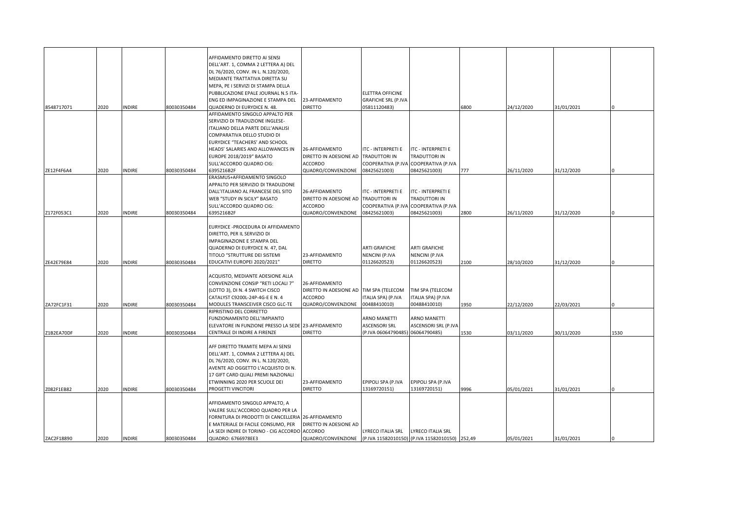| | | | | | | | | | | | |
|---|---|---|---|---|---|---|---|---|---|---|---|
| 8548717071 | 2020 | INDIRE | 80030350484 | AFFIDAMENTO DIRETTO AI SENSI DELL'ART. 1, COMMA 2 LETTERA A) DEL DL 76/2020, CONV. IN L. N.120/2020, MEDIANTE TRATTATIVA DIRETTA SU MEPA, PE I SERVIZI DI STAMPA DELLA PUBBLICAZIONE EPALE JOURNAL N.5 ITA-ENG ED IMPAGINAZIONE E STAMPA DEL QUADERNO DI EURYDICE N. 48. | 23-AFFIDAMENTO DIRETTO | ELETTRA OFFICINE GRAFICHE SRL (P.IVA 05811120483) | | 6800 | 24/12/2020 | 31/01/2021 | 0 |
| ZE12F4F6A4 | 2020 | INDIRE | 80030350484 | AFFIDAMENTO SINGOLO APPALTO PER SERVIZIO DI TRADUZIONE INGLESE-ITALIANO DELLA PARTE DELL'ANALISI COMPARATIVA DELLO STUDIO DI EURYDICE "TEACHERS' AND SCHOOL HEADS' SALARIES AND ALLOWANCES IN EUROPE 2018/2019" BASATO SULL'ACCORDO QUADRO CIG: 6395216B2F | 26-AFFIDAMENTO DIRETTO IN ADESIONE AD ACCORDO QUADRO/CONVENZIONE | ITC - INTERPRETI E TRADUTTORI IN COOPERATIVA (P.IVA 08425621003) | ITC - INTERPRETI E TRADUTTORI IN COOPERATIVA (P.IVA 08425621003) | 777 | 26/11/2020 | 31/12/2020 | 0 |
| Z172F053C1 | 2020 | INDIRE | 80030350484 | ERASMUS+AFFIDAMENTO SINGOLO APPALTO PER SERVIZIO DI TRADUZIONE DALL'ITALIANO AL FRANCESE DEL SITO WEB "STUDY IN SICILY" BASATO SULL'ACCORDO QUADRO CIG: 6395216B2F | 26-AFFIDAMENTO DIRETTO IN ADESIONE AD ACCORDO QUADRO/CONVENZIONE | ITC - INTERPRETI E TRADUTTORI IN COOPERATIVA (P.IVA 08425621003) | ITC - INTERPRETI E TRADUTTORI IN COOPERATIVA (P.IVA 08425621003) | 2800 | 26/11/2020 | 31/12/2020 | 0 |
| ZE42E79E84 | 2020 | INDIRE | 80030350484 | EURYDICE -PROCEDURA DI AFFIDAMENTO DIRETTO, PER IL SERVIZIO DI IMPAGINAZIONE E STAMPA DEL QUADERNO DI EURYDICE N. 47, DAL TITOLO "STRUTTURE DEI SISTEMI EDUCATIVI EUROPEI 2020/2021" | 23-AFFIDAMENTO DIRETTO | ARTI GRAFICHE NENCINI (P.IVA 01126620523) | ARTI GRAFICHE NENCINI (P.IVA 01126620523) | 2100 | 28/10/2020 | 31/12/2020 | 0 |
| ZA72FC1F31 | 2020 | INDIRE | 80030350484 | ACQUISTO, MEDIANTE ADESIONE ALLA CONVENZIONE CONSIP "RETI LOCALI 7" (LOTTO 3), DI N. 4 SWITCH CISCO CATALYST C9200L-24P-4G-E E N. 4 MODULES TRANSCEIVER CISCO GLC-TE | 26-AFFIDAMENTO DIRETTO IN ADESIONE AD ACCORDO QUADRO/CONVENZIONE | TIM SPA (TELECOM ITALIA SPA) (P.IVA 00488410010) | TIM SPA (TELECOM ITALIA SPA) (P.IVA 00488410010) | 1950 | 22/12/2020 | 22/03/2021 | 0 |
| Z1B2EA70DF | 2020 | INDIRE | 80030350484 | RIPRISTINO DEL CORRETTO FUNZIONAMENTO DELL'IMPIANTO ELEVATORE IN FUNZIONE PRESSO LA SEDE CENTRALE DI INDIRE A FIRENZE | 23-AFFIDAMENTO DIRETTO | ARNO MANETTI ASCENSORI SRL (P.IVA 06064790485) | ARNO MANETTI ASCENSORI SRL (P.IVA 06064790485) | 1530 | 03/11/2020 | 30/11/2020 | 1530 |
| Z082F1EB82 | 2020 | INDIRE | 80030350484 | AFF DIRETTO TRAMITE MEPA AI SENSI DELL'ART. 1, COMMA 2 LETTERA A) DEL DL 76/2020, CONV. IN L. N.120/2020, AVENTE AD OGGETTO L'ACQUISTO DI N. 17 GIFT CARD QUALI PREMI NAZIONALI ETWINNING 2020 PER SCUOLE DEI PROGETTI VINCITORI | 23-AFFIDAMENTO DIRETTO | EPIPOLI SPA (P.IVA 13169720151) | EPIPOLI SPA (P.IVA 13169720151) | 9996 | 05/01/2021 | 31/01/2021 | 0 |
| ZAC2F18890 | 2020 | INDIRE | 80030350484 | AFFIDAMENTO SINGOLO APPALTO, A VALERE SULL'ACCORDO QUADRO PER LA FORNITURA DI PRODOTTI DI CANCELLERIA E MATERIALE DI FACILE CONSUMO, PER LA SEDI INDIRE DI TORINO - CIG ACCORDO QUADRO: 6766978EE3 | 26-AFFIDAMENTO DIRETTO IN ADESIONE AD ACCORDO QUADRO/CONVENZIONE | LYRECO ITALIA SRL (P.IVA 11582010150) | LYRECO ITALIA SRL (P.IVA 11582010150) | 252,49 | 05/01/2021 | 31/01/2021 | 0 |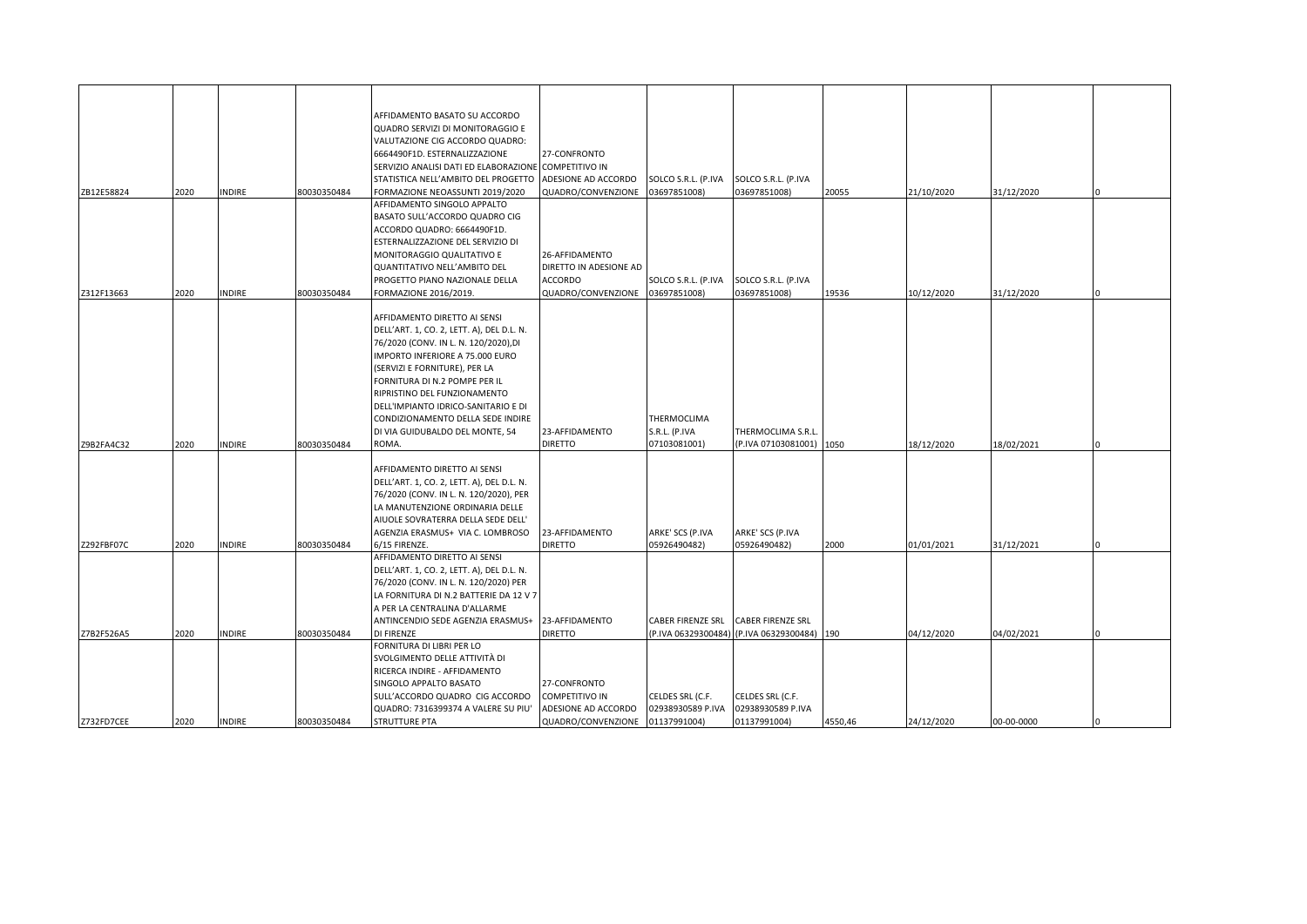| | | | | | | | | | | | |
|---|---|---|---|---|---|---|---|---|---|---|---|
| ZB12E58824 | 2020 | INDIRE | 80030350484 | AFFIDAMENTO BASATO SU ACCORDO QUADRO SERVIZI DI MONITORAGGIO E VALUTAZIONE CIG ACCORDO QUADRO: 6664490F1D. ESTERNALIZZAZIONE SERVIZIO ANALISI DATI ED ELABORAZIONE STATISTICA NELL'AMBITO DEL PROGETTO FORMAZIONE NEOASSUNTI 2019/2020 | 27-CONFRONTO COMPETITIVO IN ADESIONE AD ACCORDO QUADRO/CONVENZIONE | SOLCO S.R.L. (P.IVA 03697851008) | SOLCO S.R.L. (P.IVA 03697851008) | 20055 | 21/10/2020 | 31/12/2020 | 0 |
| Z312F13663 | 2020 | INDIRE | 80030350484 | AFFIDAMENTO SINGOLO APPALTO BASATO SULL'ACCORDO QUADRO CIG ACCORDO QUADRO: 6664490F1D. ESTERNALIZZAZIONE DEL SERVIZIO DI MONITORAGGIO QUALITATIVO E QUANTITATIVO NELL'AMBITO DEL PROGETTO PIANO NAZIONALE DELLA FORMAZIONE 2016/2019. | 26-AFFIDAMENTO DIRETTO IN ADESIONE AD ACCORDO QUADRO/CONVENZIONE | SOLCO S.R.L. (P.IVA 03697851008) | SOLCO S.R.L. (P.IVA 03697851008) | 19536 | 10/12/2020 | 31/12/2020 | 0 |
| Z9B2FA4C32 | 2020 | INDIRE | 80030350484 | AFFIDAMENTO DIRETTO AI SENSI DELL'ART. 1, CO. 2, LETT. A), DEL D.L. N. 76/2020 (CONV. IN L. N. 120/2020),DI IMPORTO INFERIORE A 75.000 EURO (SERVIZI E FORNITURE), PER LA FORNITURA DI N.2 POMPE PER IL RIPRISTINO DEL FUNZIONAMENTO DELL'IMPIANTO IDRICO-SANITARIO E DI CONDIZIONAMENTO DELLA SEDE INDIRE DI VIA GUIDUBALDO DEL MONTE, 54 ROMA. | 23-AFFIDAMENTO DIRETTO | THERMOCLIMA S.R.L. (P.IVA 07103081001) | THERMOCLIMA S.R.L. (P.IVA 07103081001) | 1050 | 18/12/2020 | 18/02/2021 | 0 |
| Z292FBF07C | 2020 | INDIRE | 80030350484 | AFFIDAMENTO DIRETTO AI SENSI DELL'ART. 1, CO. 2, LETT. A), DEL D.L. N. 76/2020 (CONV. IN L. N. 120/2020), PER LA MANUTENZIONE ORDINARIA DELLE AIUOLE SOVRATERRA DELLA SEDE DELL' AGENZIA ERASMUS+ VIA C. LOMBROSO 6/15 FIRENZE. | 23-AFFIDAMENTO DIRETTO | ARKE' SCS (P.IVA 05926490482) | ARKE' SCS (P.IVA 05926490482) | 2000 | 01/01/2021 | 31/12/2021 | 0 |
| Z7B2F526A5 | 2020 | INDIRE | 80030350484 | AFFIDAMENTO DIRETTO AI SENSI DELL'ART. 1, CO. 2, LETT. A), DEL D.L. N. 76/2020 (CONV. IN L. N. 120/2020) PER LA FORNITURA DI N.2 BATTERIE DA 12 V 7 A PER LA CENTRALINA D'ALLARME ANTINCENDIO SEDE AGENZIA ERASMUS+ DI FIRENZE | 23-AFFIDAMENTO DIRETTO | CABER FIRENZE SRL (P.IVA 06329300484) | CABER FIRENZE SRL (P.IVA 06329300484) | 190 | 04/12/2020 | 04/02/2021 | 0 |
| Z732FD7CEE | 2020 | INDIRE | 80030350484 | FORNITURA DI LIBRI PER LO SVOLGIMENTO DELLE ATTIVITÀ DI RICERCA INDIRE - AFFIDAMENTO SINGOLO APPALTO BASATO SULL'ACCORDO QUADRO CIG ACCORDO QUADRO: 7316399374 A VALERE SU PIU' STRUTTURE PTA | 27-CONFRONTO COMPETITIVO IN ADESIONE AD ACCORDO QUADRO/CONVENZIONE | CELDES SRL (C.F. 02938930589 P.IVA 01137991004) | CELDES SRL (C.F. 02938930589 P.IVA 01137991004) | 4550,46 | 24/12/2020 | 00-00-0000 | 0 |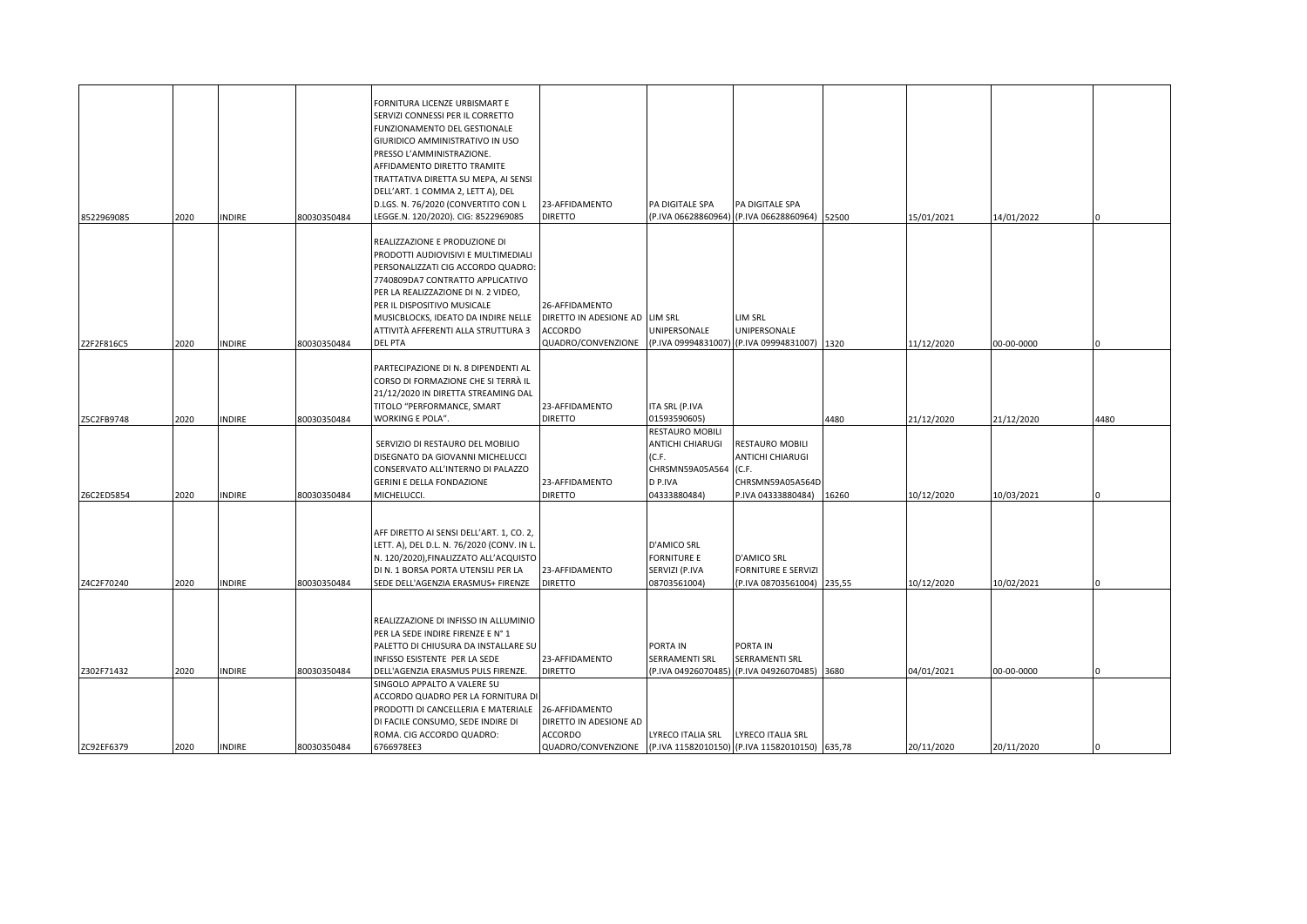| | | | | | | | | | | | |
|---|---|---|---|---|---|---|---|---|---|---|---|
| 8522969085 | 2020 | INDIRE | 80030350484 | FORNITURA LICENZE URBISMART E SERVIZI CONNESSI PER IL CORRETTO FUNZIONAMENTO DEL GESTIONALE GIURIDICO AMMINISTRATIVO IN USO PRESSO L'AMMINISTRAZIONE. AFFIDAMENTO DIRETTO TRAMITE TRATTATIVA DIRETTA SU MEPA, AI SENSI DELL'ART. 1 COMMA 2, LETT A), DEL D.LGS. N. 76/2020 (CONVERTITO CON L LEGGE.N. 120/2020). CIG: 8522969085 | 23-AFFIDAMENTO DIRETTO | PA DIGITALE SPA (P.IVA 06628860964) | PA DIGITALE SPA (P.IVA 06628860964) | 52500 | 15/01/2021 | 14/01/2022 | 0 |
| Z2F2F816C5 | 2020 | INDIRE | 80030350484 | REALIZZAZIONE E PRODUZIONE DI PRODOTTI AUDIOVISIVI E MULTIMEDIALI PERSONALIZZATI CIG ACCORDO QUADRO: 7740809DA7 CONTRATTO APPLICATIVO PER LA REALIZZAZIONE DI N. 2 VIDEO, PER IL DISPOSITIVO MUSICALE MUSICBLOCKS, IDEATO DA INDIRE NELLE ATTIVITÀ AFFERENTI ALLA STRUTTURA 3 DEL PTA | 26-AFFIDAMENTO DIRETTO IN ADESIONE AD ACCORDO QUADRO/CONVENZIONE | LIM SRL UNIPERSONALE (P.IVA 09994831007) | LIM SRL UNIPERSONALE (P.IVA 09994831007) | 1320 | 11/12/2020 | 00-00-0000 | 0 |
| Z5C2FB9748 | 2020 | INDIRE | 80030350484 | PARTECIPAZIONE DI N. 8 DIPENDENTI AL CORSO DI FORMAZIONE CHE SI TERRÀ IL 21/12/2020 IN DIRETTA STREAMING DAL TITOLO "PERFORMANCE, SMART WORKING E POLA". | 23-AFFIDAMENTO DIRETTO | ITA SRL (P.IVA 01593590605) | | 4480 | 21/12/2020 | 21/12/2020 | 4480 |
| Z6C2ED5854 | 2020 | INDIRE | 80030350484 | SERVIZIO DI RESTAURO DEL MOBILIO DISEGNATO DA GIOVANNI MICHELUCCI CONSERVATO ALL'INTERNO DI PALAZZO GERINI E DELLA FONDAZIONE MICHELUCCI. | 23-AFFIDAMENTO DIRETTO | RESTAURO MOBILI ANTICHI CHIARUGI (C.F. CHRSMN59A05A564D P.IVA 04333880484) | RESTAURO MOBILI ANTICHI CHIARUGI (C.F. CHRSMN59A05A564D P.IVA 04333880484) | 16260 | 10/12/2020 | 10/03/2021 | 0 |
| Z4C2F70240 | 2020 | INDIRE | 80030350484 | AFF DIRETTO AI SENSI DELL'ART. 1, CO. 2, LETT. A), DEL D.L. N. 76/2020 (CONV. IN L. N. 120/2020),FINALIZZATO ALL'ACQUISTO DI N. 1 BORSA PORTA UTENSILI PER LA SEDE DELL'AGENZIA ERASMUS+ FIRENZE | 23-AFFIDAMENTO DIRETTO | D'AMICO SRL FORNITURE E SERVIZI (P.IVA 08703561004) | D'AMICO SRL FORNITURE E SERVIZI (P.IVA 08703561004) | 235,55 | 10/12/2020 | 10/02/2021 | 0 |
| Z302F71432 | 2020 | INDIRE | 80030350484 | REALIZZAZIONE DI INFISSO IN ALLUMINIO PER LA SEDE INDIRE FIRENZE E N° 1 PALETTO DI CHIUSURA DA INSTALLARE SU INFISSO ESISTENTE PER LA SEDE DELL'AGENZIA ERASMUS PULS FIRENZE. | 23-AFFIDAMENTO DIRETTO | PORTA IN SERRAMENTI SRL (P.IVA 04926070485) | PORTA IN SERRAMENTI SRL (P.IVA 04926070485) | 3680 | 04/01/2021 | 00-00-0000 | 0 |
| ZC92EF6379 | 2020 | INDIRE | 80030350484 | SINGOLO APPALTO A VALERE SU ACCORDO QUADRO PER LA FORNITURA DI PRODOTTI DI CANCELLERIA E MATERIALE DI FACILE CONSUMO, SEDE INDIRE DI ROMA. CIG ACCORDO QUADRO: 6766978EE3 | 26-AFFIDAMENTO DIRETTO IN ADESIONE AD ACCORDO QUADRO/CONVENZIONE | LYRECO ITALIA SRL (P.IVA 11582010150) | LYRECO ITALIA SRL (P.IVA 11582010150) | 635,78 | 20/11/2020 | 20/11/2020 | 0 |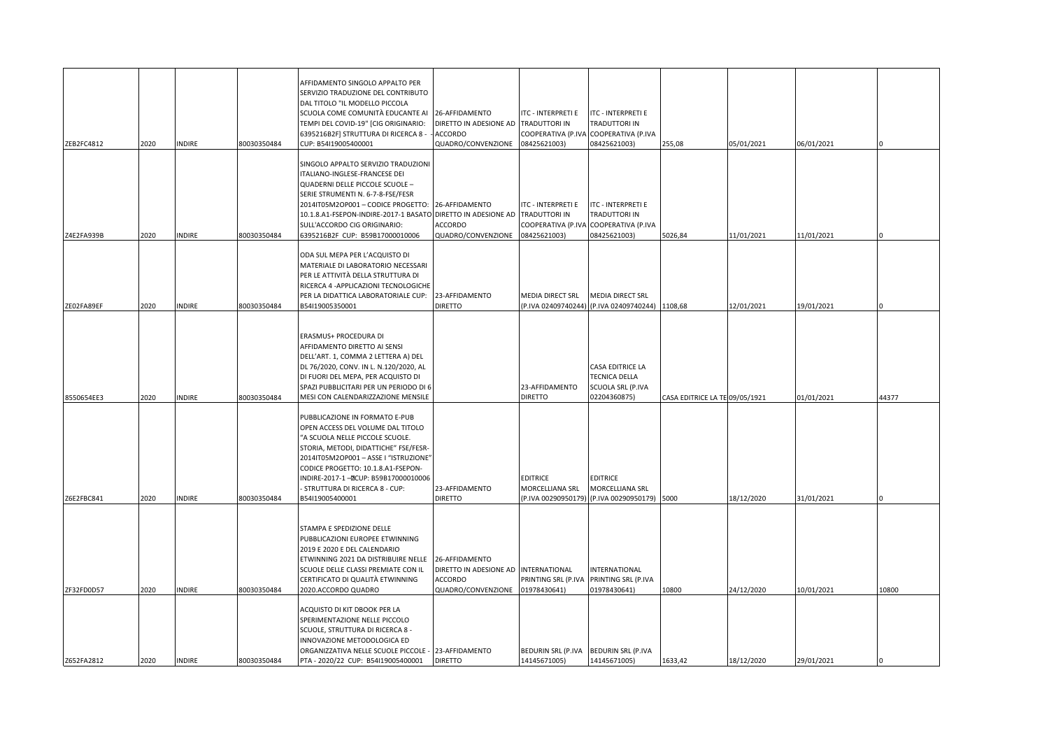| | | | | | | | | | | | |
|---|---|---|---|---|---|---|---|---|---|---|---|
| ZEB2FC4812 | 2020 | INDIRE | 80030350484 | AFFIDAMENTO SINGOLO APPALTO PER SERVIZIO TRADUZIONE DEL CONTRIBUTO DAL TITOLO "IL MODELLO PICCOLA SCUOLA COME COMUNITÀ EDUCANTE AI TEMPI DEL COVID-19" [CIG ORIGINARIO: 6395216B2F] STRUTTURA DI RICERCA 8 - CUP: B54I19005400001 | 26-AFFIDAMENTO DIRETTO IN ADESIONE AD ACCORDO QUADRO/CONVENZIONE | ITC - INTERPRETI E TRADUTTORI IN COOPERATIVA (P.IVA 08425621003) | ITC - INTERPRETI E TRADUTTORI IN COOPERATIVA (P.IVA 08425621003) | 255,08 | 05/01/2021 | 06/01/2021 | 0 |
| Z4E2FA939B | 2020 | INDIRE | 80030350484 | SINGOLO APPALTO SERVIZIO TRADUZIONI ITALIANO-INGLESE-FRANCESE DEI QUADERNI DELLE PICCOLE SCUOLE – SERIE STRUMENTI N. 6-7-8-FSE/FESR 2014IT05M2OP001 – CODICE PROGETTO: 10.1.8.A1-FSEPON-INDIRE-2017-1 BASATO SULL'ACCORDO CIG ORIGINARIO: 6395216B2F CUP: B59B17000010006 | 26-AFFIDAMENTO DIRETTO IN ADESIONE AD ACCORDO QUADRO/CONVENZIONE | ITC - INTERPRETI E TRADUTTORI IN COOPERATIVA (P.IVA 08425621003) | ITC - INTERPRETI E TRADUTTORI IN COOPERATIVA (P.IVA 08425621003) | 5026,84 | 11/01/2021 | 11/01/2021 | 0 |
| ZE02FA89EF | 2020 | INDIRE | 80030350484 | ODA SUL MEPA PER L'ACQUISTO DI MATERIALE DI LABORATORIO NECESSARI PER LE ATTIVITÀ DELLA STRUTTURA DI RICERCA 4 -APPLICAZIONI TECNOLOGICHE PER LA DIDATTICA LABORATORIALE CUP: B54I19005350001 | 23-AFFIDAMENTO DIRETTO | MEDIA DIRECT SRL (P.IVA 02409740244) | MEDIA DIRECT SRL (P.IVA 02409740244) | 1108,68 | 12/01/2021 | 19/01/2021 | 0 |
| 8550654EE3 | 2020 | INDIRE | 80030350484 | ERASMUS+ PROCEDURA DI AFFIDAMENTO DIRETTO AI SENSI DELL'ART. 1, COMMA 2 LETTERA A) DEL DL 76/2020, CONV. IN L. N.120/2020, AL DI FUORI DEL MEPA, PER ACQUISTO DI SPAZI PUBBLICITARI PER UN PERIODO DI 6 MESI CON CALENDARIZZAZIONE MENSILE | | 23-AFFIDAMENTO DIRETTO | CASA EDITRICE LA TECNICA DELLA SCUOLA SRL (P.IVA 02204360875) | CASA EDITRICE LA TE | 09/05/1921 | 01/01/2021 | 44377 |
| Z6E2FBC841 | 2020 | INDIRE | 80030350484 | PUBBLICAZIONE IN FORMATO E-PUB OPEN ACCESS DEL VOLUME DAL TITOLO "A SCUOLA NELLE PICCOLE SCUOLE. STORIA, METODI, DIDATTICHE" FSE/FESR-2014IT05M2OP001 – ASSE I "ISTRUZIONE" CODICE PROGETTO: 10.1.8.A1-FSEPON-INDIRE-2017-1 –CUP: B59B17000010006 - STRUTTURA DI RICERCA 8 - CUP: B54I19005400001 | 23-AFFIDAMENTO DIRETTO | EDITRICE MORCELLIANA SRL (P.IVA 00290950179) | EDITRICE MORCELLIANA SRL (P.IVA 00290950179) | 5000 | 18/12/2020 | 31/01/2021 | 0 |
| ZF32FD0D57 | 2020 | INDIRE | 80030350484 | STAMPA E SPEDIZIONE DELLE PUBBLICAZIONI EUROPEE ETWINNING 2019 E 2020 E DEL CALENDARIO ETWINNING 2021 DA DISTRIBUIRE NELLE SCUOLE DELLE CLASSI PREMIATE CON IL CERTIFICATO DI QUALITÀ ETWINNING 2020.ACCORDO QUADRO | 26-AFFIDAMENTO DIRETTO IN ADESIONE AD ACCORDO QUADRO/CONVENZIONE | INTERNATIONAL PRINTING SRL (P.IVA 01978430641) | INTERNATIONAL PRINTING SRL (P.IVA 01978430641) | 10800 | 24/12/2020 | 10/01/2021 | 10800 |
| Z652FA2812 | 2020 | INDIRE | 80030350484 | ACQUISTO DI KIT DBOOK PER LA SPERIMENTAZIONE NELLE PICCOLO SCUOLE, STRUTTURA DI RICERCA 8 - INNOVAZIONE METODOLOGICA ED ORGANIZZATIVA NELLE SCUOLE PICCOLE - PTA - 2020/22 CUP: B54I19005400001 | 23-AFFIDAMENTO DIRETTO | BEDURIN SRL (P.IVA 14145671005) | BEDURIN SRL (P.IVA 14145671005) | 1633,42 | 18/12/2020 | 29/01/2021 | 0 |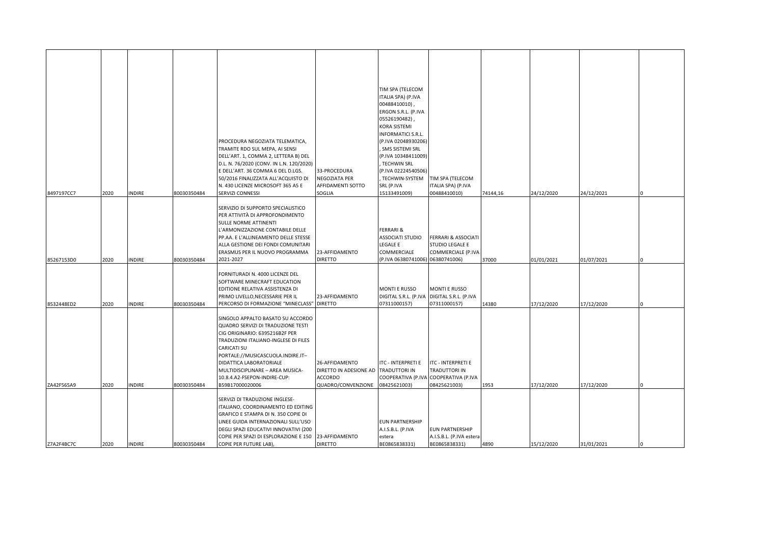| | | | | | | | | | | | |
|---|---|---|---|---|---|---|---|---|---|---|---|
| 8497197CC7 | 2020 | INDIRE | 80030350484 | PROCEDURA NEGOZIATA TELEMATICA, TRAMITE RDO SUL MEPA, AI SENSI DELL'ART. 1, COMMA 2, LETTERA B) DEL D.L. N. 76/2020 (CONV. IN L.N. 120/2020) E DELL'ART. 36 COMMA 6 DEL D.LGS. 50/2016 FINALIZZATA ALL'ACQUISTO DI N. 430 LICENZE MICROSOFT 365 A5 E SERVIZI CONNESSI | 33-PROCEDURA NEGOZIATA PER AFFIDAMENTI SOTTO SOGLIA | TIM SPA (TELECOM ITALIA SPA) (P.IVA 00488410010) , ERGON S.R.L. (P.IVA 05526190482) , KORA SISTEMI INFORMATICI S.R.L. (P.IVA 02048930206) , SMS SISTEMI SRL (P.IVA 10348411009) , TECHWIN SRL (P.IVA 02224540506) , TECHWIN-SYSTEM SRL (P.IVA 15133491009) | TIM SPA (TELECOM ITALIA SPA) (P.IVA 00488410010) | 74144,16 | 24/12/2020 | 24/12/2021 | 0 |
| 85267153D0 | 2020 | INDIRE | 80030350484 | SERVIZIO DI SUPPORTO SPECIALISTICO PER ATTIVITÀ DI APPROFONDIMENTO SULLE NORME ATTINENTI L'ARMONIZZAZIONE CONTABILE DELLE PP.AA. E L'ALLINEAMENTO DELLE STESSE ALLA GESTIONE DEI FONDI COMUNITARI ERASMUS PER IL NUOVO PROGRAMMA 2021-2027 | 23-AFFIDAMENTO DIRETTO | FERRARI & ASSOCIATI STUDIO LEGALE E COMMERCIALE (P.IVA 06380741006) | FERRARI & ASSOCIATI STUDIO LEGALE E COMMERCIALE (P.IVA 06380741006) | 37000 | 01/01/2021 | 01/07/2021 | 0 |
| 8532448ED2 | 2020 | INDIRE | 80030350484 | FORNITURADI N. 4000 LICENZE DEL SOFTWARE MINECRAFT EDUCATION EDITIONE RELATIVA ASSISTENZA DI PRIMO LIVELLO,NECESSARIE PER IL PERCORSO DI FORMAZIONE "MINECLASS" | 23-AFFIDAMENTO DIRETTO | MONTI E RUSSO DIGITAL S.R.L. (P.IVA 07311000157) | MONTI E RUSSO DIGITAL S.R.L. (P.IVA 07311000157) | 14380 | 17/12/2020 | 17/12/2020 | 0 |
| ZA42F565A9 | 2020 | INDIRE | 80030350484 | SINGOLO APPALTO BASATO SU ACCORDO QUADRO SERVIZI DI TRADUZIONE TESTI CIG ORIGINARIO: 6395216B2F PER TRADUZIONI ITALIANO-INGLESE DI FILES CARICATI SU PORTALE://MUSICASCUOLA.INDIRE.IT– DIDATTICA LABORATORIALE MULTIDISCIPLINARE – AREA MUSICA-10.8.4.A2-FSEPON-INDIRE-CUP: B59B17000020006 | 26-AFFIDAMENTO DIRETTO IN ADESIONE AD ACCORDO QUADRO/CONVENZIONE | ITC - INTERPRETI E TRADUTTORI IN COOPERATIVA (P.IVA 08425621003) | ITC - INTERPRETI E TRADUTTORI IN COOPERATIVA (P.IVA 08425621003) | 1953 | 17/12/2020 | 17/12/2020 | 0 |
| Z7A2F4BC7C | 2020 | INDIRE | 80030350484 | SERVIZI DI TRADUZIONE INGLESE-ITALIANO, COORDINAMENTO ED EDITING GRAFICO E STAMPA DI N. 350 COPIE DI LINEE GUIDA INTERNAZIONALI SULL'USO DEGLI SPAZI EDUCATIVI INNOVATIVI (200 COPIE PER SPAZI DI ESPLORAZIONE E 150 COPIE PER FUTURE LAB), | 23-AFFIDAMENTO DIRETTO | EUN PARTNERSHIP A.I.S.B.L. (P.IVA estera BE0865838331) | EUN PARTNERSHIP A.I.S.B.L. (P.IVA estera BE0865838331) | 4890 | 15/12/2020 | 31/01/2021 | 0 |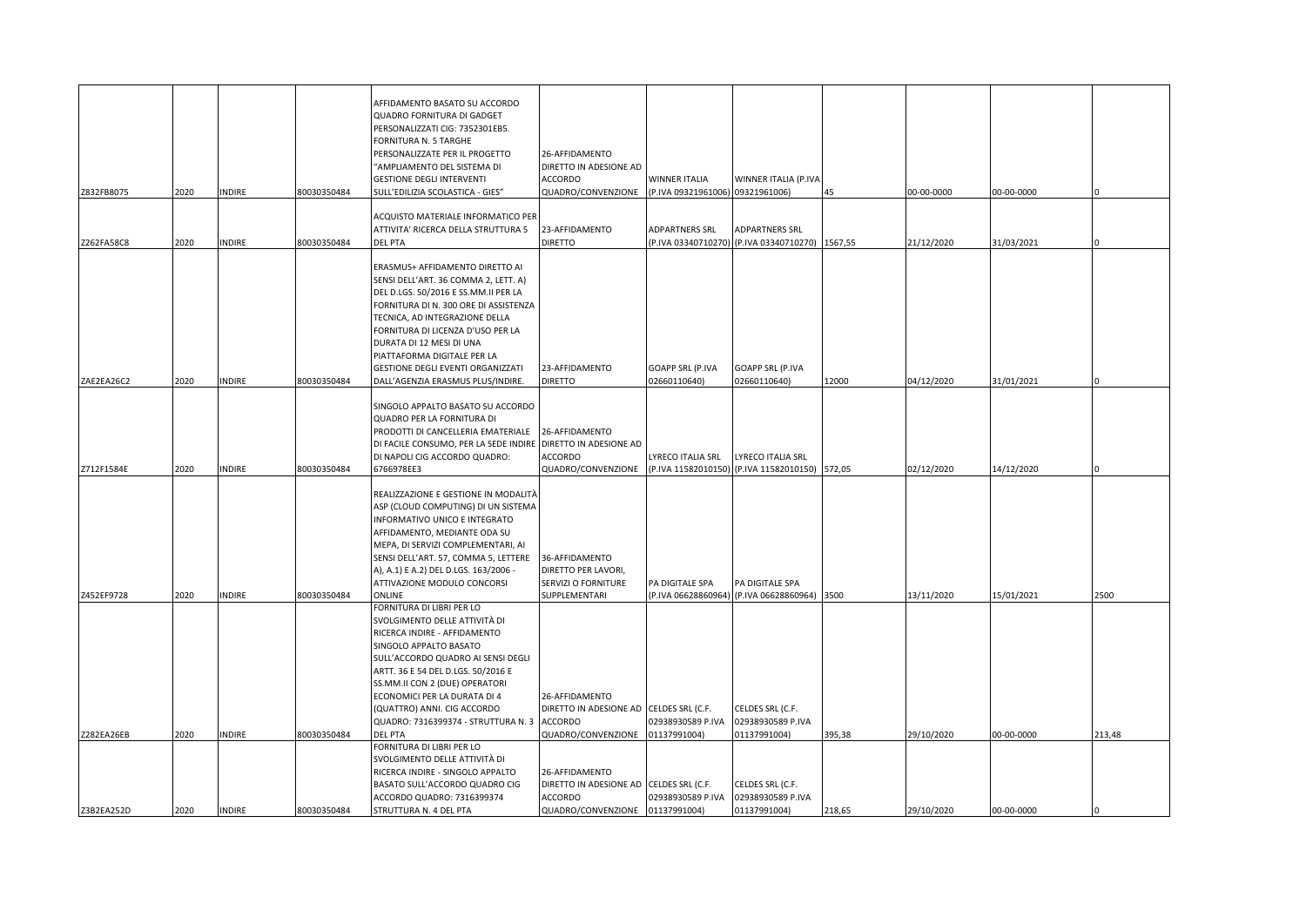| | | | | | | | | | | | |
|---|---|---|---|---|---|---|---|---|---|---|---|
| Z832FB8075 | 2020 | INDIRE | 80030350484 | AFFIDAMENTO BASATO SU ACCORDO QUADRO FORNITURA DI GADGET PERSONALIZZATI CIG: 7352301EB5. FORNITURA N. 5 TARGHE PERSONALIZZATE PER IL PROGETTO "AMPLIAMENTO DEL SISTEMA DI GESTIONE DEGLI INTERVENTI SULL'EDILIZIA SCOLASTICA - GIES" | 26-AFFIDAMENTO DIRETTO IN ADESIONE AD ACCORDO QUADRO/CONVENZIONE | WINNER ITALIA (P.IVA 09321961006) | WINNER ITALIA (P.IVA 09321961006) | 45 | 00-00-0000 | 00-00-0000 | 0 |
| Z262FA58C8 | 2020 | INDIRE | 80030350484 | ACQUISTO MATERIALE INFORMATICO PER ATTIVITA' RICERCA DELLA STRUTTURA 5 DEL PTA | 23-AFFIDAMENTO DIRETTO | ADPARTNERS SRL (P.IVA 03340710270) | ADPARTNERS SRL (P.IVA 03340710270) | 1567,55 | 21/12/2020 | 31/03/2021 | 0 |
| ZAE2EA26C2 | 2020 | INDIRE | 80030350484 | ERASMUS+ AFFIDAMENTO DIRETTO AI SENSI DELL'ART. 36 COMMA 2, LETT. A) DEL D.LGS. 50/2016 E SS.MM.II PER LA FORNITURA DI N. 300 ORE DI ASSISTENZA TECNICA, AD INTEGRAZIONE DELLA FORNITURA DI LICENZA D'USO PER LA DURATA DI 12 MESI DI UNA PIATTAFORMA DIGITALE PER LA GESTIONE DEGLI EVENTI ORGANIZZATI DALL'AGENZIA ERASMUS PLUS/INDIRE. | 23-AFFIDAMENTO DIRETTO | GOAPP SRL (P.IVA 02660110640) | GOAPP SRL (P.IVA 02660110640) | 12000 | 04/12/2020 | 31/01/2021 | 0 |
| Z712F1584E | 2020 | INDIRE | 80030350484 | SINGOLO APPALTO BASATO SU ACCORDO QUADRO PER LA FORNITURA DI PRODOTTI DI CANCELLERIA EMATERIALE DI FACILE CONSUMO, PER LA SEDE INDIRE DI NAPOLI CIG ACCORDO QUADRO: 6766978EE3 | 26-AFFIDAMENTO DIRETTO IN ADESIONE AD ACCORDO QUADRO/CONVENZIONE | LYRECO ITALIA SRL (P.IVA 11582010150) | LYRECO ITALIA SRL (P.IVA 11582010150) | 572,05 | 02/12/2020 | 14/12/2020 | 0 |
| Z452EF9728 | 2020 | INDIRE | 80030350484 | REALIZZAZIONE E GESTIONE IN MODALITÀ ASP (CLOUD COMPUTING) DI UN SISTEMA INFORMATIVO UNICO E INTEGRATO AFFIDAMENTO, MEDIANTE ODA SU MEPA, DI SERVIZI COMPLEMENTARI, AI SENSI DELL'ART. 57, COMMA 5, LETTERE A), A.1) E A.2) DEL D.LGS. 163/2006 - ATTIVAZIONE MODULO CONCORSI ONLINE | 36-AFFIDAMENTO DIRETTO PER LAVORI, SERVIZI O FORNITURE SUPPLEMENTARI | PA DIGITALE SPA (P.IVA 06628860964) | PA DIGITALE SPA (P.IVA 06628860964) | 3500 | 13/11/2020 | 15/01/2021 | 2500 |
| Z282EA26EB | 2020 | INDIRE | 80030350484 | FORNITURA DI LIBRI PER LO SVOLGIMENTO DELLE ATTIVITÀ DI RICERCA INDIRE - AFFIDAMENTO SINGOLO APPALTO BASATO SULL'ACCORDO QUADRO AI SENSI DEGLI ARTT. 36 E 54 DEL D.LGS. 50/2016 E SS.MM.II CON 2 (DUE) OPERATORI ECONOMICI PER LA DURATA DI 4 (QUATTRO) ANNI. CIG ACCORDO QUADRO: 7316399374 - STRUTTURA N. 3 DEL PTA | 26-AFFIDAMENTO DIRETTO IN ADESIONE AD ACCORDO QUADRO/CONVENZIONE | CELDES SRL (C.F. 02938930589 P.IVA 01137991004) | CELDES SRL (C.F. 02938930589 P.IVA 01137991004) | 395,38 | 29/10/2020 | 00-00-0000 | 213,48 |
| Z3B2EA252D | 2020 | INDIRE | 80030350484 | FORNITURA DI LIBRI PER LO SVOLGIMENTO DELLE ATTIVITÀ DI RICERCA INDIRE - SINGOLO APPALTO BASATO SULL'ACCORDO QUADRO CIG ACCORDO QUADRO: 7316399374 STRUTTURA N. 4 DEL PTA | 26-AFFIDAMENTO DIRETTO IN ADESIONE AD ACCORDO QUADRO/CONVENZIONE | CELDES SRL (C.F. 02938930589 P.IVA 01137991004) | CELDES SRL (C.F. 02938930589 P.IVA 01137991004) | 218,65 | 29/10/2020 | 00-00-0000 | 0 |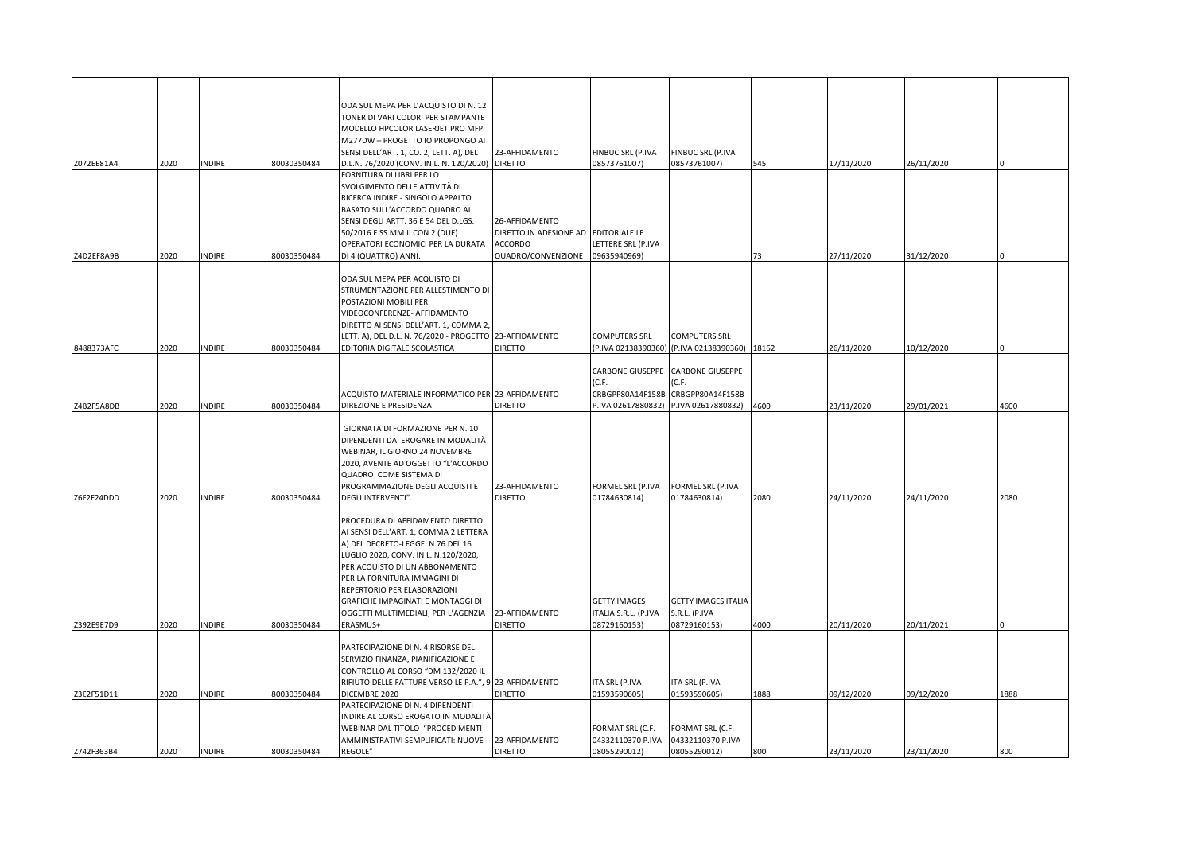| | | | | | | | | | | | |
|---|---|---|---|---|---|---|---|---|---|---|---|
| Z072EE81A4 | 2020 | INDIRE | 80030350484 | ODA SUL MEPA PER L'ACQUISTO DI N. 12 TONER DI VARI COLORI PER STAMPANTE MODELLO HPCOLOR LASERJET PRO MFP M277DW – PROGETTO IO PROPONGO AI SENSI DELL'ART. 1, CO. 2, LETT. A), DEL D.L.N. 76/2020 (CONV. IN L. N. 120/2020) | 23-AFFIDAMENTO DIRETTO | FINBUC SRL (P.IVA 08573761007) | FINBUC SRL (P.IVA 08573761007) | 545 | 17/11/2020 | 26/11/2020 | 0 |
| Z4D2EF8A9B | 2020 | INDIRE | 80030350484 | FORNITURA DI LIBRI PER LO SVOLGIMENTO DELLE ATTIVITÀ DI RICERCA INDIRE - SINGOLO APPALTO BASATO SULL'ACCORDO QUADRO AI SENSI DEGLI ARTT. 36 E 54 DEL D.LGS. 50/2016 E SS.MM.II CON 2 (DUE) OPERATORI ECONOMICI PER LA DURATA DI 4 (QUATTRO) ANNI. | 26-AFFIDAMENTO DIRETTO IN ADESIONE AD ACCORDO QUADRO/CONVENZIONE | EDITORIALE LE LETTERE SRL (P.IVA 09635940969) | | 73 | 27/11/2020 | 31/12/2020 | 0 |
| 8488373AFC | 2020 | INDIRE | 80030350484 | ODA SUL MEPA PER ACQUISTO DI STRUMENTAZIONE PER ALLESTIMENTO DI POSTAZIONI MOBILI PER VIDEOCONFERENZE- AFFIDAMENTO DIRETTO AI SENSI DELL'ART. 1, COMMA 2, LETT. A), DEL D.L. N. 76/2020 - PROGETTO EDITORIA DIGITALE SCOLASTICA | 23-AFFIDAMENTO DIRETTO | COMPUTERS SRL (P.IVA 02138390360) | COMPUTERS SRL (P.IVA 02138390360) | 18162 | 26/11/2020 | 10/12/2020 | 0 |
| Z4B2F5A8DB | 2020 | INDIRE | 80030350484 | ACQUISTO MATERIALE INFORMATICO PER DIREZIONE E PRESIDENZA | 23-AFFIDAMENTO DIRETTO | CARBONE GIUSEPPE (C.F. CRBGPP80A14F158B P.IVA 02617880832) | CARBONE GIUSEPPE (C.F. CRBGPP80A14F158B P.IVA 02617880832) | 4600 | 23/11/2020 | 29/01/2021 | 4600 |
| Z6F2F24DDD | 2020 | INDIRE | 80030350484 | GIORNATA DI FORMAZIONE PER N. 10 DIPENDENTI DA EROGARE IN MODALITÀ WEBINAR, IL GIORNO 24 NOVEMBRE 2020, AVENTE AD OGGETTO "L'ACCORDO QUADRO COME SISTEMA DI PROGRAMMAZIONE DEGLI ACQUISTI E DEGLI INTERVENTI". | 23-AFFIDAMENTO DIRETTO | FORMEL SRL (P.IVA 01784630814) | FORMEL SRL (P.IVA 01784630814) | 2080 | 24/11/2020 | 24/11/2020 | 2080 |
| Z392E9E7D9 | 2020 | INDIRE | 80030350484 | PROCEDURA DI AFFIDAMENTO DIRETTO AI SENSI DELL'ART. 1, COMMA 2 LETTERA A) DEL DECRETO-LEGGE N.76 DEL 16 LUGLIO 2020, CONV. IN L. N.120/2020, PER ACQUISTO DI UN ABBONAMENTO PER LA FORNITURA IMMAGINI DI REPERTORIO PER ELABORAZIONI GRAFICHE IMPAGINATI E MONTAGGI DI OGGETTI MULTIMEDIALI, PER L'AGENZIA ERASMUS+ | 23-AFFIDAMENTO DIRETTO | GETTY IMAGES ITALIA S.R.L. (P.IVA 08729160153) | GETTY IMAGES ITALIA S.R.L. (P.IVA 08729160153) | 4000 | 20/11/2020 | 20/11/2021 | 0 |
| Z3E2F51D11 | 2020 | INDIRE | 80030350484 | PARTECIPAZIONE DI N. 4 RISORSE DEL SERVIZIO FINANZA, PIANIFICAZIONE E CONTROLLO AL CORSO "DM 132/2020 IL RIFIUTO DELLE FATTURE VERSO LE P.A.", 9 DICEMBRE 2020 | 23-AFFIDAMENTO DIRETTO | ITA SRL (P.IVA 01593590605) | ITA SRL (P.IVA 01593590605) | 1888 | 09/12/2020 | 09/12/2020 | 1888 |
| Z742F363B4 | 2020 | INDIRE | 80030350484 | PARTECIPAZIONE DI N. 4 DIPENDENTI INDIRE AL CORSO EROGATO IN MODALITÀ WEBINAR DAL TITOLO "PROCEDIMENTI AMMINISTRATIVI SEMPLIFICATI: NUOVE REGOLE" | 23-AFFIDAMENTO DIRETTO | FORMAT SRL (C.F. 04332110370 P.IVA 08055290012) | FORMAT SRL (C.F. 04332110370 P.IVA 08055290012) | 800 | 23/11/2020 | 23/11/2020 | 800 |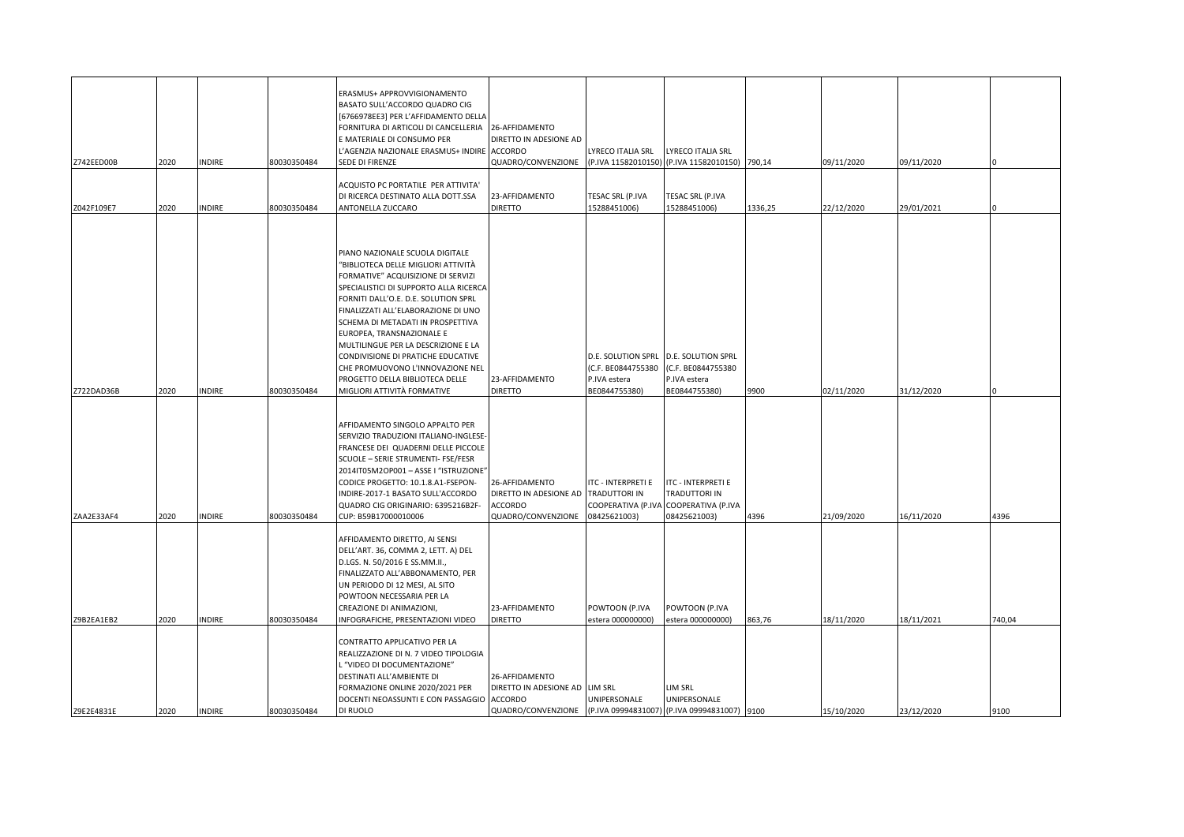| | | | | | | | | | | | |
|---|---|---|---|---|---|---|---|---|---|---|---|
| Z742EED00B | 2020 | INDIRE | 80030350484 | ERASMUS+ APPROVVIGIONAMENTO BASATO SULL'ACCORDO QUADRO CIG [6766978EE3] PER L'AFFIDAMENTO DELLA FORNITURA DI ARTICOLI DI CANCELLERIA E MATERIALE DI CONSUMO PER L'AGENZIA NAZIONALE ERASMUS+ INDIRE SEDE DI FIRENZE | 26-AFFIDAMENTO DIRETTO IN ADESIONE AD ACCORDO QUADRO/CONVENZIONE | LYRECO ITALIA SRL (P.IVA 11582010150) | LYRECO ITALIA SRL (P.IVA 11582010150) | 790,14 | 09/11/2020 | 09/11/2020 | 0 |
| Z042F109E7 | 2020 | INDIRE | 80030350484 | ACQUISTO PC PORTATILE PER ATTIVITA' DI RICERCA DESTINATO ALLA DOTT.SSA ANTONELLA ZUCCARO | 23-AFFIDAMENTO DIRETTO | TESAC SRL (P.IVA 15288451006) | TESAC SRL (P.IVA 15288451006) | 1336,25 | 22/12/2020 | 29/01/2021 | 0 |
| Z722DAD36B | 2020 | INDIRE | 80030350484 | PIANO NAZIONALE SCUOLA DIGITALE "BIBLIOTECA DELLE MIGLIORI ATTIVITÀ FORMATIVE" ACQUISIZIONE DI SERVIZI SPECIALISTICI DI SUPPORTO ALLA RICERCA FORNITI DALL'O.E. D.E. SOLUTION SPRL FINALIZZATI ALL'ELABORAZIONE DI UNO SCHEMA DI METADATI IN PROSPETTIVA EUROPEA, TRANSNAZIONALE E MULTILINGUE PER LA DESCRIZIONE E LA CONDIVISIONE DI PRATICHE EDUCATIVE CHE PROMUOVONO L'INNOVAZIONE NEL PROGETTO DELLA BIBLIOTECA DELLE MIGLIORI ATTIVITÀ FORMATIVE | 23-AFFIDAMENTO DIRETTO | D.E. SOLUTION SPRL (C.F. BE0844755380 P.IVA estera BE0844755380) | D.E. SOLUTION SPRL (C.F. BE0844755380 P.IVA estera BE0844755380) | 9900 | 02/11/2020 | 31/12/2020 | 0 |
| ZAA2E33AF4 | 2020 | INDIRE | 80030350484 | AFFIDAMENTO SINGOLO APPALTO PER SERVIZIO TRADUZIONI ITALIANO-INGLESE-FRANCESE DEI QUADERNI DELLE PICCOLE SCUOLE – SERIE STRUMENTI- FSE/FESR 2014IT05M2OP001 – ASSE I "ISTRUZIONE" CODICE PROGETTO: 10.1.8.A1-FSEPON-INDIRE-2017-1 BASATO SULL'ACCORDO QUADRO CIG ORIGINARIO: 6395216B2F-CUP: B59B17000010006 | 26-AFFIDAMENTO DIRETTO IN ADESIONE AD ACCORDO QUADRO/CONVENZIONE | ITC - INTERPRETI E TRADUTTORI IN COOPERATIVA (P.IVA 08425621003) | ITC - INTERPRETI E TRADUTTORI IN COOPERATIVA (P.IVA 08425621003) | 4396 | 21/09/2020 | 16/11/2020 | 4396 |
| Z9B2EA1EB2 | 2020 | INDIRE | 80030350484 | AFFIDAMENTO DIRETTO, AI SENSI DELL'ART. 36, COMMA 2, LETT. A) DEL D.LGS. N. 50/2016 E SS.MM.II., FINALIZZATO ALL'ABBONAMENTO, PER UN PERIODO DI 12 MESI, AL SITO POWTOON NECESSARIA PER LA CREAZIONE DI ANIMAZIONI, INFOGRAFICHE, PRESENTAZIONI VIDEO | 23-AFFIDAMENTO DIRETTO | POWTOON (P.IVA estera 000000000) | POWTOON (P.IVA estera 000000000) | 863,76 | 18/11/2020 | 18/11/2021 | 740,04 |
| Z9E2E4831E | 2020 | INDIRE | 80030350484 | CONTRATTO APPLICATIVO PER LA REALIZZAZIONE DI N. 7 VIDEO TIPOLOGIA L "VIDEO DI DOCUMENTAZIONE" DESTINATI ALL'AMBIENTE DI FORMAZIONE ONLINE 2020/2021 PER DOCENTI NEOASSUNTI E CON PASSAGGIO DI RUOLO | 26-AFFIDAMENTO DIRETTO IN ADESIONE AD ACCORDO QUADRO/CONVENZIONE | LIM SRL UNIPERSONALE (P.IVA 09994831007) | LIM SRL UNIPERSONALE (P.IVA 09994831007) | 9100 | 15/10/2020 | 23/12/2020 | 9100 |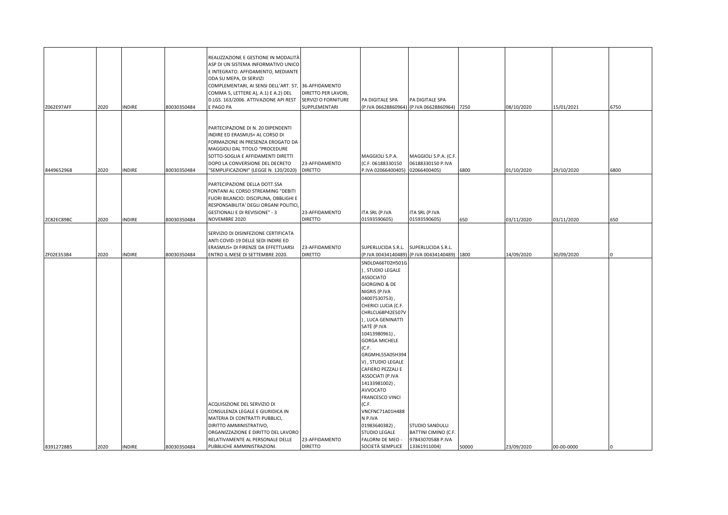| | | | | | | | | | | | |
|---|---|---|---|---|---|---|---|---|---|---|---|
| Z062E97AFF | 2020 | INDIRE | 80030350484 | REALIZZAZIONE E GESTIONE IN MODALITÀ ASP DI UN SISTEMA INFORMATIVO UNICO E INTEGRATO. AFFIDAMENTO, MEDIANTE ODA SU MEPA, DI SERVIZI COMPLEMENTARI, AI SENSI DELL'ART. 57, COMMA 5, LETTERE A), A.1) E A.2) DEL D.LGS. 163/2006. ATTIVAZIONE API REST E PAGO PA | 36-AFFIDAMENTO DIRETTO PER LAVORI, SERVIZI O FORNITURE SUPPLEMENTARI | PA DIGITALE SPA (P.IVA 06628860964) | PA DIGITALE SPA (P.IVA 06628860964) | 7250 | 08/10/2020 | 15/01/2021 | 6750 |
| 8449652968 | 2020 | INDIRE | 80030350484 | PARTECIPAZIONE DI N. 20 DIPENDENTI INDIRE ED ERASMUS+ AL CORSO DI FORMAZIONE IN PRESENZA EROGATO DA MAGGIOLI DAL TITOLO "PROCEDURE SOTTO-SOGLIA E AFFIDAMENTI DIRETTI DOPO LA CONVERSIONE DEL DECRETO "SEMPLIFICAZIONI" (LEGGE N. 120/2020) | 23-AFFIDAMENTO DIRETTO | MAGGIOLI S.P.A. (C.F. 06188330150 P.IVA 02066400405) | MAGGIOLI S.P.A. (C.F. 06188330150 P.IVA 02066400405) | 6800 | 01/10/2020 | 29/10/2020 | 6800 |
| ZC82EC89BC | 2020 | INDIRE | 80030350484 | PARTECIPAZIONE DELLA DOTT.SSA FONTANI AL CORSO STREAMING "DEBITI FUORI BILANCIO: DISCIPLINA, OBBLIGHI E RESPONSABILITA' DEGLI ORGANI POLITICI, GESTIONALI E DI REVISIONE" - 3 NOVEMBRE 2020 | 23-AFFIDAMENTO DIRETTO | ITA SRL (P.IVA 01593590605) | ITA SRL (P.IVA 01593590605) | 650 | 03/11/2020 | 03/11/2020 | 650 |
| ZF02E353B4 | 2020 | INDIRE | 80030350484 | SERVIZIO DI DISINFEZIONE CERTIFICATA ANTI COVID-19 DELLE SEDI INDIRE ED ERASMUS+ DI FIRENZE DA EFFETTUARSI ENTRO IL MESE DI SETTEMBRE 2020. | 23-AFFIDAMENTO DIRETTO | SUPERLUCIDA S.R.L. (P.IVA 00434140489) | SUPERLUCIDA S.R.L. (P.IVA 00434140489) | 1800 | 14/09/2020 | 30/09/2020 | 0 |
| 83912728B5 | 2020 | INDIRE | 80030350484 | ACQUISIZIONE DEL SERVIZIO DI CONSULENZA LEGALE E GIURIDICA IN MATERIA DI CONTRATTI PUBBLICI, DIRITTO AMMINISTRATIVO, ORGANIZZAZIONE E DIRITTO DEL LAVORO RELATIVAMENTE AL PERSONALE DELLE PUBBLICHE AMMINISTRAZIONI. | 23-AFFIDAMENTO DIRETTO | SNDLDA66T02H501G) , STUDIO LEGALE ASSOCIATO GIORGINO & DE NIGRIS (P.IVA 04007530753) , CHERICI LUCIA (C.F. CHRLCU68P42E507V) , LUCA GENINATTI SATÈ (P.IVA 10413980961) , GORGA MICHELE (C.F. GRGMHL55A05H394V) , STUDIO LEGALE CAFIERO PEZZALI E ASSOCIATI (P.IVA 14133981002) , AVVOCATO FRANCESCO VINCI (C.F. VNCFNC71A01H488N P.IVA 01983640382) , STUDIO LEGALE FALORNI DE MEO - SOCIETÀ SEMPLICE | STUDIO SANDULLI BATTINI CIMINO (C.F. 97843070588 P.IVA 13361911004) | 50000 | 23/09/2020 | 00-00-0000 | 0 |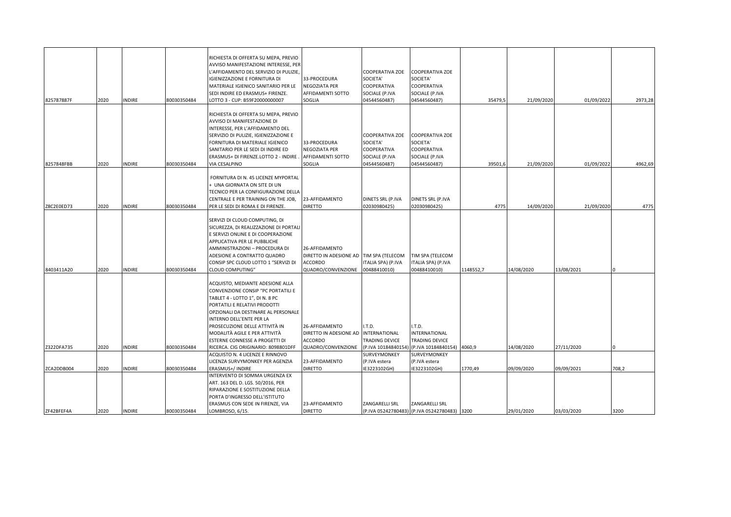| | | | | | | | | | | | |
|---|---|---|---|---|---|---|---|---|---|---|---|
| 825787887F | 2020 | INDIRE | 80030350484 | RICHIESTA DI OFFERTA SU MEPA, PREVIO AVVISO MANIFESTAZIONE INTERESSE, PER L'AFFIDAMENTO DEL SERVIZIO DI PULIZIE, IGIENIZZAZIONE E FORNITURA DI MATERIALE IGIENICO SANITARIO PER LE SEDI INDIRE ED ERASMUS+ FIRENZE. LOTTO 3 - CUP: B59F20000000007 | 33-PROCEDURA NEGOZIATA PER AFFIDAMENTI SOTTO SOGLIA | COOPERATIVA ZOE SOCIETA' COOPERATIVA SOCIALE (P.IVA 04544560487) | COOPERATIVA ZOE SOCIETA' COOPERATIVA SOCIALE (P.IVA 04544560487) | 35479,5 | 21/09/2020 | 01/09/2022 | 2973,28 |
| 8257848FBB | 2020 | INDIRE | 80030350484 | RICHIESTA DI OFFERTA SU MEPA, PREVIO AVVISO DI MANIFESTAZIONE DI INTERESSE, PER L'AFFIDAMENTO DEL SERVIZIO DI PULIZIE, IGIENIZZAZIONE E FORNITURA DI MATERIALE IGIENICO SANITARIO PER LE SEDI DI INDIRE ED ERASMUS+ DI FIRENZE.LOTTO 2 - INDIRE . VIA CESALPINO | 33-PROCEDURA NEGOZIATA PER AFFIDAMENTI SOTTO SOGLIA | COOPERATIVA ZOE SOCIETA' COOPERATIVA SOCIALE (P.IVA 04544560487) | COOPERATIVA ZOE SOCIETA' COOPERATIVA SOCIALE (P.IVA 04544560487) | 39501,6 | 21/09/2020 | 01/09/2022 | 4962,69 |
| Z8C2E0ED73 | 2020 | INDIRE | 80030350484 | FORNITURA DI N. 45 LICENZE MYPORTAL + UNA GIORNATA ON SITE DI UN TECNICO PER LA CONFIGURAZIONE DELLA CENTRALE E PER TRAINING ON THE JOB, PER LE SEDI DI ROMA E DI FIRENZE. | 23-AFFIDAMENTO DIRETTO | DINETS SRL (P.IVA 02030980425) | DINETS SRL (P.IVA 02030980425) | 4775 | 14/09/2020 | 21/09/2020 | 4775 |
| 8403411A20 | 2020 | INDIRE | 80030350484 | SERVIZI DI CLOUD COMPUTING, DI SICUREZZA, DI REALIZZAZIONE DI PORTALI E SERVIZI ONLINE E DI COOPERAZIONE APPLICATIVA PER LE PUBBLICHE AMMINISTRAZIONI – PROCEDURA DI ADESIONE A CONTRATTO QUADRO CONSIP SPC CLOUD LOTTO 1 "SERVIZI DI CLOUD COMPUTING" | 26-AFFIDAMENTO DIRETTO IN ADESIONE AD ACCORDO QUADRO/CONVENZIONE | TIM SPA (TELECOM ITALIA SPA) (P.IVA 00488410010) | TIM SPA (TELECOM ITALIA SPA) (P.IVA 00488410010) | 1148552,7 | 14/08/2020 | 13/08/2021 | 0 |
| Z322DFA735 | 2020 | INDIRE | 80030350484 | ACQUISTO, MEDIANTE ADESIONE ALLA CONVENZIONE CONSIP "PC PORTATILI E TABLET 4 - LOTTO 1", DI N. 8 PC PORTATILI E RELATIVI PRODOTTI OPZIONALI DA DESTINARE AL PERSONALE INTERNO DELL'ENTE PER LA PROSECUZIONE DELLE ATTIVITÀ IN MODALITÀ AGILE E PER ATTIVITÀ ESTERNE CONNESSE A PROGETTI DI RICERCA. CIG ORIGINARIO: 8098801DFF | 26-AFFIDAMENTO DIRETTO IN ADESIONE AD ACCORDO QUADRO/CONVENZIONE | I.T.D. INTERNATIONAL TRADING DEVICE (P.IVA 10184840154) | I.T.D. INTERNATIONAL TRADING DEVICE (P.IVA 10184840154) | 4060,9 | 14/08/2020 | 27/11/2020 | 0 |
| ZCA2DDB004 | 2020 | INDIRE | 80030350484 | ACQUISTO N. 4 LICENZE E RINNOVO LICENZA SURVYMONKEY PER AGENZIA ERASMUS+/ INDIRE | 23-AFFIDAMENTO DIRETTO | SURVEYMONKEY (P.IVA estera IE3223102GH) | SURVEYMONKEY (P.IVA estera IE3223102GH) | 1770,49 | 09/09/2020 | 09/09/2021 | 708,2 |
| ZF42BFEF4A | 2020 | INDIRE | 80030350484 | INTERVENTO DI SOMMA URGENZA EX ART. 163 DEL D. LGS. 50/2016, PER RIPARAZIONE E SOSTITUZIONE DELLA PORTA D'INGRESSO DELL'ISTITUTO ERASMUS CON SEDE IN FIRENZE, VIA LOMBROSO, 6/15. | 23-AFFIDAMENTO DIRETTO | ZANGARELLI SRL (P.IVA 05242780483) | ZANGARELLI SRL (P.IVA 05242780483) | 3200 | 29/01/2020 | 03/03/2020 | 3200 |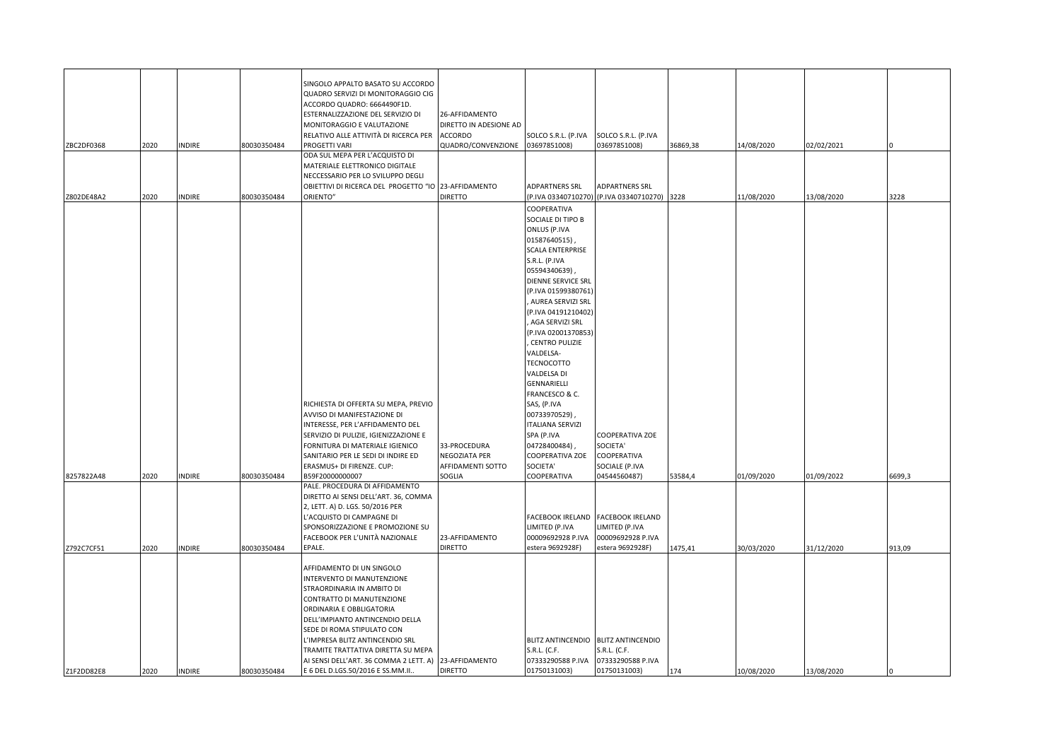| | | | | | | | | | | | |
|---|---|---|---|---|---|---|---|---|---|---|---|
| ZBC2DF0368 | 2020 | INDIRE | 80030350484 | SINGOLO APPALTO BASATO SU ACCORDO QUADRO SERVIZI DI MONITORAGGIO CIG ACCORDO QUADRO: 6664490F1D. ESTERNALIZZAZIONE DEL SERVIZIO DI MONITORAGGIO E VALUTAZIONE RELATIVO ALLE ATTIVITÀ DI RICERCA PER PROGETTI VARI | 26-AFFIDAMENTO DIRETTO IN ADESIONE AD ACCORDO QUADRO/CONVENZIONE | SOLCO S.R.L. (P.IVA 03697851008) | SOLCO S.R.L. (P.IVA 03697851008) | 36869,38 | 14/08/2020 | 02/02/2021 | 0 |
| Z802DE48A2 | 2020 | INDIRE | 80030350484 | ODA SUL MEPA PER L'ACQUISTO DI MATERIALE ELETTRONICO DIGITALE NECCESSARIO PER LO SVILUPPO DEGLI OBIETTIVI DI RICERCA DEL PROGETTO "IO ORIENTO" | 23-AFFIDAMENTO DIRETTO | ADPARTNERS SRL (P.IVA 03340710270) | ADPARTNERS SRL (P.IVA 03340710270) | 3228 | 11/08/2020 | 13/08/2020 | 3228 |
| 8257822A48 | 2020 | INDIRE | 80030350484 | RICHIESTA DI OFFERTA SU MEPA, PREVIO AVVISO DI MANIFESTAZIONE DI INTERESSE, PER L'AFFIDAMENTO DEL SERVIZIO DI PULIZIE, IGIENIZZAZIONE E FORNITURA DI MATERIALE IGIENICO SANITARIO PER LE SEDI DI INDIRE ED ERASMUS+ DI FIRENZE. CUP: B59F20000000007 | 33-PROCEDURA NEGOZIATA PER AFFIDAMENTI SOTTO SOGLIA | COOPERATIVA SOCIALE DI TIPO B ONLUS (P.IVA 01587640515) , SCALA ENTERPRISE S.R.L. (P.IVA 05594340639) , DIENNE SERVICE SRL (P.IVA 01599380761) , AUREA SERVIZI SRL (P.IVA 04191210402) , AGA SERVIZI SRL (P.IVA 02001370853) , CENTRO PULIZIE VALDELSA-TECNOCOTTO VALDELSA DI GENNARIELLI FRANCESCO & C. SAS, (P.IVA 00733970529) , ITALIANA SERVIZI SPA (P.IVA 04728400484) , COOPERATIVA ZOE SOCIETA' COOPERATIVA | COOPERATIVA ZOE SOCIETA' COOPERATIVA SOCIALE (P.IVA 04544560487) | 53584,4 | 01/09/2020 | 01/09/2022 | 6699,3 |
| Z792C7CF51 | 2020 | INDIRE | 80030350484 | PALE. PROCEDURA DI AFFIDAMENTO DIRETTO AI SENSI DELL'ART. 36, COMMA 2, LETT. A) D. LGS. 50/2016 PER L'ACQUISTO DI CAMPAGNE DI SPONSORIZZAZIONE E PROMOZIONE SU FACEBOOK PER L'UNITÀ NAZIONALE EPALE. | 23-AFFIDAMENTO DIRETTO | FACEBOOK IRELAND LIMITED (P.IVA 00009692928 P.IVA estera 9692928F) | FACEBOOK IRELAND LIMITED (P.IVA 00009692928 P.IVA estera 9692928F) | 1475,41 | 30/03/2020 | 31/12/2020 | 913,09 |
| Z1F2DD82E8 | 2020 | INDIRE | 80030350484 | AFFIDAMENTO DI UN SINGOLO INTERVENTO DI MANUTENZIONE STRAORDINARIA IN AMBITO DI CONTRATTO DI MANUTENZIONE ORDINARIA E OBBLIGATORIA DELL'IMPIANTO ANTINCENDIO DELLA SEDE DI ROMA STIPULATO CON L'IMPRESA BLITZ ANTINCENDIO SRL TRAMITE TRATTATIVA DIRETTA SU MEPA AI SENSI DELL'ART. 36 COMMA 2 LETT. A) E 6 DEL D.LGS.50/2016 E SS.MM.II.. | 23-AFFIDAMENTO DIRETTO | BLITZ ANTINCENDIO S.R.L. (C.F. 07333290588 P.IVA 01750131003) | BLITZ ANTINCENDIO S.R.L. (C.F. 07333290588 P.IVA 01750131003) | 174 | 10/08/2020 | 13/08/2020 | 0 |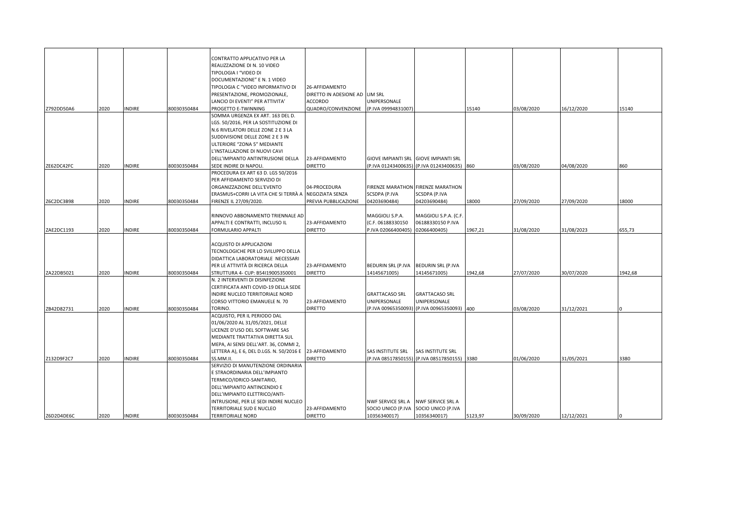| | | | | | | | | | | | |
|---|---|---|---|---|---|---|---|---|---|---|---|
| Z792DD50A6 | 2020 | INDIRE | 80030350484 | CONTRATTO APPLICATIVO PER LA REALIZZAZIONE DI N. 10 VIDEO TIPOLOGIA I "VIDEO DI DOCUMENTAZIONE" E N. 1 VIDEO TIPOLOGIA C "VIDEO INFORMATIVO DI PRESENTAZIONE, PROMOZIONALE, LANCIO DI EVENTI" PER ATTIVITA' PROGETTO E-TWINNING | 26-AFFIDAMENTO DIRETTO IN ADESIONE AD ACCORDO QUADRO/CONVENZIONE | LIM SRL UNIPERSONALE (P.IVA 09994831007) | | 15140 | 03/08/2020 | 16/12/2020 | 15140 |
| ZE62DC42FC | 2020 | INDIRE | 80030350484 | SOMMA URGENZA EX ART. 163 DEL D. LGS. 50/2016, PER LA SOSTITUZIONE DI N.6 RIVELATORI DELLE ZONE 2 E 3 LA SUDDIVISIONE DELLE ZONE 2 E 3 IN ULTERIORE "ZONA 5" MEDIANTE L'INSTALLAZIONE DI NUOVI CAVI DELL'IMPIANTO ANTINTRUSIONE DELLA SEDE INDIRE DI NAPOLI. | 23-AFFIDAMENTO DIRETTO | GIOVE IMPIANTI SRL (P.IVA 01243400635) | GIOVE IMPIANTI SRL (P.IVA 01243400635) | 860 | 03/08/2020 | 04/08/2020 | 860 |
| Z6C2DC3B98 | 2020 | INDIRE | 80030350484 | PROCEDURA EX ART 63 D. LGS 50/2016 PER AFFIDAMENTO SERVIZIO DI ORGANIZZAZIONE DELL'EVENTO ERASMUS+CORRI LA VITA CHE SI TERRÀ A FIRENZE IL 27/09/2020. | 04-PROCEDURA NEGOZIATA SENZA PREVIA PUBBLICAZIONE | FIRENZE MARATHON SCSDPA (P.IVA 04203690484) | FIRENZE MARATHON SCSDPA (P.IVA 04203690484) | 18000 | 27/09/2020 | 27/09/2020 | 18000 |
| ZAE2DC1193 | 2020 | INDIRE | 80030350484 | RINNOVO ABBONAMENTO TRIENNALE AD APPALTI E CONTRATTI, INCLUSO IL FORMULARIO APPALTI | 23-AFFIDAMENTO DIRETTO | MAGGIOLI S.P.A. (C.F. 06188330150 P.IVA 02066400405) | MAGGIOLI S.P.A. (C.F. 06188330150 P.IVA 02066400405) | 1967,21 | 31/08/2020 | 31/08/2023 | 655,73 |
| ZA22DB5021 | 2020 | INDIRE | 80030350484 | ACQUISTO DI APPLICAZIONI TECNOLOGICHE PER LO SVILUPPO DELLA DIDATTICA LABORATORIALE NECESSARI PER LE ATTIVITÀ DI RICERCA DELLA STRUTTURA 4- CUP: B54I19005350001 | 23-AFFIDAMENTO DIRETTO | BEDURIN SRL (P.IVA 14145671005) | BEDURIN SRL (P.IVA 14145671005) | 1942,68 | 27/07/2020 | 30/07/2020 | 1942,68 |
| ZB42D82731 | 2020 | INDIRE | 80030350484 | N. 2 INTERVENTI DI DISINFEZIONE CERTIFICATA ANTI COVID-19 DELLA SEDE INDIRE NUCLEO TERRITORIALE NORD CORSO VITTORIO EMANUELE N. 70 TORINO. | 23-AFFIDAMENTO DIRETTO | GRATTACASO SRL UNIPERSONALE (P.IVA 00965350093) | GRATTACASO SRL UNIPERSONALE (P.IVA 00965350093) | 400 | 03/08/2020 | 31/12/2021 | 0 |
| Z132D9F2C7 | 2020 | INDIRE | 80030350484 | ACQUISTO, PER IL PERIODO DAL 01/06/2020 AL 31/05/2021, DELLE LICENZE D'USO DEL SOFTWARE SAS MEDIANTE TRATTATIVA DIRETTA SUL MEPA, AI SENSI DELL'ART. 36, COMMI 2, LETTERA A), E 6, DEL D.LGS. N. 50/2016 E SS.MM.II. | 23-AFFIDAMENTO DIRETTO | SAS INSTITUTE SRL (P.IVA 08517850155) | SAS INSTITUTE SRL (P.IVA 08517850155) | 3380 | 01/06/2020 | 31/05/2021 | 3380 |
| Z6D2D4DE6C | 2020 | INDIRE | 80030350484 | SERVIZIO DI MANUTENZIONE ORDINARIA E STRAORDINARIA DELL'IMPIANTO TERMICO/IDRICO-SANITARIO, DELL'IMPIANTO ANTINCENDIO E DELL'IMPIANTO ELETTRICO/ANTI-INTRUSIONE, PER LE SEDI INDIRE NUCLEO TERRITORIALE SUD E NUCLEO TERRITORIALE NORD | 23-AFFIDAMENTO DIRETTO | NWF SERVICE SRL A SOCIO UNICO (P.IVA 10356340017) | NWF SERVICE SRL A SOCIO UNICO (P.IVA 10356340017) | 5123,97 | 30/09/2020 | 12/12/2021 | 0 |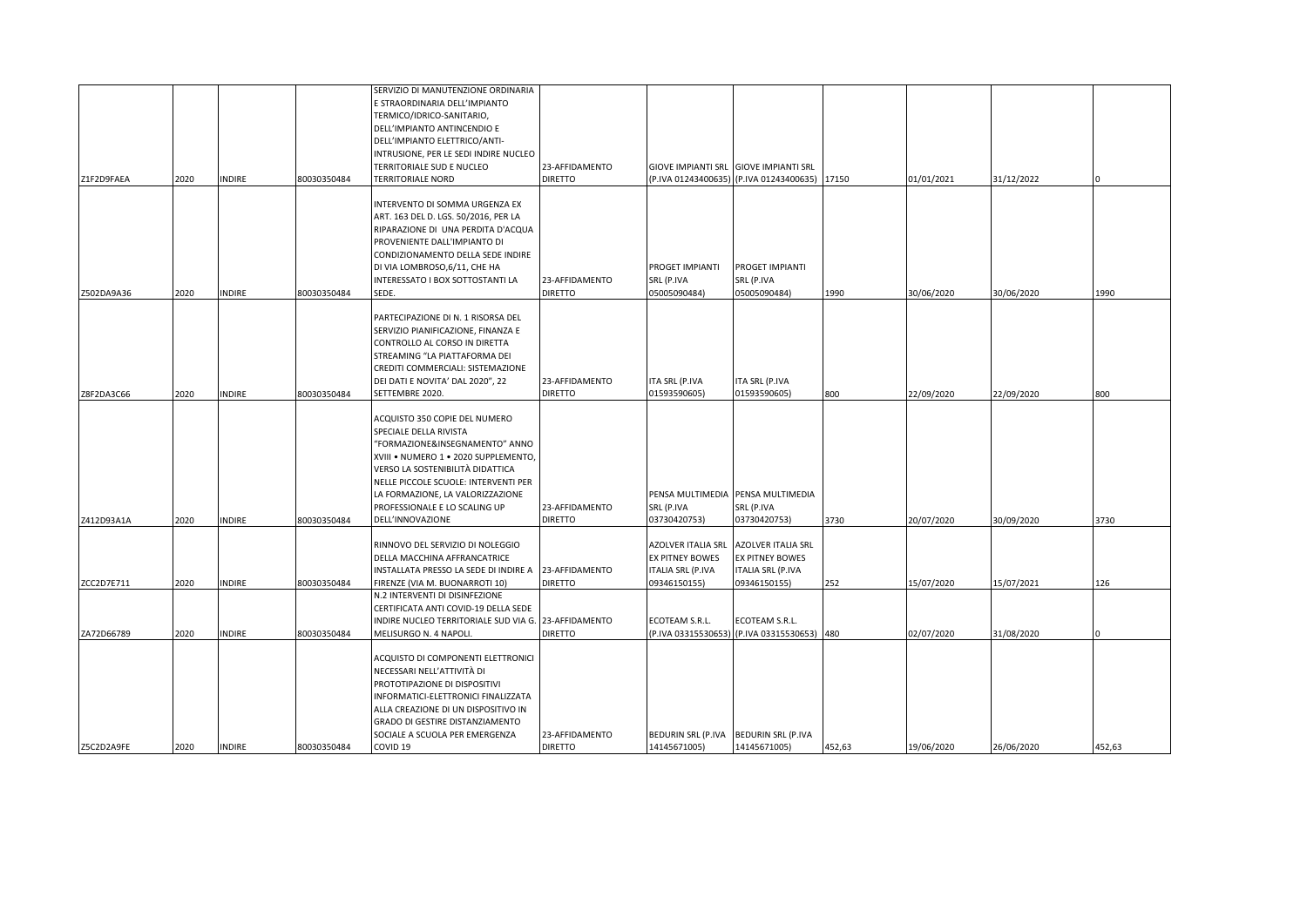| | | | | | | | | | | | |
|---|---|---|---|---|---|---|---|---|---|---|---|
| Z1F2D9FAEA | 2020 | INDIRE | 80030350484 | SERVIZIO DI MANUTENZIONE ORDINARIA E STRAORDINARIA DELL'IMPIANTO TERMICO/IDRICO-SANITARIO, DELL'IMPIANTO ANTINCENDIO E DELL'IMPIANTO ELETTRICO/ANTI-INTRUSIONE, PER LE SEDI INDIRE NUCLEO TERRITORIALE SUD E NUCLEO TERRITORIALE NORD | 23-AFFIDAMENTO DIRETTO | GIOVE IMPIANTI SRL (P.IVA 01243400635) | GIOVE IMPIANTI SRL (P.IVA 01243400635) | 17150 | 01/01/2021 | 31/12/2022 | 0 |
| Z502DA9A36 | 2020 | INDIRE | 80030350484 | INTERVENTO DI SOMMA URGENZA EX ART. 163 DEL D. LGS. 50/2016, PER LA RIPARAZIONE DI UNA PERDITA D'ACQUA PROVENIENTE DALL'IMPIANTO DI CONDIZIONAMENTO DELLA SEDE INDIRE DI VIA LOMBROSO,6/11, CHE HA INTERESSATO I BOX SOTTOSTANTI LA SEDE. | 23-AFFIDAMENTO DIRETTO | PROGET IMPIANTI SRL (P.IVA 05005090484) | PROGET IMPIANTI SRL (P.IVA 05005090484) | 1990 | 30/06/2020 | 30/06/2020 | 1990 |
| Z8F2DA3C66 | 2020 | INDIRE | 80030350484 | PARTECIPAZIONE DI N. 1 RISORSA DEL SERVIZIO PIANIFICAZIONE, FINANZA E CONTROLLO AL CORSO IN DIRETTA STREAMING "LA PIATTAFORMA DEI CREDITI COMMERCIALI: SISTEMAZIONE DEI DATI E NOVITA' DAL 2020", 22 SETTEMBRE 2020. | 23-AFFIDAMENTO DIRETTO | ITA SRL (P.IVA 01593590605) | ITA SRL (P.IVA 01593590605) | 800 | 22/09/2020 | 22/09/2020 | 800 |
| Z412D93A1A | 2020 | INDIRE | 80030350484 | ACQUISTO 350 COPIE DEL NUMERO SPECIALE DELLA RIVISTA "FORMAZIONE&INSEGNAMENTO" ANNO XVIII • NUMERO 1 • 2020 SUPPLEMENTO, VERSO LA SOSTENIBILITÀ DIDATTICA NELLE PICCOLE SCUOLE: INTERVENTI PER LA FORMAZIONE, LA VALORIZZAZIONE PROFESSIONALE E LO SCALING UP DELL'INNOVAZIONE | 23-AFFIDAMENTO DIRETTO | PENSA MULTIMEDIA SRL (P.IVA 03730420753) | PENSA MULTIMEDIA SRL (P.IVA 03730420753) | 3730 | 20/07/2020 | 30/09/2020 | 3730 |
| ZCC2D7E711 | 2020 | INDIRE | 80030350484 | RINNOVO DEL SERVIZIO DI NOLEGGIO DELLA MACCHINA AFFRANCATRICE INSTALLATA PRESSO LA SEDE DI INDIRE A FIRENZE (VIA M. BUONARROTI 10) | 23-AFFIDAMENTO DIRETTO | AZOLVER ITALIA SRL EX PITNEY BOWES ITALIA SRL (P.IVA 09346150155) | AZOLVER ITALIA SRL EX PITNEY BOWES ITALIA SRL (P.IVA 09346150155) | 252 | 15/07/2020 | 15/07/2021 | 126 |
| ZA72D66789 | 2020 | INDIRE | 80030350484 | N.2 INTERVENTI DI DISINFEZIONE CERTIFICATA ANTI COVID-19 DELLA SEDE INDIRE NUCLEO TERRITORIALE SUD VIA G. MELISURGO N. 4 NAPOLI. | 23-AFFIDAMENTO DIRETTO | ECOTEAM S.R.L. (P.IVA 03315530653) | ECOTEAM S.R.L. (P.IVA 03315530653) | 480 | 02/07/2020 | 31/08/2020 | 0 |
| Z5C2D2A9FE | 2020 | INDIRE | 80030350484 | ACQUISTO DI COMPONENTI ELETTRONICI NECESSARI NELL'ATTIVITÀ DI PROTOTIPAZIONE DI DISPOSITIVI INFORMATICI-ELETTRONICI FINALIZZATA ALLA CREAZIONE DI UN DISPOSITIVO IN GRADO DI GESTIRE DISTANZIAMENTO SOCIALE A SCUOLA PER EMERGENZA COVID 19 | 23-AFFIDAMENTO DIRETTO | BEDURIN SRL (P.IVA 14145671005) | BEDURIN SRL (P.IVA 14145671005) | 452,63 | 19/06/2020 | 26/06/2020 | 452,63 |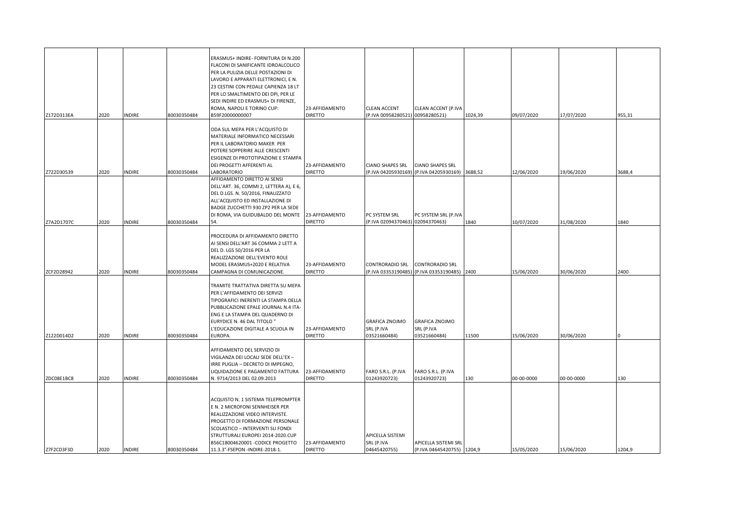| | | | | | | | | | | | |
|---|---|---|---|---|---|---|---|---|---|---|---|
| Z172D313EA | 2020 | INDIRE | 80030350484 | ERASMUS+ INDIRE- FORNITURA DI N.200 FLACONI DI SANIFICANTE IDROALCOLICO PER LA PULIZIA DELLE POSTAZIONI DI LAVORO E APPARATI ELETTRONICI, E N. 23 CESTINI CON PEDALE CAPIENZA 18 LT PER LO SMALTIMENTO DEI DPI, PER LE SEDI INDIRE ED ERASMUS+ DI FIRENZE, ROMA, NAPOLI E TORINO CUP: B59F20000000007 | 23-AFFIDAMENTO DIRETTO | CLEAN ACCENT (P.IVA 00958280521) | CLEAN ACCENT (P.IVA 00958280521) | 1024,39 | 09/07/2020 | 17/07/2020 | 955,31 |
| Z722D30539 | 2020 | INDIRE | 80030350484 | ODA SUL MEPA PER L'ACQUISTO DI MATERIALE INFORMATICO NECESSARI PER IL LABORATORIO MAKER PER POTERE SOPPERIRE ALLE CRESCENTI ESIGENZE DI PROTOTIPAZIONE E STAMPA DEI PROGETTI AFFERENTI AL LABORATORIO | 23-AFFIDAMENTO DIRETTO | CIANO SHAPES SRL (P.IVA 04205930169) | CIANO SHAPES SRL (P.IVA 04205930169) | 3688,52 | 12/06/2020 | 19/06/2020 | 3688,4 |
| Z7A2D1707C | 2020 | INDIRE | 80030350484 | AFFIDAMENTO DIRETTO AI SENSI DELL'ART. 36, COMMI 2, LETTERA A), E 6, DEL D.LGS. N. 50/2016, FINALIZZATO ALL'ACQUISTO ED INSTALLAZIONE DI BADGE ZUCCHETTI 930 ZP2 PER LA SEDE DI ROMA, VIA GUIDUBALDO DEL MONTE 54. | 23-AFFIDAMENTO DIRETTO | PC SYSTEM SRL (P.IVA 02094370463) | PC SYSTEM SRL (P.IVA 02094370463) | 1840 | 10/07/2020 | 31/08/2020 | 1840 |
| ZCF2D28942 | 2020 | INDIRE | 80030350484 | PROCEDURA DI AFFIDAMENTO DIRETTO AI SENSI DELL'ART 36 COMMA 2 LETT A DEL D. LGS 50/2016 PER LA REALIZZAZIONE DELL'EVENTO ROLE MODEL ERASMUS+2020 E RELATIVA CAMPAGNA DI COMUNICAZIONE. | 23-AFFIDAMENTO DIRETTO | CONTRORADIO SRL (P.IVA 03353190485) | CONTRORADIO SRL (P.IVA 03353190485) | 2400 | 15/06/2020 | 30/06/2020 | 2400 |
| Z122D014D2 | 2020 | INDIRE | 80030350484 | TRAMITE TRATTATIVA DIRETTA SU MEPA PER L'AFFIDAMENTO DEI SERVIZI TIPOGRAFICI INERENTI LA STAMPA DELLA PUBBLICAZIONE EPALE JOURNAL N.4 ITA-ENG E LA STAMPA DEL QUADERNO DI EURYDICE N. 46 DAL TITOLO " L'EDUCAZIONE DIGITALE A SCUOLA IN EUROPA. | 23-AFFIDAMENTO DIRETTO | GRAFICA ZNOJMO SRL (P.IVA 03521660484) | GRAFICA ZNOJMO SRL (P.IVA 03521660484) | 11500 | 15/06/2020 | 30/06/2020 | 0 |
| ZDC08E1BC8 | 2020 | INDIRE | 80030350484 | AFFIDAMENTO DEL SERVIZIO DI VIGILANZA DEI LOCALI SEDE DELL'EX – IRRE PUGLIA – DECRETO DI IMPEGNO, LIQUIDAZIONE E PAGAMENTO FATTURA N. 9714/2013 DEL 02.09.2013 | 23-AFFIDAMENTO DIRETTO | FARO S.R.L. (P.IVA 01243920723) | FARO S.R.L. (P.IVA 01243920723) | 130 | 00-00-0000 | 00-00-0000 | 130 |
| Z7F2CD3F3D | 2020 | INDIRE | 80030350484 | ACQUISTO N. 1 SISTEMA TELEPROMPTER E N. 2 MICROFONI SENNHEISER PER REALIZZAZIONE VIDEO INTERVISTE. PROGETTO DI FORMAZIONE PERSONALE SCOLASTICO – INTERVENTI SU FONDI STRUTTURALI EUROPEI 2014-2020.CUP B56C18004620001 -CODICE PROGETTO 11.3.3"-FSEPON -INDIRE-2018-1. | 23-AFFIDAMENTO DIRETTO | APICELLA SISTEMI SRL (P.IVA 04645420755) | APICELLA SISTEMI SRL (P.IVA 04645420755) | 1204,9 | 15/05/2020 | 15/06/2020 | 1204,9 |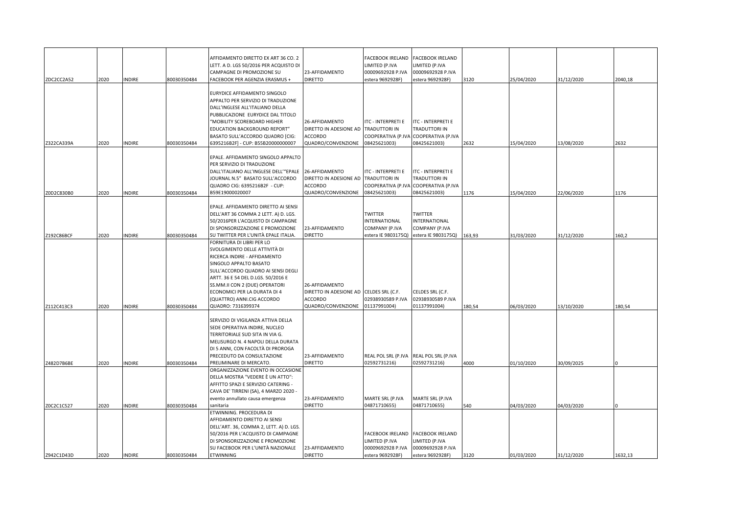| | | | | | | | | | | | |
|---|---|---|---|---|---|---|---|---|---|---|---|
| ZDC2CC2A52 | 2020 | INDIRE | 80030350484 | AFFIDAMENTO DIRETTO EX ART 36 CO. 2 LETT. A D. LGS 50/2016 PER ACQUISTO DI CAMPAGNE DI PROMOZIONE SU FACEBOOK PER AGENZIA ERASMUS + | 23-AFFIDAMENTO DIRETTO | FACEBOOK IRELAND LIMITED (P.IVA 00009692928 P.IVA estera 9692928F) | FACEBOOK IRELAND LIMITED (P.IVA 00009692928 P.IVA estera 9692928F) | 3120 | 25/04/2020 | 31/12/2020 | 2040,18 |
| Z322CA339A | 2020 | INDIRE | 80030350484 | EURYDICE AFFIDAMENTO SINGOLO APPALTO PER SERVIZIO DI TRADUZIONE DALL'INGLESE ALL'ITALIANO DELLA PUBBLICAZIONE EURYDICE DAL TITOLO "MOBILITY SCOREBOARD HIGHER EDUCATION BACKGROUND REPORT" BASATO SULL'ACCORDO QUADRO [CIG: 6395216B2F] - CUP: B55B20000000007 | 26-AFFIDAMENTO DIRETTO IN ADESIONE AD ACCORDO QUADRO/CONVENZIONE | ITC - INTERPRETI E TRADUTTORI IN COOPERATIVA (P.IVA 08425621003) | ITC - INTERPRETI E TRADUTTORI IN COOPERATIVA (P.IVA 08425621003) | 2632 | 15/04/2020 | 13/08/2020 | 2632 |
| Z0D2C830B0 | 2020 | INDIRE | 80030350484 | EPALE. AFFIDAMENTO SINGOLO APPALTO PER SERVIZIO DI TRADUZIONE DALL'ITALIANO ALL'INGLESE DELL'"EPALE JOURNAL N.5" BASATO SULL'ACCORDO QUADRO CIG: 6395216B2F - CUP: B59E19000020007 | 26-AFFIDAMENTO DIRETTO IN ADESIONE AD ACCORDO QUADRO/CONVENZIONE | ITC - INTERPRETI E TRADUTTORI IN COOPERATIVA (P.IVA 08425621003) | ITC - INTERPRETI E TRADUTTORI IN COOPERATIVA (P.IVA 08425621003) | 1176 | 15/04/2020 | 22/06/2020 | 1176 |
| Z192C86BCF | 2020 | INDIRE | 80030350484 | EPALE. AFFIDAMENTO DIRETTO AI SENSI DELL'ART 36 COMMA 2 LETT. A) D. LGS. 50/2016PER L'ACQUISTO DI CAMPAGNE DI SPONSORIZZAZIONE E PROMOZIONE SU TWITTER PER L'UNITÀ EPALE ITALIA. | 23-AFFIDAMENTO DIRETTO | TWITTER INTERNATIONAL COMPANY (P.IVA estera IE 9803175Q) | TWITTER INTERNATIONAL COMPANY (P.IVA estera IE 9803175Q) | 163,93 | 31/03/2020 | 31/12/2020 | 160,2 |
| Z112C413C3 | 2020 | INDIRE | 80030350484 | FORNITURA DI LIBRI PER LO SVOLGIMENTO DELLE ATTIVITÀ DI RICERCA INDIRE - AFFIDAMENTO SINGOLO APPALTO BASATO SULL'ACCORDO QUADRO AI SENSI DEGLI ARTT. 36 E 54 DEL D.LGS. 50/2016 E SS.MM.II CON 2 (DUE) OPERATORI ECONOMICI PER LA DURATA DI 4 (QUATTRO) ANNI.CIG ACCORDO QUADRO: 7316399374 | 26-AFFIDAMENTO DIRETTO IN ADESIONE AD ACCORDO QUADRO/CONVENZIONE | CELDES SRL (C.F. 02938930589 P.IVA 01137991004) | CELDES SRL (C.F. 02938930589 P.IVA 01137991004) | 180,54 | 06/03/2020 | 13/10/2020 | 180,54 |
| Z482D7B6BE | 2020 | INDIRE | 80030350484 | SERVIZIO DI VIGILANZA ATTIVA DELLA SEDE OPERATIVA INDIRE, NUCLEO TERRITORIALE SUD SITA IN VIA G. MELISURGO N. 4 NAPOLI DELLA DURATA DI 5 ANNI, CON FACOLTÀ DI PROROGA PRECEDUTO DA CONSULTAZIONE PRELIMINARE DI MERCATO. | 23-AFFIDAMENTO DIRETTO | REAL POL SRL (P.IVA 02592731216) | REAL POL SRL (P.IVA 02592731216) | 4000 | 01/10/2020 | 30/09/2025 | 0 |
| Z0C2C1C527 | 2020 | INDIRE | 80030350484 | ORGANIZZAZIONE EVENTO IN OCCASIONE DELLA MOSTRA "VEDERE È UN ATTO": AFFITTO SPAZI E SERVIZIO CATERING - CAVA DE' TIRRENI (SA), 4 MARZO 2020 - evento annullato causa emergenza sanitaria | 23-AFFIDAMENTO DIRETTO | MARTE SRL (P.IVA 04871710655) | MARTE SRL (P.IVA 04871710655) | 540 | 04/03/2020 | 04/03/2020 | 0 |
| Z942C1D43D | 2020 | INDIRE | 80030350484 | ETWINNING. PROCEDURA DI AFFIDAMENTO DIRETTO AI SENSI DELL'ART. 36, COMMA 2, LETT. A) D. LGS. 50/2016 PER L'ACQUISTO DI CAMPAGNE DI SPONSORIZZAZIONE E PROMOZIONE SU FACEBOOK PER L'UNITÀ NAZIONALE ETWINNING | 23-AFFIDAMENTO DIRETTO | FACEBOOK IRELAND LIMITED (P.IVA 00009692928 P.IVA estera 9692928F) | FACEBOOK IRELAND LIMITED (P.IVA 00009692928 P.IVA estera 9692928F) | 3120 | 01/03/2020 | 31/12/2020 | 1632,13 |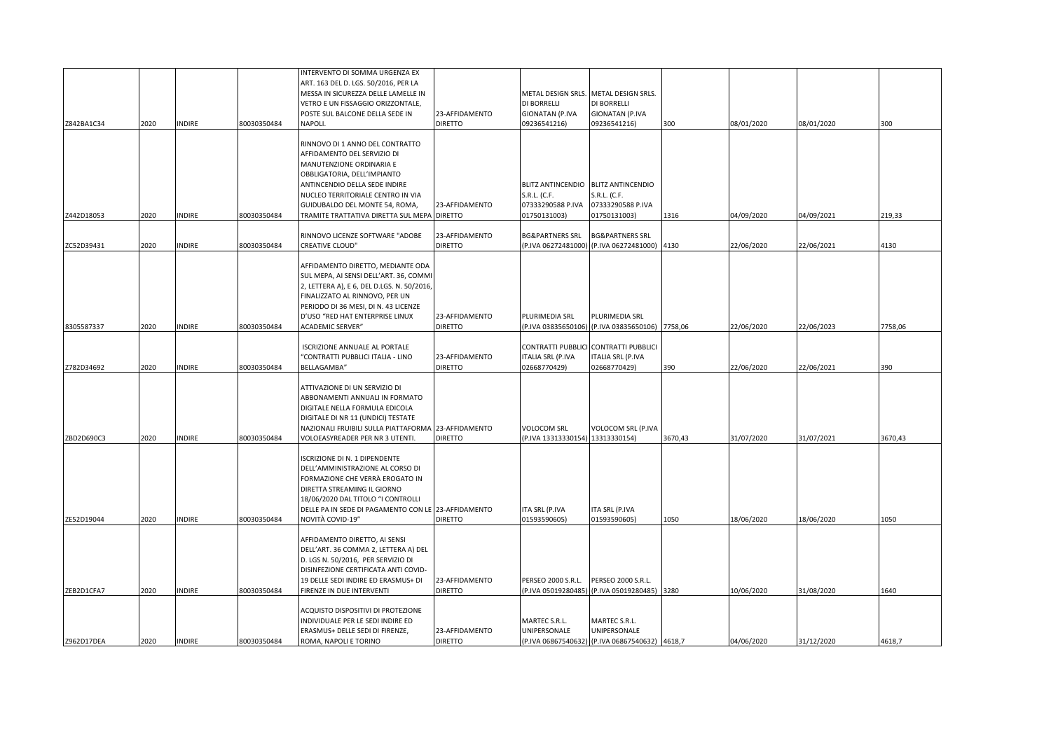| | | | | | | | | | | | |
|---|---|---|---|---|---|---|---|---|---|---|---|
| Z842BA1C34 | 2020 | INDIRE | 80030350484 | INTERVENTO DI SOMMA URGENZA EX ART. 163 DEL D. LGS. 50/2016, PER LA MESSA IN SICUREZZA DELLE LAMELLE IN VETRO E UN FISSAGGIO ORIZZONTALE, POSTE SUL BALCONE DELLA SEDE IN NAPOLI. | 23-AFFIDAMENTO DIRETTO | METAL DESIGN SRLS. DI BORRELLI GIONATAN (P.IVA 09236541216) | METAL DESIGN SRLS. DI BORRELLI GIONATAN (P.IVA 09236541216) | 300 | 08/01/2020 | 08/01/2020 | 300 |
| Z442D18053 | 2020 | INDIRE | 80030350484 | RINNOVO DI 1 ANNO DEL CONTRATTO AFFIDAMENTO DEL SERVIZIO DI MANUTENZIONE ORDINARIA E OBBLIGATORIA, DELL'IMPIANTO ANTINCENDIO DELLA SEDE INDIRE NUCLEO TERRITORIALE CENTRO IN VIA GUIDUBALDO DEL MONTE 54, ROMA, TRAMITE TRATTATIVA DIRETTA SUL MEPA | 23-AFFIDAMENTO DIRETTO | BLITZ ANTINCENDIO S.R.L. (C.F. 07333290588 P.IVA 01750131003) | BLITZ ANTINCENDIO S.R.L. (C.F. 07333290588 P.IVA 01750131003) | 1316 | 04/09/2020 | 04/09/2021 | 219,33 |
| ZC52D39431 | 2020 | INDIRE | 80030350484 | RINNOVO LICENZE SOFTWARE "ADOBE CREATIVE CLOUD" | 23-AFFIDAMENTO DIRETTO | BG&PARTNERS SRL (P.IVA 06272481000) | BG&PARTNERS SRL (P.IVA 06272481000) | 4130 | 22/06/2020 | 22/06/2021 | 4130 |
| 8305587337 | 2020 | INDIRE | 80030350484 | AFFIDAMENTO DIRETTO, MEDIANTE ODA SUL MEPA, AI SENSI DELL'ART. 36, COMMI 2, LETTERA A), E 6, DEL D.LGS. N. 50/2016, FINALIZZATO AL RINNOVO, PER UN PERIODO DI 36 MESI, DI N. 43 LICENZE D'USO "RED HAT ENTERPRISE LINUX ACADEMIC SERVER" | 23-AFFIDAMENTO DIRETTO | PLURIMEDIA SRL (P.IVA 03835650106) | PLURIMEDIA SRL (P.IVA 03835650106) | 7758,06 | 22/06/2020 | 22/06/2023 | 7758,06 |
| Z782D34692 | 2020 | INDIRE | 80030350484 | ISCRIZIONE ANNUALE AL PORTALE "CONTRATTI PUBBLICI ITALIA - LINO BELLAGAMBA" | 23-AFFIDAMENTO DIRETTO | CONTRATTI PUBBLICI ITALIA SRL (P.IVA 02668770429) | CONTRATTI PUBBLICI ITALIA SRL (P.IVA 02668770429) | 390 | 22/06/2020 | 22/06/2021 | 390 |
| ZBD2D690C3 | 2020 | INDIRE | 80030350484 | ATTIVAZIONE DI UN SERVIZIO DI ABBONAMENTI ANNUALI IN FORMATO DIGITALE NELLA FORMULA EDICOLA DIGITALE DI NR 11 (UNDICI) TESTATE NAZIONALI FRUIBILI SULLA PIATTAFORMA VOLOEASYREADER PER NR 3 UTENTI. | 23-AFFIDAMENTO DIRETTO | VOLOCOM SRL (P.IVA 13313330154) | VOLOCOM SRL (P.IVA 13313330154) | 3670,43 | 31/07/2020 | 31/07/2021 | 3670,43 |
| ZE52D19044 | 2020 | INDIRE | 80030350484 | ISCRIZIONE DI N. 1 DIPENDENTE DELL'AMMINISTRAZIONE AL CORSO DI FORMAZIONE CHE VERRÀ EROGATO IN DIRETTA STREAMING IL GIORNO 18/06/2020 DAL TITOLO "I CONTROLLI DELLE PA IN SEDE DI PAGAMENTO CON LE NOVITÀ COVID-19" | 23-AFFIDAMENTO DIRETTO | ITA SRL (P.IVA 01593590605) | ITA SRL (P.IVA 01593590605) | 1050 | 18/06/2020 | 18/06/2020 | 1050 |
| ZEB2D1CFA7 | 2020 | INDIRE | 80030350484 | AFFIDAMENTO DIRETTO, AI SENSI DELL'ART. 36 COMMA 2, LETTERA A) DEL D. LGS N. 50/2016, PER SERVIZIO DI DISINFEZIONE CERTIFICATA ANTI COVID-19 DELLE SEDI INDIRE ED ERASMUS+ DI FIRENZE IN DUE INTERVENTI | 23-AFFIDAMENTO DIRETTO | PERSEO 2000 S.R.L. (P.IVA 05019280485) | PERSEO 2000 S.R.L. (P.IVA 05019280485) | 3280 | 10/06/2020 | 31/08/2020 | 1640 |
| Z962D17DEA | 2020 | INDIRE | 80030350484 | ACQUISTO DISPOSITIVI DI PROTEZIONE INDIVIDUALE PER LE SEDI INDIRE ED ERASMUS+ DELLE SEDI DI FIRENZE, ROMA, NAPOLI E TORINO | 23-AFFIDAMENTO DIRETTO | MARTEC S.R.L. UNIPERSONALE (P.IVA 06867540632) | MARTEC S.R.L. UNIPERSONALE (P.IVA 06867540632) | 4618,7 | 04/06/2020 | 31/12/2020 | 4618,7 |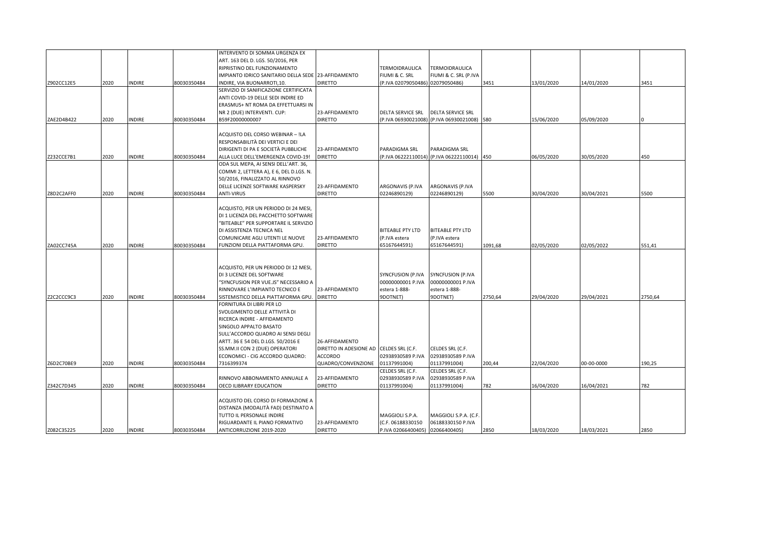| | | | | | | | | | | | |
|---|---|---|---|---|---|---|---|---|---|---|---|
| Z902CC12E5 | 2020 | INDIRE | 80030350484 | INTERVENTO DI SOMMA URGENZA EX ART. 163 DEL D. LGS. 50/2016, PER RIPRISTINO DEL FUNZIONAMENTO IMPIANTO IDRICO SANITARIO DELLA SEDE INDIRE, VIA BUONARROTI,10. | 23-AFFIDAMENTO DIRETTO | TERMOIDRAULICA FIUMI & C. SRL (P.IVA 02079050486) | TERMOIDRAULICA FIUMI & C. SRL (P.IVA 02079050486) | 3451 | 13/01/2020 | 14/01/2020 | 3451 |
| ZAE2D4B422 | 2020 | INDIRE | 80030350484 | SERVIZIO DI SANIFICAZIONE CERTIFICATA ANTI COVID-19 DELLE SEDI INDIRE ED ERASMUS+ NT ROMA DA EFFETTUARSI IN NR 2 (DUE) INTERVENTI. CUP: B59F20000000007 | 23-AFFIDAMENTO DIRETTO | DELTA SERVICE SRL (P.IVA 06930021008) | DELTA SERVICE SRL (P.IVA 06930021008) | 580 | 15/06/2020 | 05/09/2020 | 0 |
| Z232CCE7B1 | 2020 | INDIRE | 80030350484 | ACQUISTO DEL CORSO WEBINAR – !LA RESPONSABILITÀ DEI VERTICI E DEI DIRIGENTI DI PA E SOCIETÀ PUBBLICHE ALLA LUCE DELL'EMERGENZA COVID-19! | 23-AFFIDAMENTO DIRETTO | PARADIGMA SRL (P.IVA 06222110014) | PARADIGMA SRL (P.IVA 06222110014) | 450 | 06/05/2020 | 30/05/2020 | 450 |
| Z8D2C2AFF0 | 2020 | INDIRE | 80030350484 | ODA SUL MEPA, AI SENSI DELL'ART. 36, COMMI 2, LETTERA A), E 6, DEL D.LGS. N. 50/2016, FINALIZZATO AL RINNOVO DELLE LICENZE SOFTWARE KASPERSKY ANTI-VIRUS | 23-AFFIDAMENTO DIRETTO | ARGONAVIS (P.IVA 02246890129) | ARGONAVIS (P.IVA 02246890129) | 5500 | 30/04/2020 | 30/04/2021 | 5500 |
| ZA02CC745A | 2020 | INDIRE | 80030350484 | ACQUISTO, PER UN PERIODO DI 24 MESI, DI 1 LICENZA DEL PACCHETTO SOFTWARE "BITEABLE" PER SUPPORTARE IL SERVIZIO DI ASSISTENZA TECNICA NEL COMUNICARE AGLI UTENTI LE NUOVE FUNZIONI DELLA PIATTAFORMA GPU. | 23-AFFIDAMENTO DIRETTO | BITEABLE PTY LTD (P.IVA estera 65167644591) | BITEABLE PTY LTD (P.IVA estera 65167644591) | 1091,68 | 02/05/2020 | 02/05/2022 | 551,41 |
| Z2C2CCC9C3 | 2020 | INDIRE | 80030350484 | ACQUISTO, PER UN PERIODO DI 12 MESI, DI 3 LICENZE DEL SOFTWARE "SYNCFUSION PER VUE.JS" NECESSARIO A RINNOVARE L'IMPIANTO TECNICO E SISTEMISTICO DELLA PIATTAFORMA GPU. | 23-AFFIDAMENTO DIRETTO | SYNCFUSION (P.IVA 00000000001 P.IVA estera 1-888-9DOTNET) | SYNCFUSION (P.IVA 00000000001 P.IVA estera 1-888-9DOTNET) | 2750,64 | 29/04/2020 | 29/04/2021 | 2750,64 |
| Z6D2C70BE9 | 2020 | INDIRE | 80030350484 | FORNITURA DI LIBRI PER LO SVOLGIMENTO DELLE ATTIVITÀ DI RICERCA INDIRE - AFFIDAMENTO SINGOLO APPALTO BASATO SULL'ACCORDO QUADRO AI SENSI DEGLI ARTT. 36 E 54 DEL D.LGS. 50/2016 E SS.MM.II CON 2 (DUE) OPERATORI ECONOMICI - CIG ACCORDO QUADRO: 7316399374 | 26-AFFIDAMENTO DIRETTO IN ADESIONE AD ACCORDO QUADRO/CONVENZIONE | CELDES SRL (C.F. 02938930589 P.IVA 01137991004) | CELDES SRL (C.F. 02938930589 P.IVA 01137991004) | 200,44 | 22/04/2020 | 00-00-0000 | 190,25 |
| Z342C7D345 | 2020 | INDIRE | 80030350484 | RINNOVO ABBONAMENTO ANNUALE A OECD ILIBRARY EDUCATION | 23-AFFIDAMENTO DIRETTO | CELDES SRL (C.F. 02938930589 P.IVA 01137991004) | CELDES SRL (C.F. 02938930589 P.IVA 01137991004) | 782 | 16/04/2020 | 16/04/2021 | 782 |
| Z082C35225 | 2020 | INDIRE | 80030350484 | ACQUISTO DEL CORSO DI FORMAZIONE A DISTANZA (MODALITÀ FAD) DESTINATO A TUTTO IL PERSONALE INDIRE RIGUARDANTE IL PIANO FORMATIVO ANTICORRUZIONE 2019-2020 | 23-AFFIDAMENTO DIRETTO | MAGGIOLI S.P.A. (C.F. 06188330150 P.IVA 02066400405) | MAGGIOLI S.P.A. (C.F. 06188330150 P.IVA 02066400405) | 2850 | 18/03/2020 | 18/03/2021 | 2850 |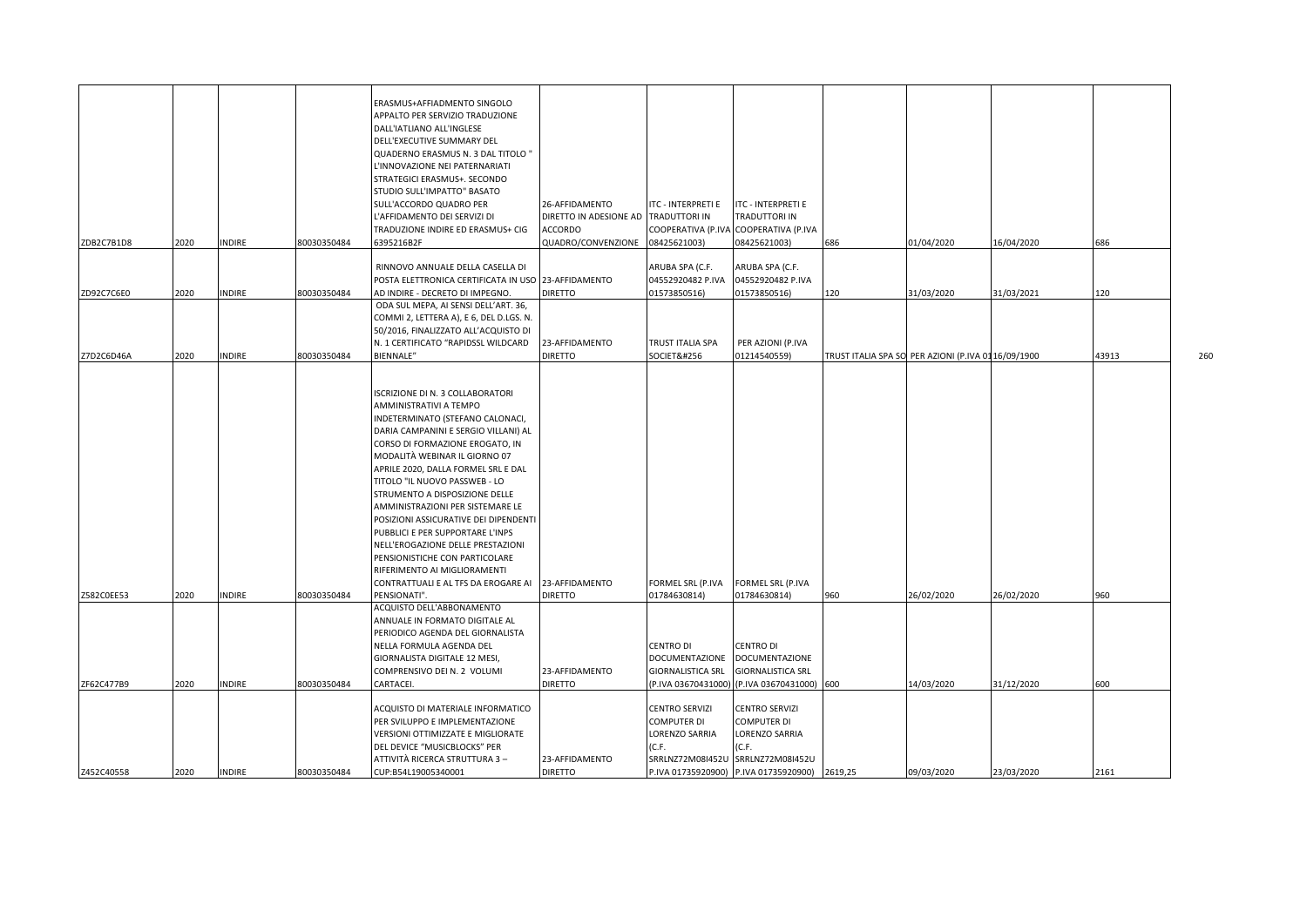| | | | | | | | | | | | | |
|---|---|---|---|---|---|---|---|---|---|---|---|---|
| ZDB2C7B1D8 | 2020 | INDIRE | 80030350484 | ERASMUS+AFFIADMENTO SINGOLO APPALTO PER SERVIZIO TRADUZIONE DALL'IATLIANO ALL'INGLESE DELL'EXECUTIVE SUMMARY DEL QUADERNO ERASMUS N. 3 DAL TITOLO " L'INNOVAZIONE NEI PATERNARIATI STRATEGICI ERASMUS+. SECONDO STUDIO SULL'IMPATTO" BASATO SULL'ACCORDO QUADRO PER L'AFFIDAMENTO DEI SERVIZI DI TRADUZIONE INDIRE ED ERASMUS+ CIG 6395216B2F | 26-AFFIDAMENTO DIRETTO IN ADESIONE AD ACCORDO QUADRO/CONVENZIONE | ITC - INTERPRETI E TRADUTTORI IN COOPERATIVA (P.IVA 08425621003) | ITC - INTERPRETI E TRADUTTORI IN COOPERATIVA (P.IVA 08425621003) | 686 | 01/04/2020 | 16/04/2020 | 686 | |
| ZD92C7C6E0 | 2020 | INDIRE | 80030350484 | RINNOVO ANNUALE DELLA CASELLA DI POSTA ELETTRONICA CERTIFICATA IN USO AD INDIRE - DECRETO DI IMPEGNO. | 23-AFFIDAMENTO DIRETTO | ARUBA SPA (C.F. 04552920482 P.IVA 01573850516) | ARUBA SPA (C.F. 04552920482 P.IVA 01573850516) | 120 | 31/03/2020 | 31/03/2021 | 120 | |
| Z7D2C6D46A | 2020 | INDIRE | 80030350484 | ODA SUL MEPA, AI SENSI DELL'ART. 36, COMMI 2, LETTERA A), E 6, DEL D.LGS. N. 50/2016, FINALIZZATO ALL'ACQUISTO DI N. 1 CERTIFICATO "RAPIDSSL WILDCARD BIENNALE" | 23-AFFIDAMENTO DIRETTO | TRUST ITALIA SPA SOCIET&#256 | PER AZIONI (P.IVA 01214540559) | TRUST ITALIA SPA SO | PER AZIONI (P.IVA 01 | 16/09/1900 | 43913 | 260 |
| Z582C0EE53 | 2020 | INDIRE | 80030350484 | ISCRIZIONE DI N. 3 COLLABORATORI AMMINISTRATIVI A TEMPO INDETERMINATO (STEFANO CALONACI, DARIA CAMPANINI E SERGIO VILLANI) AL CORSO DI FORMAZIONE EROGATO, IN MODALITÀ WEBINAR IL GIORNO 07 APRILE 2020, DALLA FORMEL SRL E DAL TITOLO "IL NUOVO PASSWEB - LO STRUMENTO A DISPOSIZIONE DELLE AMMINISTRAZIONI PER SISTEMARE LE POSIZIONI ASSICURATIVE DEI DIPENDENTI PUBBLICI E PER SUPPORTARE L'INPS NELL'EROGAZIONE DELLE PRESTAZIONI PENSIONISTICHE CON PARTICOLARE RIFERIMENTO AI MIGLIORAMENTI CONTRATTUALI E AL TFS DA EROGARE AI PENSIONATI". | 23-AFFIDAMENTO DIRETTO | FORMEL SRL (P.IVA 01784630814) | FORMEL SRL (P.IVA 01784630814) | 960 | 26/02/2020 | 26/02/2020 | 960 | |
| ZF62C477B9 | 2020 | INDIRE | 80030350484 | ACQUISTO DELL'ABBONAMENTO ANNUALE IN FORMATO DIGITALE AL PERIODICO AGENDA DEL GIORNALISTA NELLA FORMULA AGENDA DEL GIORNALISTA DIGITALE 12 MESI, COMPRENSIVO DEI N. 2 VOLUMI CARTACEI. | 23-AFFIDAMENTO DIRETTO | CENTRO DI DOCUMENTAZIONE GIORNALISTICA SRL (P.IVA 03670431000) | CENTRO DI DOCUMENTAZIONE GIORNALISTICA SRL (P.IVA 03670431000) | 600 | 14/03/2020 | 31/12/2020 | 600 | |
| Z452C40558 | 2020 | INDIRE | 80030350484 | ACQUISTO DI MATERIALE INFORMATICO PER SVILUPPO E IMPLEMENTAZIONE VERSIONI OTTIMIZZATE E MIGLIORATE DEL DEVICE "MUSICBLOCKS" PER ATTIVITÀ RICERCA STRUTTURA 3 – CUP:B54L19005340001 | 23-AFFIDAMENTO DIRETTO | CENTRO SERVIZI COMPUTER DI LORENZO SARRIA (C.F. SRRLNZ72M08I452U P.IVA 01735920900) | CENTRO SERVIZI COMPUTER DI LORENZO SARRIA (C.F. SRRLNZ72M08I452U P.IVA 01735920900) | 2619,25 | 09/03/2020 | 23/03/2020 | 2161 | |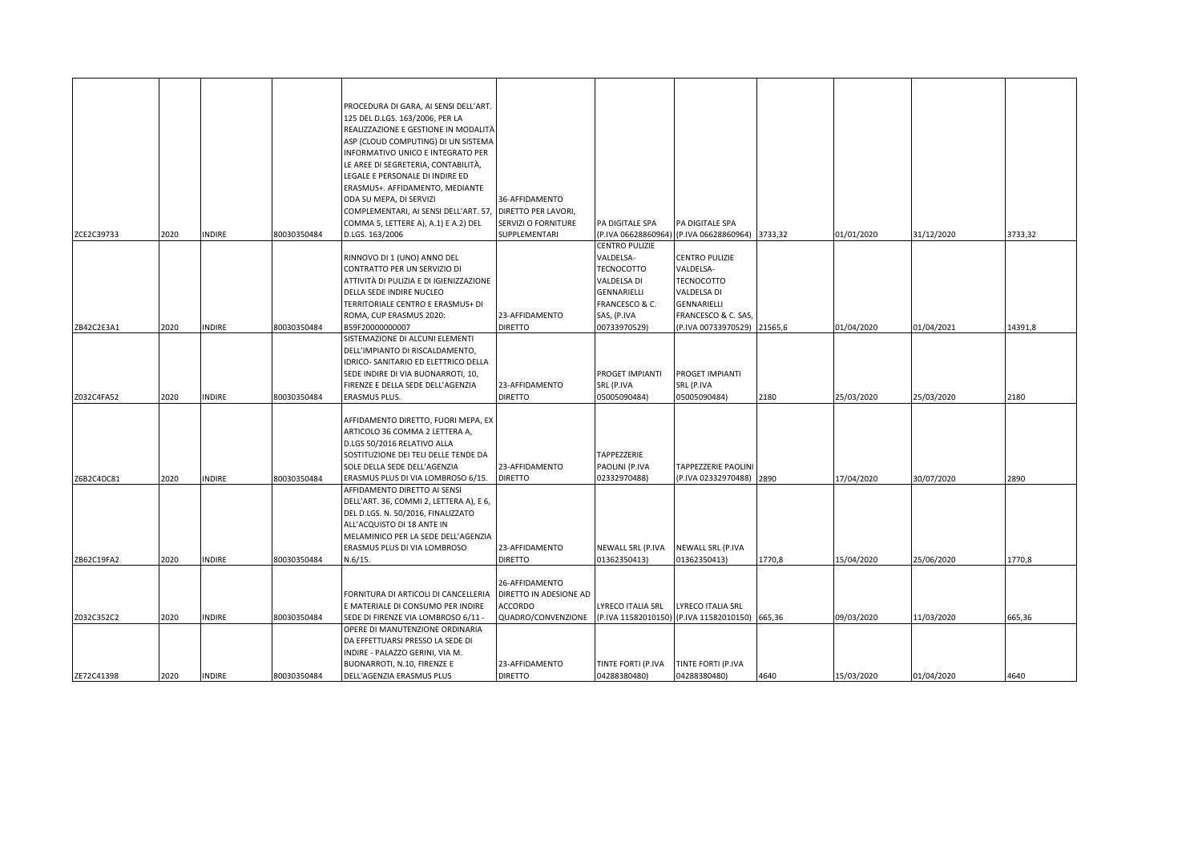| | | | | | | | | | | | |
|---|---|---|---|---|---|---|---|---|---|---|---|
| ZCE2C39733 | 2020 | INDIRE | 80030350484 | PROCEDURA DI GARA, AI SENSI DELL'ART. 125 DEL D.LGS. 163/2006, PER LA REALIZZAZIONE E GESTIONE IN MODALITÀ ASP (CLOUD COMPUTING) DI UN SISTEMA INFORMATIVO UNICO E INTEGRATO PER LE AREE DI SEGRETERIA, CONTABILITÀ, LEGALE E PERSONALE DI INDIRE ED ERASMUS+. AFFIDAMENTO, MEDIANTE ODA SU MEPA, DI SERVIZI COMPLEMENTARI, AI SENSI DELL'ART. 57, COMMA 5, LETTERE A), A.1) E A.2) DEL D.LGS. 163/2006 | 36-AFFIDAMENTO DIRETTO PER LAVORI, SERVIZI O FORNITURE SUPPLEMENTARI | PA DIGITALE SPA (P.IVA 06628860964) | PA DIGITALE SPA (P.IVA 06628860964) | 3733,32 | 01/01/2020 | 31/12/2020 | 3733,32 |
| ZB42C2E3A1 | 2020 | INDIRE | 80030350484 | RINNOVO DI 1 (UNO) ANNO DEL CONTRATTO PER UN SERVIZIO DI ATTIVITÀ DI PULIZIA E DI IGIENIZZAZIONE DELLA SEDE INDIRE NUCLEO TERRITORIALE CENTRO E ERASMUS+ DI ROMA, CUP ERASMUS 2020: B59F20000000007 | 23-AFFIDAMENTO DIRETTO | CENTRO PULIZIE VALDELSA-TECNOCOTTO VALDELSA DI GENNARIELLI FRANCESCO & C. SAS, (P.IVA 00733970529) | CENTRO PULIZIE VALDELSA-TECNOCOTTO VALDELSA DI GENNARIELLI FRANCESCO & C. SAS, (P.IVA 00733970529) | 21565,6 | 01/04/2020 | 01/04/2021 | 14391,8 |
| Z032C4FA52 | 2020 | INDIRE | 80030350484 | SISTEMAZIONE DI ALCUNI ELEMENTI DELL'IMPIANTO DI RISCALDAMENTO, IDRICO- SANITARIO ED ELETTRICO DELLA SEDE INDIRE DI VIA BUONARROTI, 10, FIRENZE E DELLA SEDE DELL'AGENZIA ERASMUS PLUS. | 23-AFFIDAMENTO DIRETTO | PROGET IMPIANTI SRL (P.IVA 05005090484) | PROGET IMPIANTI SRL (P.IVA 05005090484) | 2180 | 25/03/2020 | 25/03/2020 | 2180 |
| Z6B2C4DC81 | 2020 | INDIRE | 80030350484 | AFFIDAMENTO DIRETTO, FUORI MEPA, EX ARTICOLO 36 COMMA 2 LETTERA A, D.LGS 50/2016 RELATIVO ALLA SOSTITUZIONE DEI TELI DELLE TENDE DA SOLE DELLA SEDE DELL'AGENZIA ERASMUS PLUS DI VIA LOMBROSO 6/15. | 23-AFFIDAMENTO DIRETTO | TAPPEZZERIE PAOLINI (P.IVA 02332970488) | TAPPEZZERIE PAOLINI (P.IVA 02332970488) | 2890 | 17/04/2020 | 30/07/2020 | 2890 |
| ZB62C19FA2 | 2020 | INDIRE | 80030350484 | AFFIDAMENTO DIRETTO AI SENSI DELL'ART. 36, COMMI 2, LETTERA A), E 6, DEL D.LGS. N. 50/2016, FINALIZZATO ALL'ACQUISTO DI 18 ANTE IN MELAMINICO PER LA SEDE DELL'AGENZIA ERASMUS PLUS DI VIA LOMBROSO N.6/15. | 23-AFFIDAMENTO DIRETTO | NEWALL SRL (P.IVA 01362350413) | NEWALL SRL (P.IVA 01362350413) | 1770,8 | 15/04/2020 | 25/06/2020 | 1770,8 |
| Z032C352C2 | 2020 | INDIRE | 80030350484 | FORNITURA DI ARTICOLI DI CANCELLERIA E MATERIALE DI CONSUMO PER INDIRE SEDE DI FIRENZE VIA LOMBROSO 6/11 - | 26-AFFIDAMENTO DIRETTO IN ADESIONE AD ACCORDO QUADRO/CONVENZIONE | LYRECO ITALIA SRL (P.IVA 11582010150) | LYRECO ITALIA SRL (P.IVA 11582010150) | 665,36 | 09/03/2020 | 11/03/2020 | 665,36 |
| ZE72C41398 | 2020 | INDIRE | 80030350484 | OPERE DI MANUTENZIONE ORDINARIA DA EFFETTUARSI PRESSO LA SEDE DI INDIRE - PALAZZO GERINI, VIA M. BUONARROTI, N.10, FIRENZE E DELL'AGENZIA ERASMUS PLUS | 23-AFFIDAMENTO DIRETTO | TINTE FORTI (P.IVA 04288380480) | TINTE FORTI (P.IVA 04288380480) | 4640 | 15/03/2020 | 01/04/2020 | 4640 |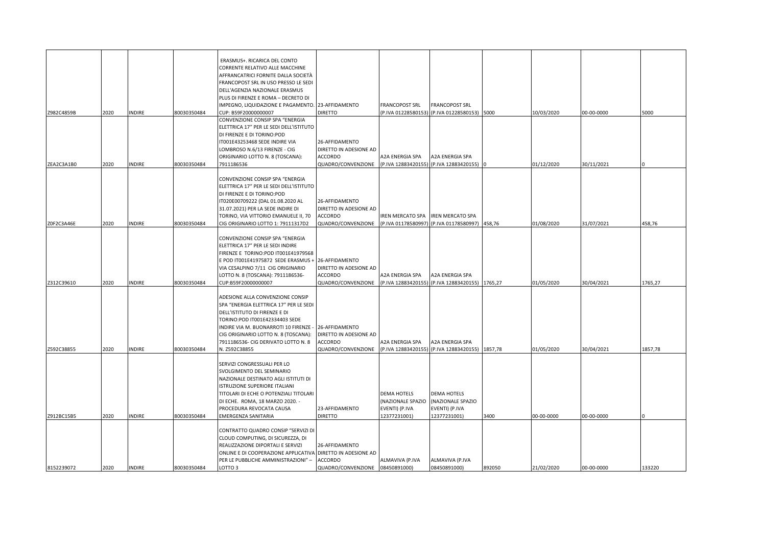| | | | | | | | | | | | |
|---|---|---|---|---|---|---|---|---|---|---|---|
| Z982C4859B | 2020 | INDIRE | 80030350484 | ERASMUS+. RICARICA DEL CONTO CORRENTE RELATIVO ALLE MACCHINE AFFRANCATRICI FORNITE DALLA SOCIETÀ FRANCOPOST SRL IN USO PRESSO LE SEDI DELL'AGENZIA NAZIONALE ERASMUS PLUS DI FIRENZE E ROMA – DECRETO DI IMPEGNO, LIQUIDAZIONE E PAGAMENTO. CUP: B59F20000000007 | 23-AFFIDAMENTO DIRETTO | FRANCOPOST SRL (P.IVA 01228580153) | FRANCOPOST SRL (P.IVA 01228580153) | 5000 | 10/03/2020 | 00-00-0000 | 5000 |
| ZEA2C3A1B0 | 2020 | INDIRE | 80030350484 | CONVENZIONE CONSIP SPA "ENERGIA ELETTRICA 17" PER LE SEDI DELL'ISTITUTO DI FIRENZE E DI TORINO:POD IT001E43253468 SEDE INDIRE VIA LOMBROSO N.6/13 FIRENZE - CIG ORIGINARIO LOTTO N. 8 (TOSCANA): 7911186536 | 26-AFFIDAMENTO DIRETTO IN ADESIONE AD ACCORDO QUADRO/CONVENZIONE | A2A ENERGIA SPA (P.IVA 12883420155) | A2A ENERGIA SPA (P.IVA 12883420155) | 0 | 01/12/2020 | 30/11/2021 | 0 |
| Z0F2C3A46E | 2020 | INDIRE | 80030350484 | CONVENZIONE CONSIP SPA "ENERGIA ELETTRICA 17" PER LE SEDI DELL'ISTITUTO DI FIRENZE E DI TORINO:POD IT020E00709222 (DAL 01.08.2020 AL 31.07.2021) PER LA SEDE INDIRE DI TORINO, VIA VITTORIO EMANUELE II, 70 CIG ORIGINARIO LOTTO 1: 79111317D2 | 26-AFFIDAMENTO DIRETTO IN ADESIONE AD ACCORDO QUADRO/CONVENZIONE | IREN MERCATO SPA (P.IVA 01178580997) | IREN MERCATO SPA (P.IVA 01178580997) | 458,76 | 01/08/2020 | 31/07/2021 | 458,76 |
| Z312C39610 | 2020 | INDIRE | 80030350484 | CONVENZIONE CONSIP SPA "ENERGIA ELETTRICA 17" PER LE SEDI INDIRE FIRENZE E TORINO:POD IT001E41979568 E POD IT001E41975872 SEDE ERASMUS + VIA CESALPINO 7/11 CIG ORIGINARIO LOTTO N. 8 (TOSCANA): 7911186536- CUP:B59F20000000007 | 26-AFFIDAMENTO DIRETTO IN ADESIONE AD ACCORDO QUADRO/CONVENZIONE | A2A ENERGIA SPA (P.IVA 12883420155) | A2A ENERGIA SPA (P.IVA 12883420155) | 1765,27 | 01/05/2020 | 30/04/2021 | 1765,27 |
| Z592C38855 | 2020 | INDIRE | 80030350484 | ADESIONE ALLA CONVENZIONE CONSIP SPA "ENERGIA ELETTRICA 17" PER LE SEDI DELL'ISTITUTO DI FIRENZE E DI TORINO:POD IT001E42334403 SEDE INDIRE VIA M. BUONARROTI 10 FIRENZE - CIG ORIGINARIO LOTTO N. 8 (TOSCANA): 7911186536- CIG DERIVATO LOTTO N. 8 N. Z592C38855 | 26-AFFIDAMENTO DIRETTO IN ADESIONE AD ACCORDO QUADRO/CONVENZIONE | A2A ENERGIA SPA (P.IVA 12883420155) | A2A ENERGIA SPA (P.IVA 12883420155) | 1857,78 | 01/05/2020 | 30/04/2021 | 1857,78 |
| Z912BC15B5 | 2020 | INDIRE | 80030350484 | SERVIZI CONGRESSUALI PER LO SVOLGIMENTO DEL SEMINARIO NAZIONALE DESTINATO AGLI ISTITUTI DI ISTRUZIONE SUPERIORE ITALIANI TITOLARI DI ECHE O POTENZIALI TITOLARI DI ECHE. ROMA, 18 MARZO 2020. - PROCEDURA REVOCATA CAUSA EMERGENZA SANITARIA | 23-AFFIDAMENTO DIRETTO | DEMA HOTELS (NAZIONALE SPAZIO EVENTI) (P.IVA 12377231001) | DEMA HOTELS (NAZIONALE SPAZIO EVENTI) (P.IVA 12377231001) | 3400 | 00-00-0000 | 00-00-0000 | 0 |
| 8152239072 | 2020 | INDIRE | 80030350484 | CONTRATTO QUADRO CONSIP "SERVIZI DI CLOUD COMPUTING, DI SICUREZZA, DI REALIZZAZIONE DIPORTALI E SERVIZI ONLINE E DI COOPERAZIONE APPLICATIVA PER LE PUBBLICHE AMMINISTRAZIONI" – LOTTO 3 | 26-AFFIDAMENTO DIRETTO IN ADESIONE AD ACCORDO QUADRO/CONVENZIONE | ALMAVIVA (P.IVA 08450891000) | ALMAVIVA (P.IVA 08450891000) | 892050 | 21/02/2020 | 00-00-0000 | 133220 |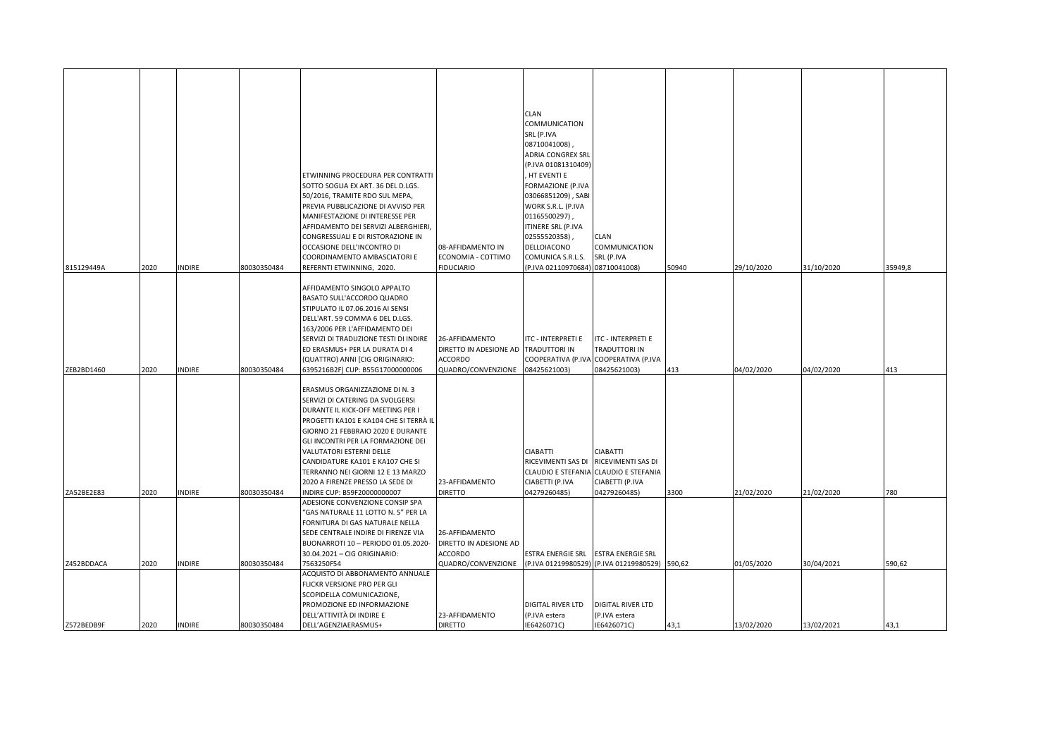| | | | | | | | | | | | |
|---|---|---|---|---|---|---|---|---|---|---|---|
| 815129449A | 2020 | INDIRE | 80030350484 | ETWINNING PROCEDURA PER CONTRATTI SOTTO SOGLIA EX ART. 36 DEL D.LGS. 50/2016, TRAMITE RDO SUL MEPA, PREVIA PUBBLICAZIONE DI AVVISO PER MANIFESTAZIONE DI INTERESSE PER AFFIDAMENTO DEI SERVIZI ALBERGHIERI, CONGRESSUALI E DI RISTORAZIONE IN OCCASIONE DELL'INCONTRO DI COORDINAMENTO AMBASCIATORI E REFERNTI ETWINNING, 2020. | 08-AFFIDAMENTO IN ECONOMIA - COTTIMO FIDUCIARIO | CLAN COMMUNICATION SRL (P.IVA 08710041008) , ADRIA CONGREX SRL (P.IVA 01081310409) , HT EVENTI E FORMAZIONE (P.IVA 03066851209) , SABI WORK S.R.L. (P.IVA 01165500297) , ITINERE SRL (P.IVA 02555520358) , DELLOIACONO COMUNICA S.R.L.S. (P.IVA 02110970684) | CLAN COMMUNICATION SRL (P.IVA 08710041008) | 50940 | 29/10/2020 | 31/10/2020 | 35949,8 |
| ZEB2BD1460 | 2020 | INDIRE | 80030350484 | AFFIDAMENTO SINGOLO APPALTO BASATO SULL'ACCORDO QUADRO STIPULATO IL 07.06.2016 AI SENSI DELL'ART. 59 COMMA 6 DEL D.LGS. 163/2006 PER L'AFFIDAMENTO DEI SERVIZI DI TRADUZIONE TESTI DI INDIRE ED ERASMUS+ PER LA DURATA DI 4 (QUATTRO) ANNI [CIG ORIGINARIO: 6395216B2F] CUP: B55G17000000006 | 26-AFFIDAMENTO DIRETTO IN ADESIONE AD ACCORDO QUADRO/CONVENZIONE | ITC - INTERPRETI E TRADUTTORI IN COOPERATIVA (P.IVA 08425621003) | ITC - INTERPRETI E TRADUTTORI IN COOPERATIVA (P.IVA 08425621003) | 413 | 04/02/2020 | 04/02/2020 | 413 |
| ZA52BE2E83 | 2020 | INDIRE | 80030350484 | ERASMUS ORGANIZZAZIONE DI N. 3 SERVIZI DI CATERING DA SVOLGERSI DURANTE IL KICK-OFF MEETING PER I PROGETTI KA101 E KA104 CHE SI TERRÀ IL GIORNO 21 FEBBRAIO 2020 E DURANTE GLI INCONTRI PER LA FORMAZIONE DEI VALUTATORI ESTERNI DELLE CANDIDATURE KA101 E KA107 CHE SI TERRANNO NEI GIORNI 12 E 13 MARZO 2020 A FIRENZE PRESSO LA SEDE DI INDIRE CUP: B59F20000000007 | 23-AFFIDAMENTO DIRETTO | CIABATTI RICEVIMENTI SAS DI CLAUDIO E STEFANIA CIABETTI (P.IVA 04279260485) | CIABATTI RICEVIMENTI SAS DI CLAUDIO E STEFANIA CIABETTI (P.IVA 04279260485) | 3300 | 21/02/2020 | 21/02/2020 | 780 |
| Z452BDDACA | 2020 | INDIRE | 80030350484 | ADESIONE CONVENZIONE CONSIP SPA "GAS NATURALE 11 LOTTO N. 5" PER LA FORNITURA DI GAS NATURALE NELLA SEDE CENTRALE INDIRE DI FIRENZE VIA BUONARROTI 10 – PERIODO 01.05.2020-30.04.2021 – CIG ORIGINARIO: 7563250F54 | 26-AFFIDAMENTO DIRETTO IN ADESIONE AD ACCORDO QUADRO/CONVENZIONE | ESTRA ENERGIE SRL (P.IVA 01219980529) | ESTRA ENERGIE SRL (P.IVA 01219980529) | 590,62 | 01/05/2020 | 30/04/2021 | 590,62 |
| Z572BEDB9F | 2020 | INDIRE | 80030350484 | ACQUISTO DI ABBONAMENTO ANNUALE FLICKR VERSIONE PRO PER GLI SCOPIDELLA COMUNICAZIONE, PROMOZIONE ED INFORMAZIONE DELL'ATTIVITÀ DI INDIRE E DELL'AGENZIAERASMUS+ | 23-AFFIDAMENTO DIRETTO | DIGITAL RIVER LTD (P.IVA estera IE6426071C) | DIGITAL RIVER LTD (P.IVA estera IE6426071C) | 43,1 | 13/02/2020 | 13/02/2021 | 43,1 |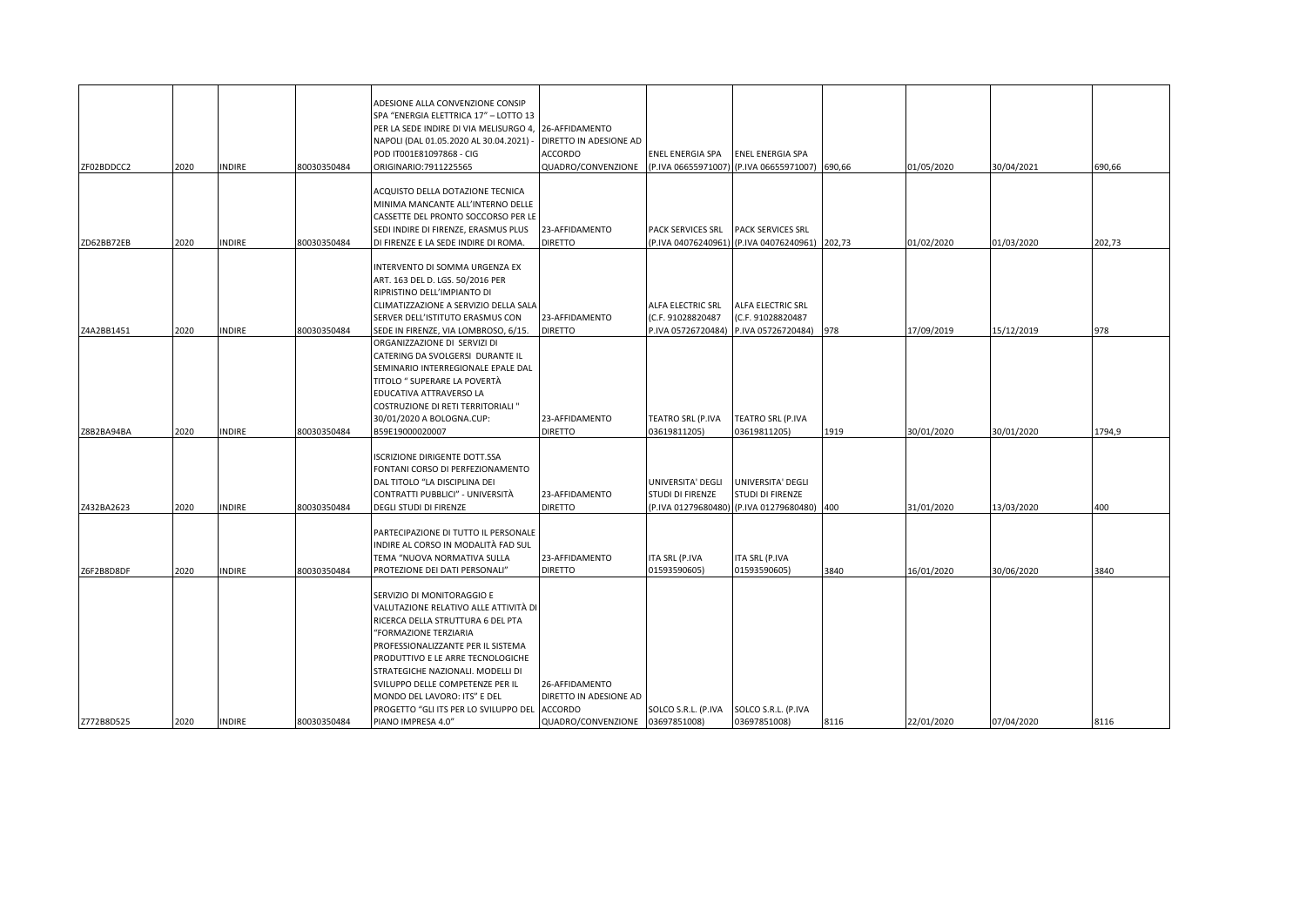| | | | | | | | | | | | |
|---|---|---|---|---|---|---|---|---|---|---|---|
| ZF02BDDCC2 | 2020 | INDIRE | 80030350484 | ADESIONE ALLA CONVENZIONE CONSIP SPA "ENERGIA ELETTRICA 17" – LOTTO 13 PER LA SEDE INDIRE DI VIA MELISURGO 4, NAPOLI (DAL 01.05.2020 AL 30.04.2021) - POD IT001E81097868 - CIG ORIGINARIO:7911225565 | 26-AFFIDAMENTO DIRETTO IN ADESIONE AD ACCORDO QUADRO/CONVENZIONE | ENEL ENERGIA SPA (P.IVA 06655971007) | ENEL ENERGIA SPA (P.IVA 06655971007) | 690,66 | 01/05/2020 | 30/04/2021 | 690,66 |
| ZD62BB72EB | 2020 | INDIRE | 80030350484 | ACQUISTO DELLA DOTAZIONE TECNICA MINIMA MANCANTE ALL'INTERNO DELLE CASSETTE DEL PRONTO SOCCORSO PER LE SEDI INDIRE DI FIRENZE, ERASMUS PLUS DI FIRENZE E LA SEDE INDIRE DI ROMA. | 23-AFFIDAMENTO DIRETTO | PACK SERVICES SRL (P.IVA 04076240961) | PACK SERVICES SRL (P.IVA 04076240961) | 202,73 | 01/02/2020 | 01/03/2020 | 202,73 |
| Z4A2BB1451 | 2020 | INDIRE | 80030350484 | INTERVENTO DI SOMMA URGENZA EX ART. 163 DEL D. LGS. 50/2016 PER RIPRISTINO DELL'IMPIANTO DI CLIMATIZZAZIONE A SERVIZIO DELLA SALA SERVER DELL'ISTITUTO ERASMUS CON SEDE IN FIRENZE, VIA LOMBROSO, 6/15. | 23-AFFIDAMENTO DIRETTO | ALFA ELECTRIC SRL (C.F. 91028820487 P.IVA 05726720484) | ALFA ELECTRIC SRL (C.F. 91028820487 P.IVA 05726720484) | 978 | 17/09/2019 | 15/12/2019 | 978 |
| Z8B2BA94BA | 2020 | INDIRE | 80030350484 | ORGANIZZAZIONE DI SERVIZI DI CATERING DA SVOLGERSI DURANTE IL SEMINARIO INTERREGIONALE EPALE DAL TITOLO " SUPERARE LA POVERTÀ EDUCATIVA ATTRAVERSO LA COSTRUZIONE DI RETI TERRITORIALI " 30/01/2020 A BOLOGNA.CUP: B59E19000020007 | 23-AFFIDAMENTO DIRETTO | TEATRO SRL (P.IVA 03619811205) | TEATRO SRL (P.IVA 03619811205) | 1919 | 30/01/2020 | 30/01/2020 | 1794,9 |
| Z432BA2623 | 2020 | INDIRE | 80030350484 | ISCRIZIONE DIRIGENTE DOTT.SSA FONTANI CORSO DI PERFEZIONAMENTO DAL TITOLO "LA DISCIPLINA DEI CONTRATTI PUBBLICI" - UNIVERSITÀ DEGLI STUDI DI FIRENZE | 23-AFFIDAMENTO DIRETTO | UNIVERSITA' DEGLI STUDI DI FIRENZE (P.IVA 01279680480) | UNIVERSITA' DEGLI STUDI DI FIRENZE (P.IVA 01279680480) | 400 | 31/01/2020 | 13/03/2020 | 400 |
| Z6F2B8D8DF | 2020 | INDIRE | 80030350484 | PARTECIPAZIONE DI TUTTO IL PERSONALE INDIRE AL CORSO IN MODALITÀ FAD SUL TEMA "NUOVA NORMATIVA SULLA PROTEZIONE DEI DATI PERSONALI" | 23-AFFIDAMENTO DIRETTO | ITA SRL (P.IVA 01593590605) | ITA SRL (P.IVA 01593590605) | 3840 | 16/01/2020 | 30/06/2020 | 3840 |
| Z772B8D525 | 2020 | INDIRE | 80030350484 | SERVIZIO DI MONITORAGGIO E VALUTAZIONE RELATIVO ALLE ATTIVITÀ DI RICERCA DELLA STRUTTURA 6 DEL PTA "FORMAZIONE TERZIARIA PROFESSIONALIZZANTE PER IL SISTEMA PRODUTTIVO E LE ARRE TECNOLOGICHE STRATEGICHE NAZIONALI. MODELLI DI SVILUPPO DELLE COMPETENZE PER IL MONDO DEL LAVORO: ITS" E DEL PROGETTO "GLI ITS PER LO SVILUPPO DEL PIANO IMPRESA 4.0" | 26-AFFIDAMENTO DIRETTO IN ADESIONE AD ACCORDO QUADRO/CONVENZIONE | SOLCO S.R.L. (P.IVA 03697851008) | SOLCO S.R.L. (P.IVA 03697851008) | 8116 | 22/01/2020 | 07/04/2020 | 8116 |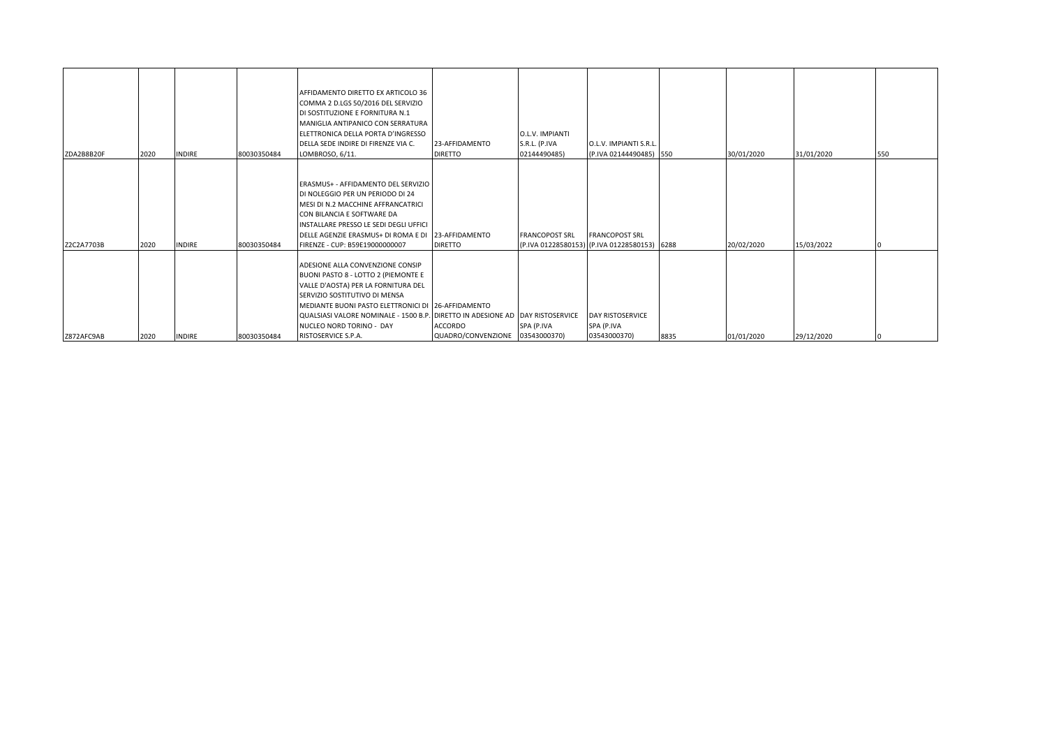| | | | | | | | | | | | |
|---|---|---|---|---|---|---|---|---|---|---|---|
| ZDA2B8B20F | 2020 | INDIRE | 80030350484 | AFFIDAMENTO DIRETTO EX ARTICOLO 36 COMMA 2 D.LGS 50/2016 DEL SERVIZIO DI SOSTITUZIONE E FORNITURA N.1 MANIGLIA ANTIPANICO CON SERRATURA ELETTRONICA DELLA PORTA D'INGRESSO DELLA SEDE INDIRE DI FIRENZE VIA C. LOMBROSO, 6/11. | 23-AFFIDAMENTO DIRETTO | O.L.V. IMPIANTI S.R.L. (P.IVA 02144490485) | O.L.V. IMPIANTI S.R.L. (P.IVA 02144490485) | 550 | 30/01/2020 | 31/01/2020 | 550 |
| Z2C2A7703B | 2020 | INDIRE | 80030350484 | ERASMUS+ - AFFIDAMENTO DEL SERVIZIO DI NOLEGGIO PER UN PERIODO DI 24 MESI DI N.2 MACCHINE AFFRANCATRICI CON BILANCIA E SOFTWARE DA INSTALLARE PRESSO LE SEDI DEGLI UFFICI DELLE AGENZIE ERASMUS+ DI ROMA E DI FIRENZE - CUP: B59E19000000007 | 23-AFFIDAMENTO DIRETTO | FRANCOPOST SRL (P.IVA 01228580153) | FRANCOPOST SRL (P.IVA 01228580153) | 6288 | 20/02/2020 | 15/03/2022 | 0 |
| Z872AFC9AB | 2020 | INDIRE | 80030350484 | ADESIONE ALLA CONVENZIONE CONSIP BUONI PASTO 8 - LOTTO 2 (PIEMONTE E VALLE D'AOSTA) PER LA FORNITURA DEL SERVIZIO SOSTITUTIVO DI MENSA MEDIANTE BUONI PASTO ELETTRONICI DI QUALSIASI VALORE NOMINALE - 1500 B.P. NUCLEO NORD TORINO - DAY RISTOSERVICE S.P.A. | 26-AFFIDAMENTO DIRETTO IN ADESIONE AD ACCORDO QUADRO/CONVENZIONE | DAY RISTOSERVICE SPA (P.IVA 03543000370) | DAY RISTOSERVICE SPA (P.IVA 03543000370) | 8835 | 01/01/2020 | 29/12/2020 | 0 |